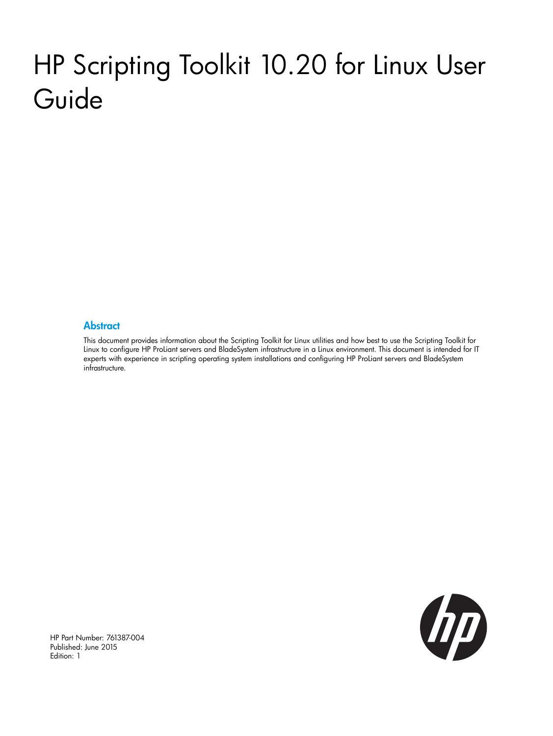# HP Scripting Toolkit 10.20 for Linux User Guide

## Abstract

This document provides information about the Scripting Toolkit for Linux utilities and how best to use the Scripting Toolkit for Linux to configure HP ProLiant servers and BladeSystem infrastructure in a Linux environment. This document is intended for IT experts with experience in scripting operating system installations and configuring HP ProLiant servers and BladeSystem infrastructure.

HP Part Number: 761387-004
Published: June 2015
Edition: 1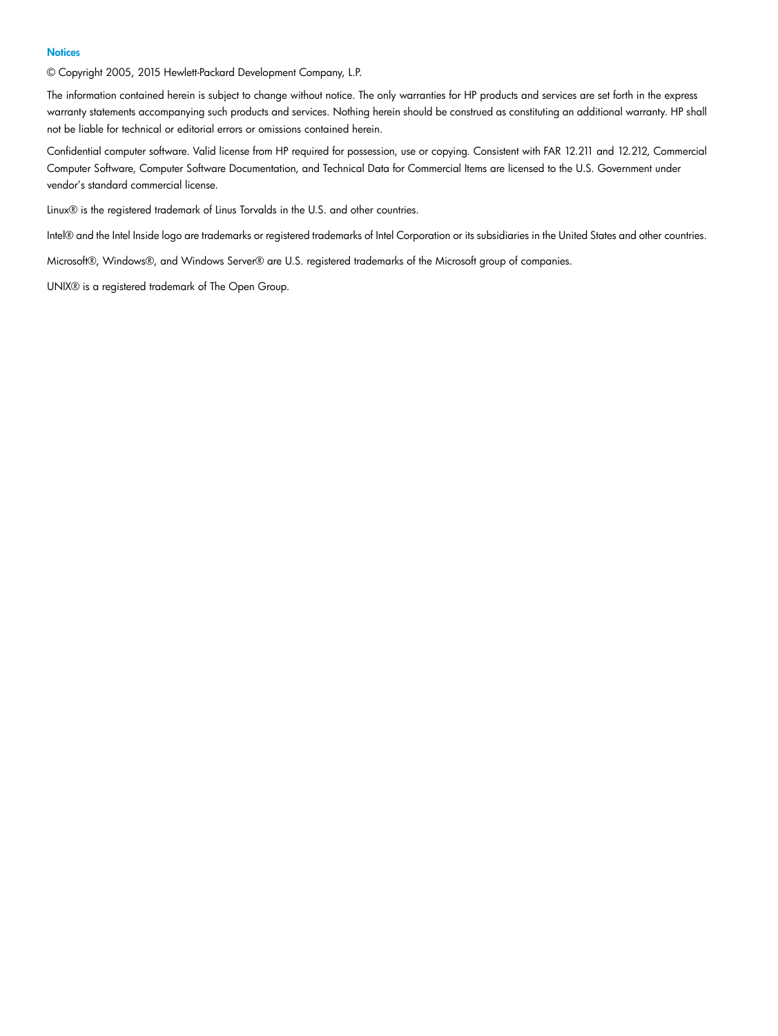## Notices

© Copyright 2005, 2015 Hewlett-Packard Development Company, L.P.

The information contained herein is subject to change without notice. The only warranties for HP products and services are set forth in the express warranty statements accompanying such products and services. Nothing herein should be construed as constituting an additional warranty. HP shall not be liable for technical or editorial errors or omissions contained herein.

Confidential computer software. Valid license from HP required for possession, use or copying. Consistent with FAR 12.211 and 12.212, Commercial Computer Software, Computer Software Documentation, and Technical Data for Commercial Items are licensed to the U.S. Government under vendor's standard commercial license.

Linux® is the registered trademark of Linus Torvalds in the U.S. and other countries.

Intel® and the Intel Inside logo are trademarks or registered trademarks of Intel Corporation or its subsidiaries in the United States and other countries.

Microsoft®, Windows®, and Windows Server® are U.S. registered trademarks of the Microsoft group of companies.

UNIX® is a registered trademark of The Open Group.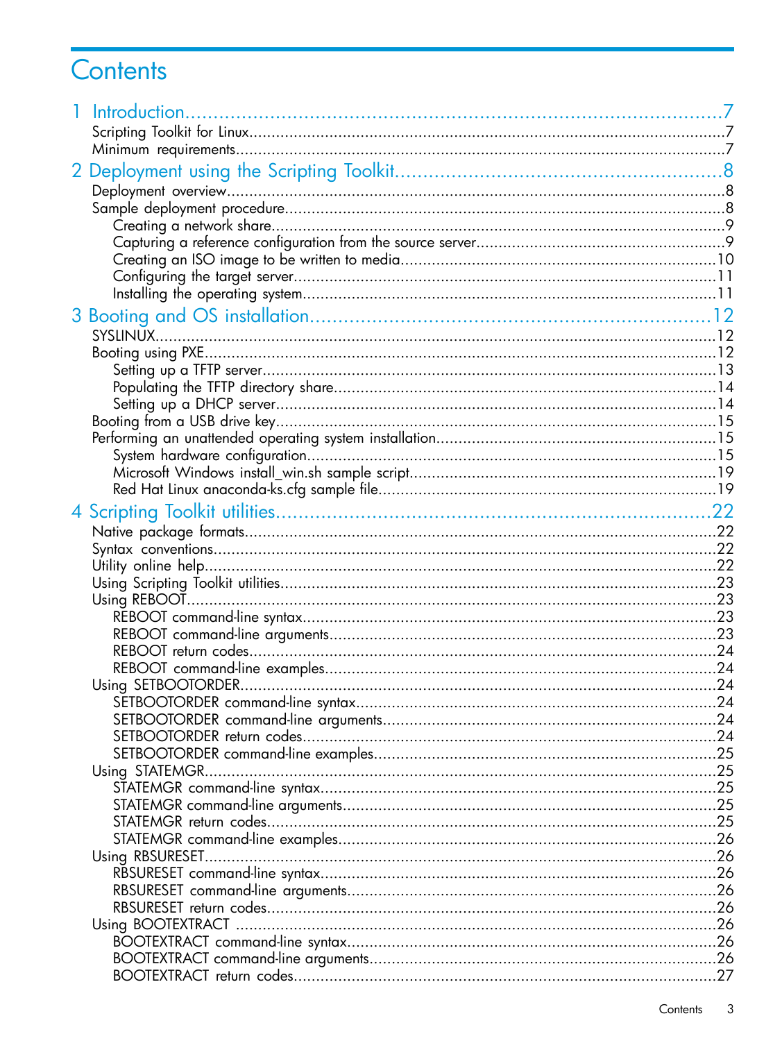# Contents

1 Introduction....................................................................................7
- Scripting Toolkit for Linux....................................................................7
- Minimum requirements....................................................................7

2 Deployment using the Scripting Toolkit....................................................8
- Deployment overview....................................................................8
- Sample deployment procedure....................................................................8
  - Creating a network share....................................................................9
  - Capturing a reference configuration from the source server....................................9
  - Creating an ISO image to be written to media....................................................10
  - Configuring the target server....................................................................11
  - Installing the operating system....................................................................11

3 Booting and OS installation....................................................................12
- SYSLINUX....................................................................12
- Booting using PXE....................................................................12
  - Setting up a TFTP server....................................................................13
  - Populating the TFTP directory share....................................................................14
  - Setting up a DHCP server....................................................................14
- Booting from a USB drive key....................................................................15
- Performing an unattended operating system installation....................................15
  - System hardware configuration....................................................................15
  - Microsoft Windows install_win.sh sample script....................................................19
  - Red Hat Linux anaconda-ks.cfg sample file....................................................19

4 Scripting Toolkit utilities....................................................................22
- Native package formats....................................................................22
- Syntax conventions....................................................................22
- Utility online help....................................................................22
- Using Scripting Toolkit utilities....................................................................23
- Using REBOOT....................................................................23
  - REBOOT command-line syntax....................................................................23
  - REBOOT command-line arguments....................................................................23
  - REBOOT return codes....................................................................24
  - REBOOT command-line examples....................................................................24
- Using SETBOOTORDER....................................................................24
  - SETBOOTORDER command-line syntax....................................................................24
  - SETBOOTORDER command-line arguments....................................................................24
  - SETBOOTORDER return codes....................................................................24
  - SETBOOTORDER command-line examples....................................................................25
- Using STATEMGR....................................................................25
  - STATEMGR command-line syntax....................................................................25
  - STATEMGR command-line arguments....................................................................25
  - STATEMGR return codes....................................................................25
  - STATEMGR command-line examples....................................................................26
- Using RBSURESET....................................................................26
  - RBSURESET command-line syntax....................................................................26
  - RBSURESET command-line arguments....................................................................26
  - RBSURESET return codes....................................................................26
- Using BOOTEXTRACT ....................................................................26
  - BOOTEXTRACT command-line syntax....................................................................26
  - BOOTEXTRACT command-line arguments....................................................................26
  - BOOTEXTRACT return codes....................................................................27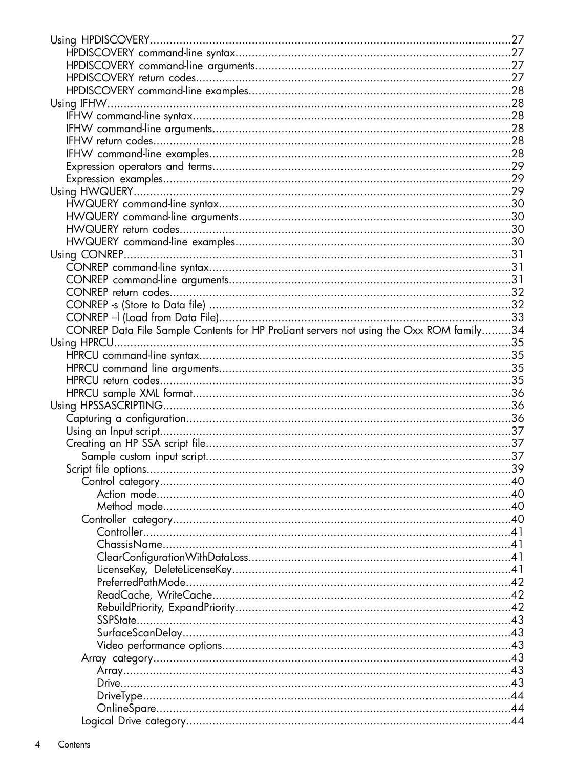- Using HPDISCOVERY....27
  - HPDISCOVERY command-line syntax....27
  - HPDISCOVERY command-line arguments....27
  - HPDISCOVERY return codes....27
  - HPDISCOVERY command-line examples....28
- Using IFHW....28
  - IFHW command-line syntax....28
  - IFHW command-line arguments....28
  - IFHW return codes....28
  - IFHW command-line examples....28
  - Expression operators and terms....29
  - Expression examples....29
- Using HWQUERY....29
  - HWQUERY command-line syntax....30
  - HWQUERY command-line arguments....30
  - HWQUERY return codes....30
  - HWQUERY command-line examples....30
- Using CONREP....31
  - CONREP command-line syntax....31
  - CONREP command-line arguments....31
  - CONREP return codes....32
  - CONREP -s (Store to Data file) ....32
  - CONREP –l (Load from Data File)....33
  - CONREP Data File Sample Contents for HP ProLiant servers not using the Oxx ROM family....34
- Using HPRCU....35
  - HPRCU command-line syntax....35
  - HPRCU command line arguments....35
  - HPRCU return codes....35
  - HPRCU sample XML format....36
- Using HPSSASCRIPTING....36
  - Capturing a configuration....36
  - Using an Input script....37
  - Creating an HP SSA script file....37
    - Sample custom input script....37
  - Script file options....39
    - Control category....40
      - Action mode....40
      - Method mode....40
    - Controller category....40
      - Controller....41
      - ChassisName....41
      - ClearConfigurationWithDataLoss....41
      - LicenseKey, DeleteLicenseKey....41
      - PreferredPathMode....42
      - ReadCache, WriteCache....42
      - RebuildPriority, ExpandPriority....42
      - SSPState....43
      - SurfaceScanDelay....43
      - Video performance options....43
    - Array category....43
      - Array....43
      - Drive....43
      - DriveType....44
      - OnlineSpare....44
    - Logical Drive category....44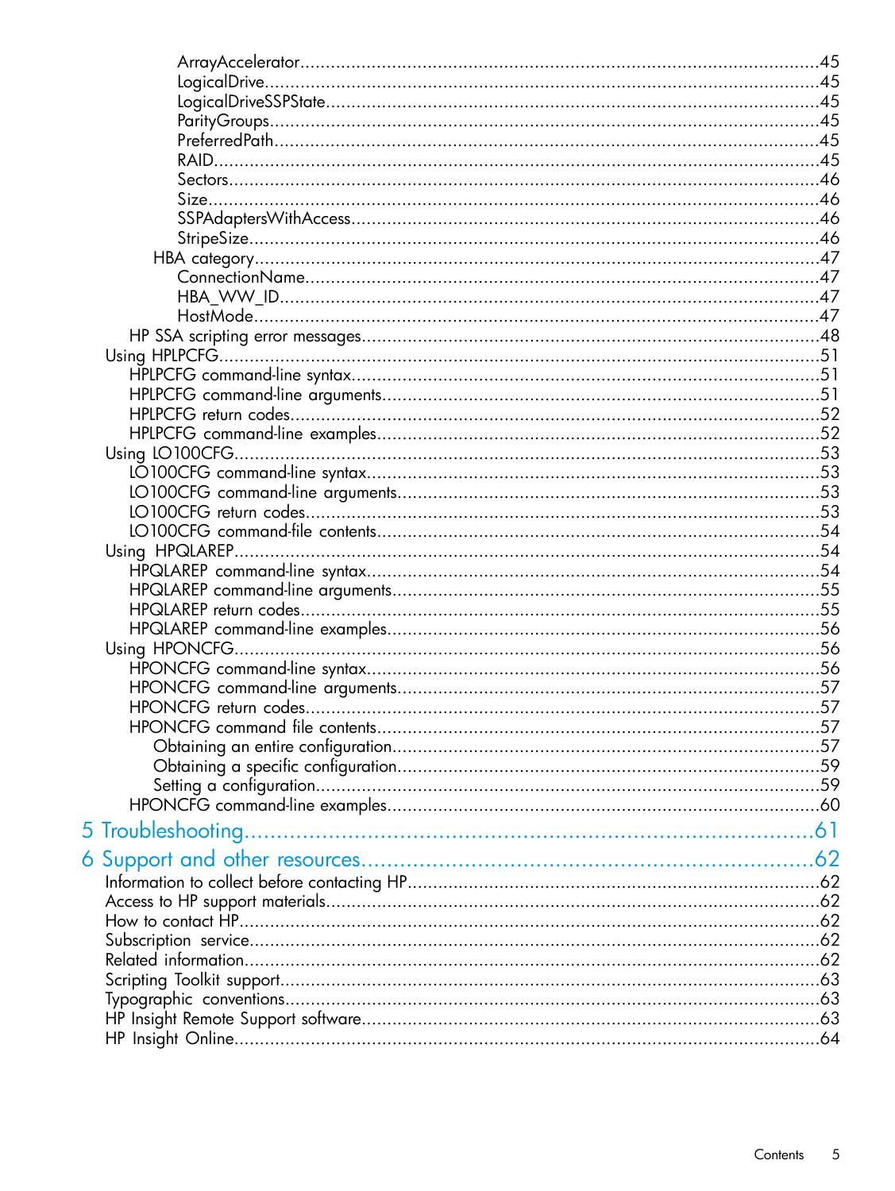- ArrayAccelerator....................45
- LogicalDrive....................45
- LogicalDriveSSPState....................45
- ParityGroups....................45
- PreferredPath....................45
- RAID....................45
- Sectors....................46
- Size....................46
- SSPAdaptersWithAccess....................46
- StripeSize....................46

HBA category....................47

- ConnectionName....................47
- HBA_WW_ID....................47
- HostMode....................47

HP SSA scripting error messages....................48

Using HPLPCFG....................51

- HPLPCFG command-line syntax....................51
- HPLPCFG command-line arguments....................51
- HPLPCFG return codes....................52
- HPLPCFG command-line examples....................52

Using LO100CFG....................53

- LO100CFG command-line syntax....................53
- LO100CFG command-line arguments....................53
- LO100CFG return codes....................53
- LO100CFG command-file contents....................54

Using HPQLAREP....................54

- HPQLAREP command-line syntax....................54
- HPQLAREP command-line arguments....................55
- HPQLAREP return codes....................55
- HPQLAREP command-line examples....................56

Using HPONCFG....................56

- HPONCFG command-line syntax....................56
- HPONCFG command-line arguments....................57
- HPONCFG return codes....................57
- HPONCFG command file contents....................57
  - Obtaining an entire configuration....................57
  - Obtaining a specific configuration....................59
  - Setting a configuration....................59
- HPONCFG command-line examples....................60

# 5 Troubleshooting....................61

# 6 Support and other resources....................62

- Information to collect before contacting HP....................62
- Access to HP support materials....................62
- How to contact HP....................62
- Subscription service....................62
- Related information....................62
- Scripting Toolkit support....................63
- Typographic conventions....................63
- HP Insight Remote Support software....................63
- HP Insight Online....................64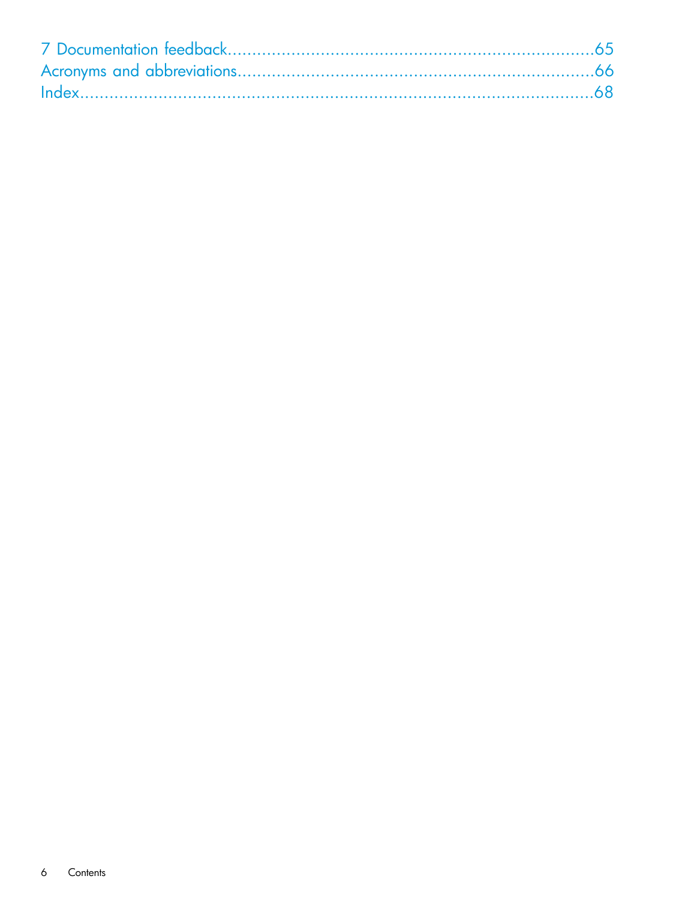7 Documentation feedback........................................................................65
Acronyms and abbreviations.....................................................................66
Index.........................................................................................................68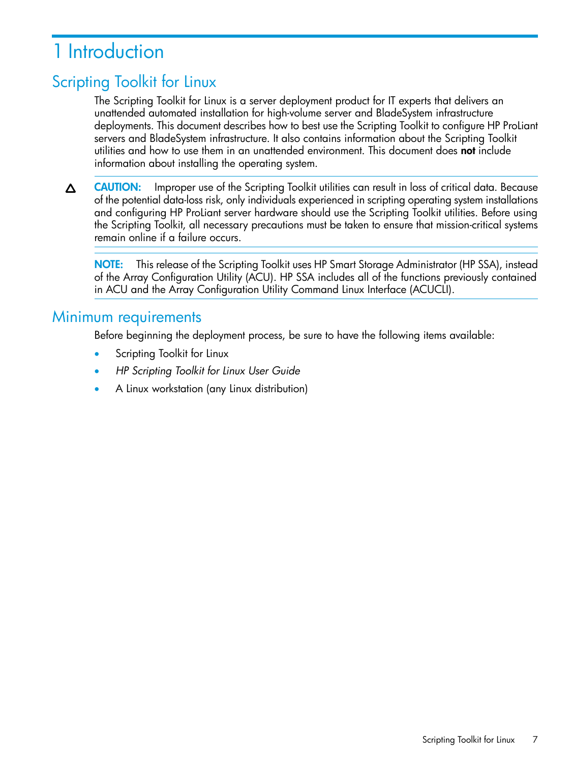# 1 Introduction

## Scripting Toolkit for Linux

The Scripting Toolkit for Linux is a server deployment product for IT experts that delivers an unattended automated installation for high-volume server and BladeSystem infrastructure deployments. This document describes how to best use the Scripting Toolkit to configure HP ProLiant servers and BladeSystem infrastructure. It also contains information about the Scripting Toolkit utilities and how to use them in an unattended environment. This document does **not** include information about installing the operating system.

**CAUTION:** Improper use of the Scripting Toolkit utilities can result in loss of critical data. Because of the potential data-loss risk, only individuals experienced in scripting operating system installations and configuring HP ProLiant server hardware should use the Scripting Toolkit utilities. Before using the Scripting Toolkit, all necessary precautions must be taken to ensure that mission-critical systems remain online if a failure occurs.

**NOTE:** This release of the Scripting Toolkit uses HP Smart Storage Administrator (HP SSA), instead of the Array Configuration Utility (ACU). HP SSA includes all of the functions previously contained in ACU and the Array Configuration Utility Command Linux Interface (ACUCLI).

## Minimum requirements

Before beginning the deployment process, be sure to have the following items available:

- Scripting Toolkit for Linux
- *HP Scripting Toolkit for Linux User Guide*
- A Linux workstation (any Linux distribution)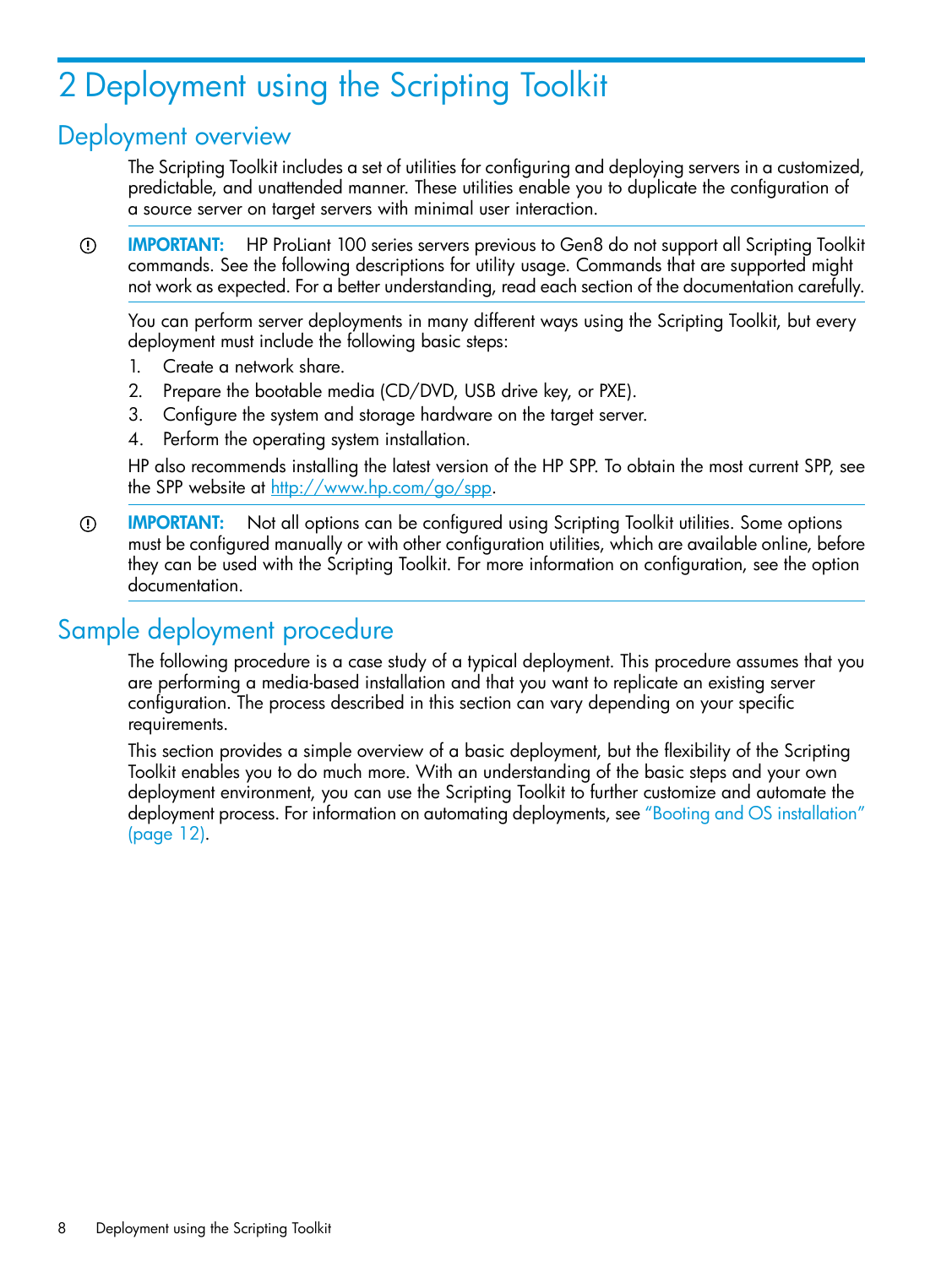# 2 Deployment using the Scripting Toolkit

## Deployment overview

The Scripting Toolkit includes a set of utilities for configuring and deploying servers in a customized, predictable, and unattended manner. These utilities enable you to duplicate the configuration of a source server on target servers with minimal user interaction.

**IMPORTANT:** HP ProLiant 100 series servers previous to Gen8 do not support all Scripting Toolkit commands. See the following descriptions for utility usage. Commands that are supported might not work as expected. For a better understanding, read each section of the documentation carefully.

You can perform server deployments in many different ways using the Scripting Toolkit, but every deployment must include the following basic steps:

1. Create a network share.
2. Prepare the bootable media (CD/DVD, USB drive key, or PXE).
3. Configure the system and storage hardware on the target server.
4. Perform the operating system installation.

HP also recommends installing the latest version of the HP SPP. To obtain the most current SPP, see the SPP website at http://www.hp.com/go/spp.

**IMPORTANT:** Not all options can be configured using Scripting Toolkit utilities. Some options must be configured manually or with other configuration utilities, which are available online, before they can be used with the Scripting Toolkit. For more information on configuration, see the option documentation.

## Sample deployment procedure

The following procedure is a case study of a typical deployment. This procedure assumes that you are performing a media-based installation and that you want to replicate an existing server configuration. The process described in this section can vary depending on your specific requirements.

This section provides a simple overview of a basic deployment, but the flexibility of the Scripting Toolkit enables you to do much more. With an understanding of the basic steps and your own deployment environment, you can use the Scripting Toolkit to further customize and automate the deployment process. For information on automating deployments, see "Booting and OS installation" (page 12).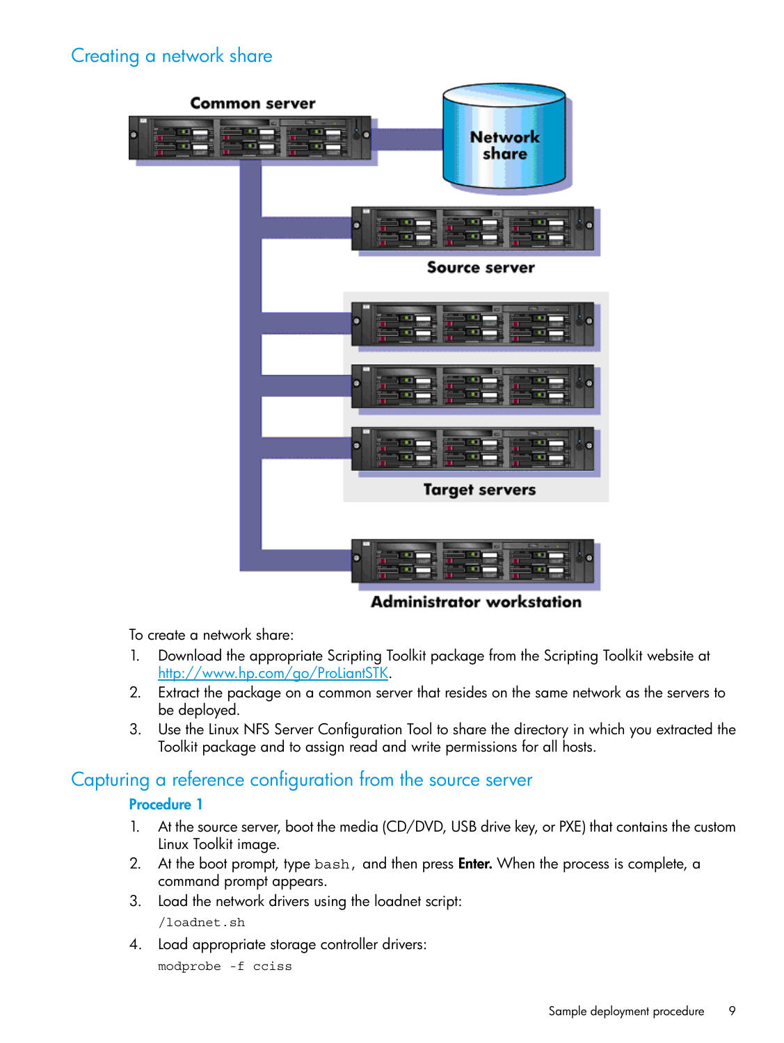## Creating a network share

To create a network share:

1. Download the appropriate Scripting Toolkit package from the Scripting Toolkit website at http://www.hp.com/go/ProLiantSTK.
2. Extract the package on a common server that resides on the same network as the servers to be deployed.
3. Use the Linux NFS Server Configuration Tool to share the directory in which you extracted the Toolkit package and to assign read and write permissions for all hosts.

## Capturing a reference configuration from the source server

**Procedure 1**

1. At the source server, boot the media (CD/DVD, USB drive key, or PXE) that contains the custom Linux Toolkit image.
2. At the boot prompt, type `bash`, and then press **Enter.** When the process is complete, a command prompt appears.
3. Load the network drivers using the loadnet script:

   ```
   /loadnet.sh
   ```

4. Load appropriate storage controller drivers:

   ```
   modprobe -f cciss
   ```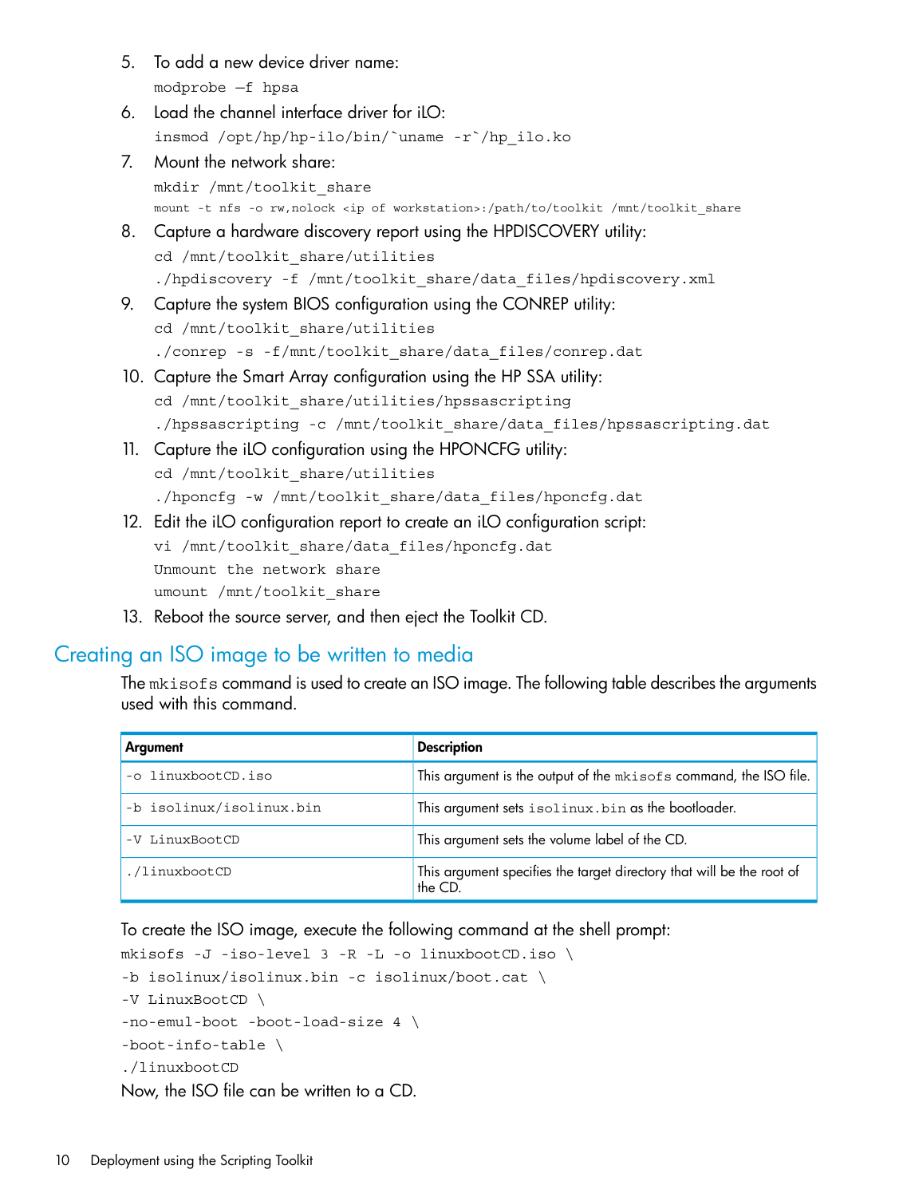5. To add a new device driver name:
   ```
   modprobe –f hpsa
   ```
6. Load the channel interface driver for iLO:
   ```
   insmod /opt/hp/hp-ilo/bin/`uname -r`/hp_ilo.ko
   ```
7. Mount the network share:
   ```
   mkdir /mnt/toolkit_share
   mount -t nfs -o rw,nolock <ip of workstation>:/path/to/toolkit /mnt/toolkit_share
   ```
8. Capture a hardware discovery report using the HPDISCOVERY utility:
   ```
   cd /mnt/toolkit_share/utilities
   ./hpdiscovery -f /mnt/toolkit_share/data_files/hpdiscovery.xml
   ```
9. Capture the system BIOS configuration using the CONREP utility:
   ```
   cd /mnt/toolkit_share/utilities
   ./conrep -s -f/mnt/toolkit_share/data_files/conrep.dat
   ```
10. Capture the Smart Array configuration using the HP SSA utility:
    ```
    cd /mnt/toolkit_share/utilities/hpssascripting
    ./hpssascripting -c /mnt/toolkit_share/data_files/hpssascripting.dat
    ```
11. Capture the iLO configuration using the HPONCFG utility:
    ```
    cd /mnt/toolkit_share/utilities
    ./hponcfg -w /mnt/toolkit_share/data_files/hponcfg.dat
    ```
12. Edit the iLO configuration report to create an iLO configuration script:
    ```
    vi /mnt/toolkit_share/data_files/hponcfg.dat
    Unmount the network share
    umount /mnt/toolkit_share
    ```
13. Reboot the source server, and then eject the Toolkit CD.

## Creating an ISO image to be written to media

The `mkisofs` command is used to create an ISO image. The following table describes the arguments used with this command.

| Argument | Description |
|---|---|
| `-o linuxbootCD.iso` | This argument is the output of the `mkisofs` command, the ISO file. |
| `-b isolinux/isolinux.bin` | This argument sets `isolinux.bin` as the bootloader. |
| `-V LinuxBootCD` | This argument sets the volume label of the CD. |
| `./linuxbootCD` | This argument specifies the target directory that will be the root of the CD. |

To create the ISO image, execute the following command at the shell prompt:

```
mkisofs -J -iso-level 3 -R -L -o linuxbootCD.iso \
-b isolinux/isolinux.bin -c isolinux/boot.cat \
-V LinuxBootCD \
-no-emul-boot -boot-load-size 4 \
-boot-info-table \
./linuxbootCD
```

Now, the ISO file can be written to a CD.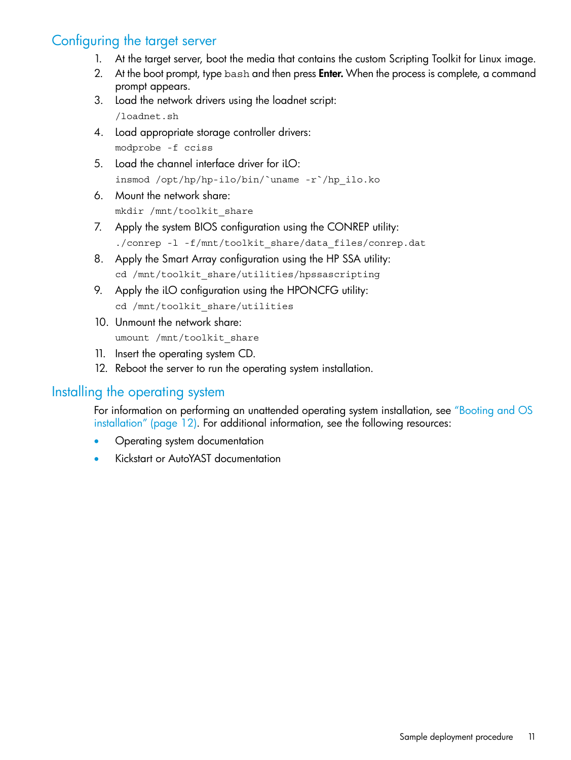## Configuring the target server

1. At the target server, boot the media that contains the custom Scripting Toolkit for Linux image.
2. At the boot prompt, type `bash` and then press **Enter.** When the process is complete, a command prompt appears.
3. Load the network drivers using the loadnet script:
   ```
   /loadnet.sh
   ```
4. Load appropriate storage controller drivers:
   ```
   modprobe -f cciss
   ```
5. Load the channel interface driver for iLO:
   ```
   insmod /opt/hp/hp-ilo/bin/`uname -r`/hp_ilo.ko
   ```
6. Mount the network share:
   ```
   mkdir /mnt/toolkit_share
   ```
7. Apply the system BIOS configuration using the CONREP utility:
   ```
   ./conrep -l -f/mnt/toolkit_share/data_files/conrep.dat
   ```
8. Apply the Smart Array configuration using the HP SSA utility:
   ```
   cd /mnt/toolkit_share/utilities/hpssascripting
   ```
9. Apply the iLO configuration using the HPONCFG utility:
   ```
   cd /mnt/toolkit_share/utilities
   ```
10. Unmount the network share:
    ```
    umount /mnt/toolkit_share
    ```
11. Insert the operating system CD.
12. Reboot the server to run the operating system installation.

## Installing the operating system

For information on performing an unattended operating system installation, see "Booting and OS installation" (page 12). For additional information, see the following resources:

- Operating system documentation
- Kickstart or AutoYAST documentation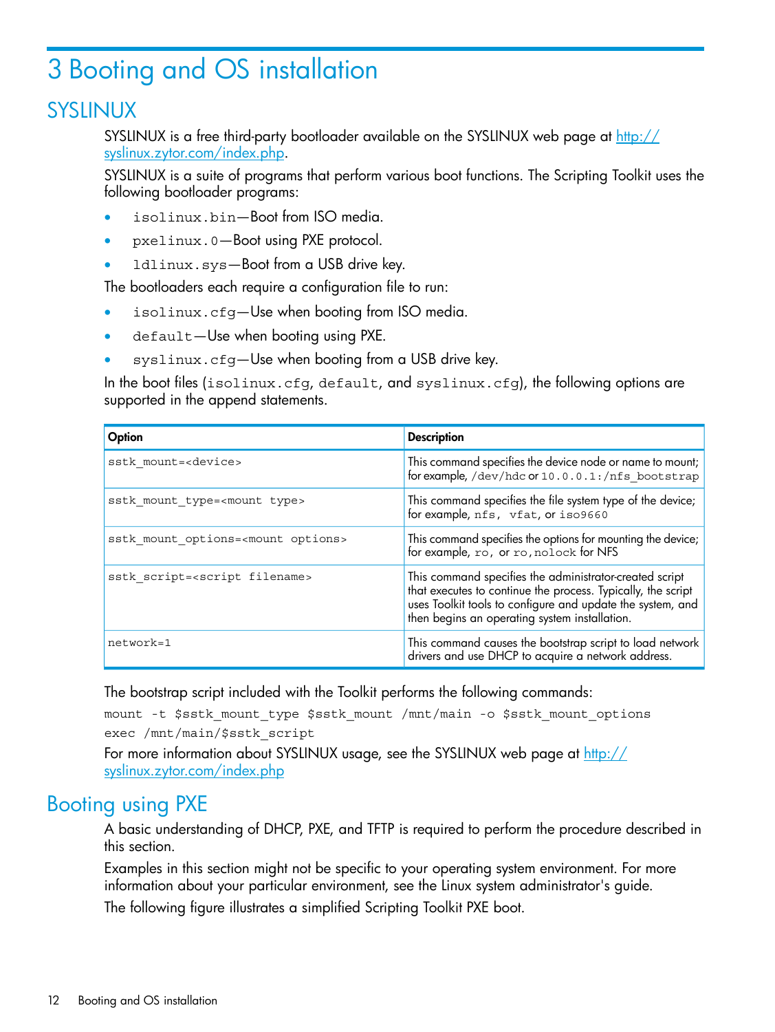# 3 Booting and OS installation

## SYSLINUX

SYSLINUX is a free third-party bootloader available on the SYSLINUX web page at http://syslinux.zytor.com/index.php.

SYSLINUX is a suite of programs that perform various boot functions. The Scripting Toolkit uses the following bootloader programs:

- `isolinux.bin`—Boot from ISO media.
- `pxelinux.0`—Boot using PXE protocol.
- `ldlinux.sys`—Boot from a USB drive key.

The bootloaders each require a configuration file to run:

- `isolinux.cfg`—Use when booting from ISO media.
- `default`—Use when booting using PXE.
- `syslinux.cfg`—Use when booting from a USB drive key.

In the boot files (`isolinux.cfg`, `default`, and `syslinux.cfg`), the following options are supported in the append statements.

| Option | Description |
| --- | --- |
| `sstk_mount=<device>` | This command specifies the device node or name to mount; for example, `/dev/hdc` or `10.0.0.1:/nfs_bootstrap` |
| `sstk_mount_type=<mount type>` | This command specifies the file system type of the device; for example, `nfs`, `vfat`, or `iso9660` |
| `sstk_mount_options=<mount options>` | This command specifies the options for mounting the device; for example, `ro`, or `ro,nolock` for NFS |
| `sstk_script=<script filename>` | This command specifies the administrator-created script that executes to continue the process. Typically, the script uses Toolkit tools to configure and update the system, and then begins an operating system installation. |
| `network=1` | This command causes the bootstrap script to load network drivers and use DHCP to acquire a network address. |

The bootstrap script included with the Toolkit performs the following commands:

```
mount -t $sstk_mount_type $sstk_mount /mnt/main -o $sstk_mount_options
exec /mnt/main/$sstk_script
```

For more information about SYSLINUX usage, see the SYSLINUX web page at http://syslinux.zytor.com/index.php

## Booting using PXE

A basic understanding of DHCP, PXE, and TFTP is required to perform the procedure described in this section.

Examples in this section might not be specific to your operating system environment. For more information about your particular environment, see the Linux system administrator's guide.

The following figure illustrates a simplified Scripting Toolkit PXE boot.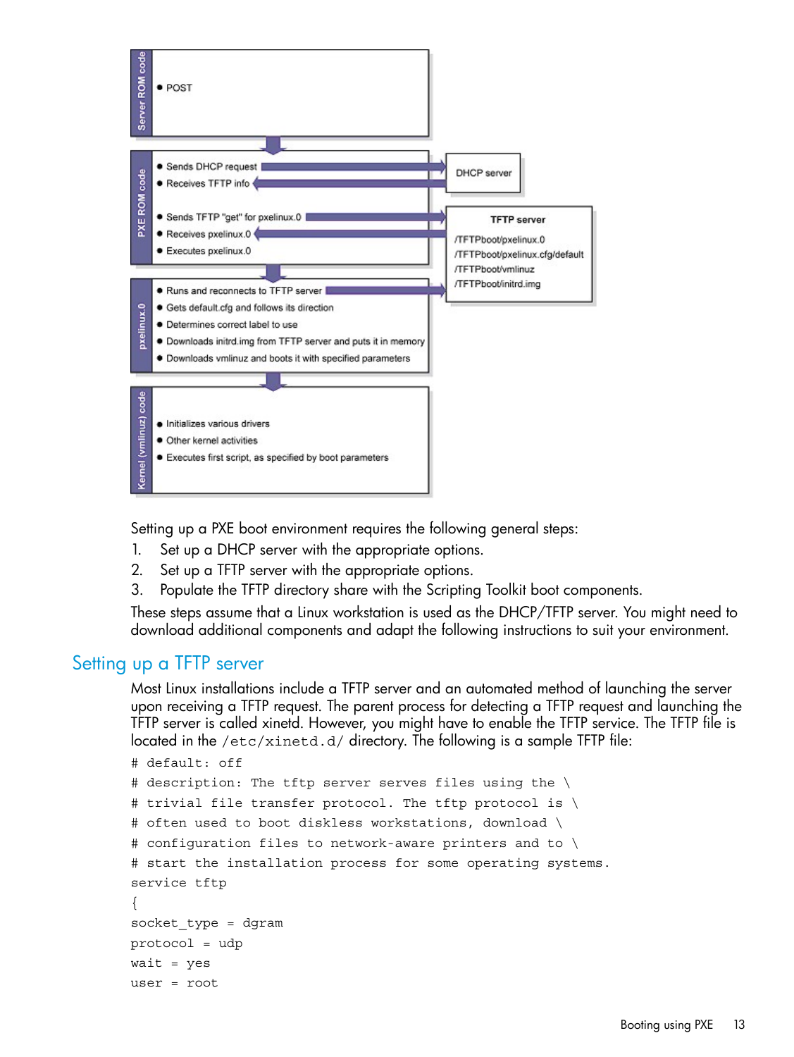Server ROM code

- POST

PXE ROM code

- Sends DHCP request
- Receives TFTP info
- Sends TFTP "get" for pxelinux.0
- Receives pxelinux.0
- Executes pxelinux.0

DHCP server

TFTP server

/TFTPboot/pxelinux.0
/TFTPboot/pxelinux.cfg/default
/TFTPboot/vmlinuz
/TFTPboot/initrd.img

pxelinux.0

- Runs and reconnects to TFTP server
- Gets default.cfg and follows its direction
- Determines correct label to use
- Downloads initrd.img from TFTP server and puts it in memory
- Downloads vmlinuz and boots it with specified parameters

Kernel (vmlinuz) code

- Initializes various drivers
- Other kernel activities
- Executes first script, as specified by boot parameters

Setting up a PXE boot environment requires the following general steps:

1. Set up a DHCP server with the appropriate options.
2. Set up a TFTP server with the appropriate options.
3. Populate the TFTP directory share with the Scripting Toolkit boot components.

These steps assume that a Linux workstation is used as the DHCP/TFTP server. You might need to download additional components and adapt the following instructions to suit your environment.

## Setting up a TFTP server

Most Linux installations include a TFTP server and an automated method of launching the server upon receiving a TFTP request. The parent process for detecting a TFTP request and launching the TFTP server is called xinetd. However, you might have to enable the TFTP service. The TFTP file is located in the `/etc/xinetd.d/` directory. The following is a sample TFTP file:

```
# default: off
# description: The tftp server serves files using the \
# trivial file transfer protocol. The tftp protocol is \
# often used to boot diskless workstations, download \
# configuration files to network-aware printers and to \
# start the installation process for some operating systems.
service tftp
{
socket_type = dgram
protocol = udp
wait = yes
user = root
```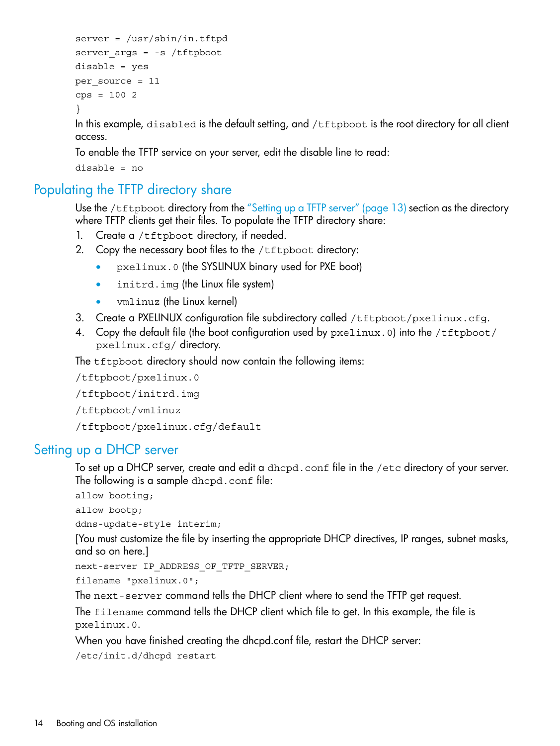```
server = /usr/sbin/in.tftpd
server_args = -s /tftpboot
disable = yes
per_source = 11
cps = 100 2
}
```

In this example, `disabled` is the default setting, and `/tftpboot` is the root directory for all client access.

To enable the TFTP service on your server, edit the disable line to read:

```
disable = no
```

## Populating the TFTP directory share

Use the `/tftpboot` directory from the "Setting up a TFTP server" (page 13) section as the directory where TFTP clients get their files. To populate the TFTP directory share:

1. Create a `/tftpboot` directory, if needed.
2. Copy the necessary boot files to the `/tftpboot` directory:
   - `pxelinux.0` (the SYSLINUX binary used for PXE boot)
   - `initrd.img` (the Linux file system)
   - `vmlinuz` (the Linux kernel)
3. Create a PXELINUX configuration file subdirectory called `/tftpboot/pxelinux.cfg`.
4. Copy the default file (the boot configuration used by `pxelinux.0`) into the `/tftpboot/pxelinux.cfg/` directory.

The `tftpboot` directory should now contain the following items:

```
/tftpboot/pxelinux.0
/tftpboot/initrd.img
/tftpboot/vmlinuz
/tftpboot/pxelinux.cfg/default
```

## Setting up a DHCP server

To set up a DHCP server, create and edit a `dhcpd.conf` file in the `/etc` directory of your server. The following is a sample `dhcpd.conf` file:

```
allow booting;
allow bootp;
ddns-update-style interim;
```

[You must customize the file by inserting the appropriate DHCP directives, IP ranges, subnet masks, and so on here.]

```
next-server IP_ADDRESS_OF_TFTP_SERVER;
filename "pxelinux.0";
```

The `next-server` command tells the DHCP client where to send the TFTP get request.

The `filename` command tells the DHCP client which file to get. In this example, the file is `pxelinux.0`.

When you have finished creating the dhcpd.conf file, restart the DHCP server:

```
/etc/init.d/dhcpd restart
```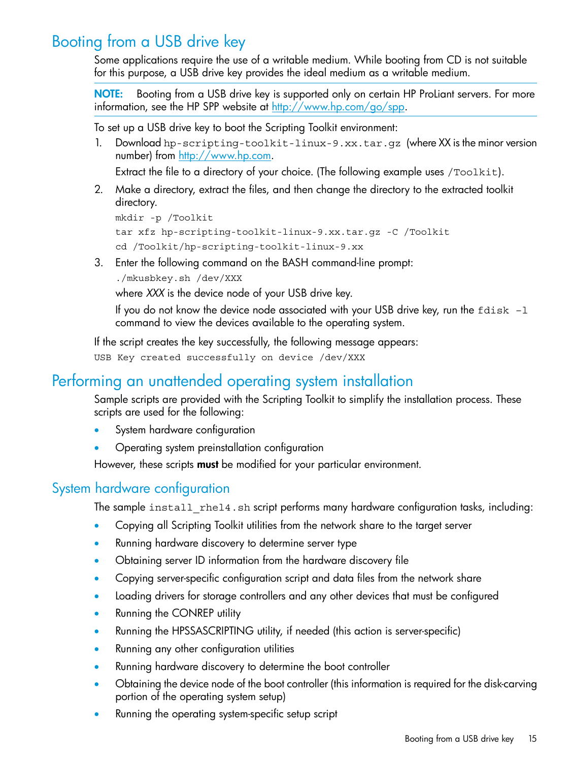# Booting from a USB drive key

Some applications require the use of a writable medium. While booting from CD is not suitable for this purpose, a USB drive key provides the ideal medium as a writable medium.

**NOTE:** Booting from a USB drive key is supported only on certain HP ProLiant servers. For more information, see the HP SPP website at http://www.hp.com/go/spp.

To set up a USB drive key to boot the Scripting Toolkit environment:

1. Download `hp-scripting-toolkit-linux-9.xx.tar.gz` (where XX is the minor version number) from http://www.hp.com.

   Extract the file to a directory of your choice. (The following example uses `/Toolkit`).

2. Make a directory, extract the files, and then change the directory to the extracted toolkit directory.

   ```
   mkdir -p /Toolkit
   tar xfz hp-scripting-toolkit-linux-9.xx.tar.gz -C /Toolkit
   cd /Toolkit/hp-scripting-toolkit-linux-9.xx
   ```

3. Enter the following command on the BASH command-line prompt:

   ```
   ./mkusbkey.sh /dev/XXX
   ```

   where *XXX* is the device node of your USB drive key.

   If you do not know the device node associated with your USB drive key, run the `fdisk -l` command to view the devices available to the operating system.

If the script creates the key successfully, the following message appears:

```
USB Key created successfully on device /dev/XXX
```

# Performing an unattended operating system installation

Sample scripts are provided with the Scripting Toolkit to simplify the installation process. These scripts are used for the following:

- System hardware configuration
- Operating system preinstallation configuration

However, these scripts **must** be modified for your particular environment.

## System hardware configuration

The sample `install_rhel4.sh` script performs many hardware configuration tasks, including:

- Copying all Scripting Toolkit utilities from the network share to the target server
- Running hardware discovery to determine server type
- Obtaining server ID information from the hardware discovery file
- Copying server-specific configuration script and data files from the network share
- Loading drivers for storage controllers and any other devices that must be configured
- Running the CONREP utility
- Running the HPSSASCRIPTING utility, if needed (this action is server-specific)
- Running any other configuration utilities
- Running hardware discovery to determine the boot controller
- Obtaining the device node of the boot controller (this information is required for the disk-carving portion of the operating system setup)
- Running the operating system-specific setup script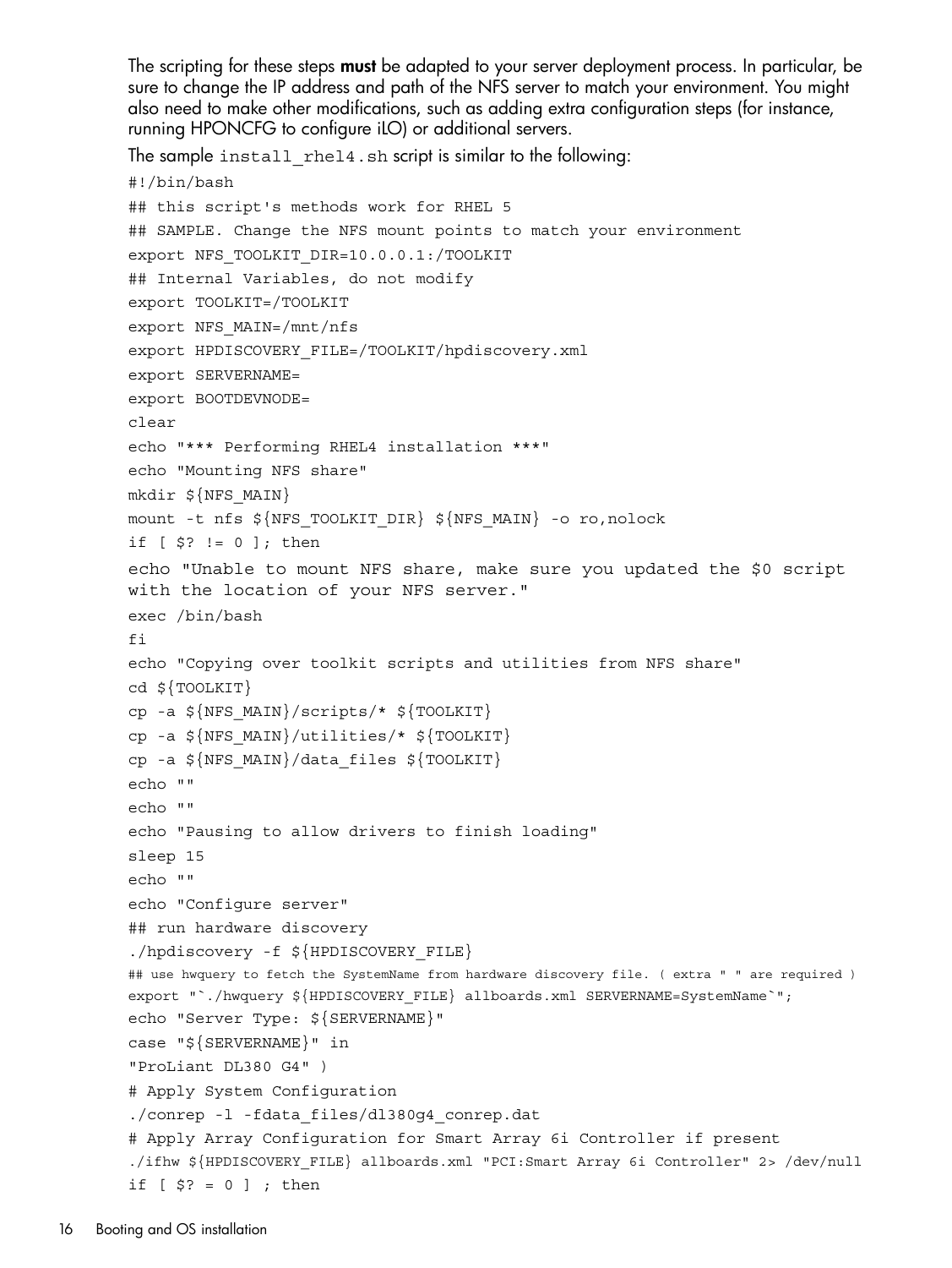The scripting for these steps **must** be adapted to your server deployment process. In particular, be sure to change the IP address and path of the NFS server to match your environment. You might also need to make other modifications, such as adding extra configuration steps (for instance, running HPONCFG to configure iLO) or additional servers.

The sample `install_rhel4.sh` script is similar to the following:

```
#!/bin/bash
## this script's methods work for RHEL 5
## SAMPLE. Change the NFS mount points to match your environment
export NFS_TOOLKIT_DIR=10.0.0.1:/TOOLKIT
## Internal Variables, do not modify
export TOOLKIT=/TOOLKIT
export NFS_MAIN=/mnt/nfs
export HPDISCOVERY_FILE=/TOOLKIT/hpdiscovery.xml
export SERVERNAME=
export BOOTDEVNODE=
clear
echo "*** Performing RHEL4 installation ***"
echo "Mounting NFS share"
mkdir ${NFS_MAIN}
mount -t nfs ${NFS_TOOLKIT_DIR} ${NFS_MAIN} -o ro,nolock
if [ $? != 0 ]; then
echo "Unable to mount NFS share, make sure you updated the $0 script
with the location of your NFS server."
exec /bin/bash
fi
echo "Copying over toolkit scripts and utilities from NFS share"
cd ${TOOLKIT}
cp -a ${NFS_MAIN}/scripts/* ${TOOLKIT}
cp -a ${NFS_MAIN}/utilities/* ${TOOLKIT}
cp -a ${NFS_MAIN}/data_files ${TOOLKIT}
echo ""
echo ""
echo "Pausing to allow drivers to finish loading"
sleep 15
echo ""
echo "Configure server"
## run hardware discovery
./hpdiscovery -f ${HPDISCOVERY_FILE}
## use hwquery to fetch the SystemName from hardware discovery file. ( extra " " are required )
export "`./hwquery ${HPDISCOVERY_FILE} allboards.xml SERVERNAME=SystemName`";
echo "Server Type: ${SERVERNAME}"
case "${SERVERNAME}" in
"ProLiant DL380 G4" )
# Apply System Configuration
./conrep -l -fdata_files/dl380g4_conrep.dat
# Apply Array Configuration for Smart Array 6i Controller if present
./ifhw ${HPDISCOVERY_FILE} allboards.xml "PCI:Smart Array 6i Controller" 2> /dev/null
if [ $? = 0 ] ; then
```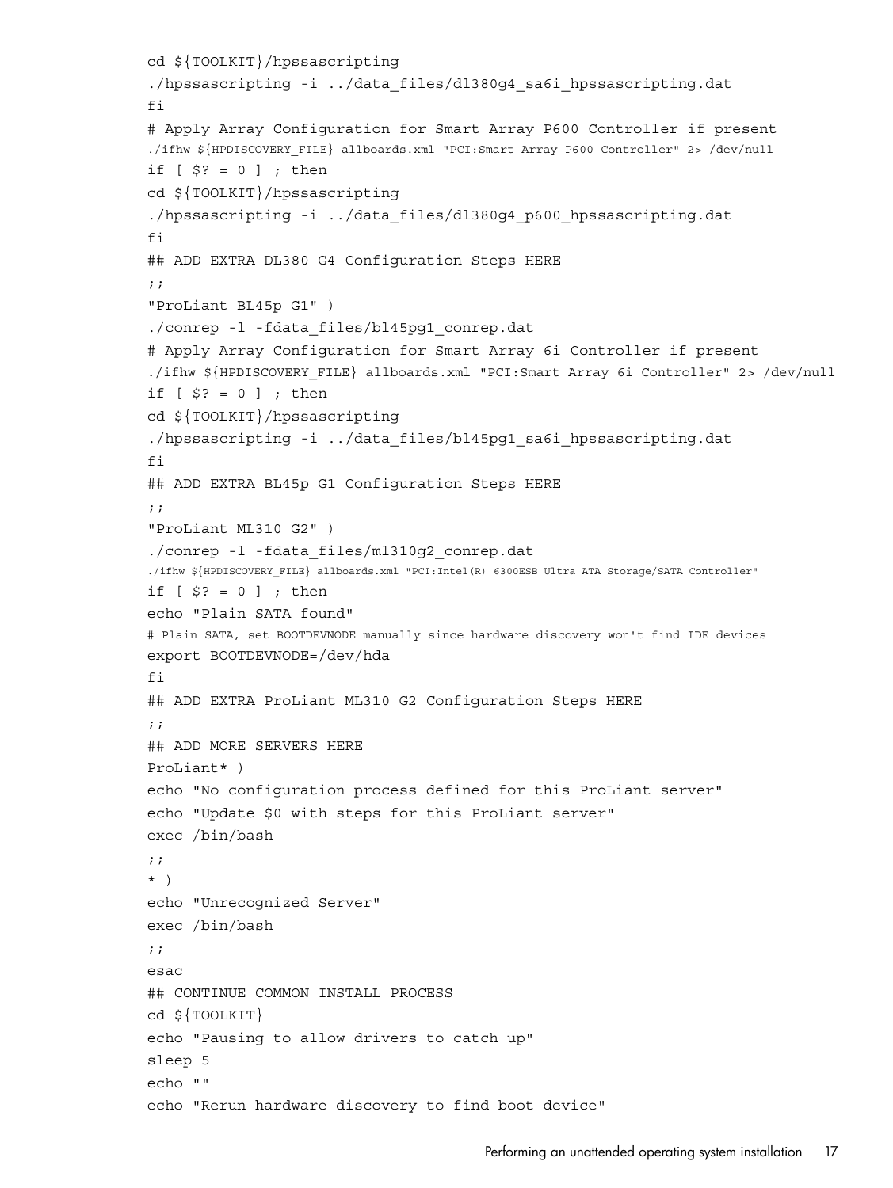```
cd ${TOOLKIT}/hpssascripting
./hpssascripting -i ../data_files/dl380g4_sa6i_hpssascripting.dat
fi
# Apply Array Configuration for Smart Array P600 Controller if present
./ifhw ${HPDISCOVERY_FILE} allboards.xml "PCI:Smart Array P600 Controller" 2> /dev/null
if [ $? = 0 ] ; then
cd ${TOOLKIT}/hpssascripting
./hpssascripting -i ../data_files/dl380g4_p600_hpssascripting.dat
fi
## ADD EXTRA DL380 G4 Configuration Steps HERE
;;
"ProLiant BL45p G1" )
./conrep -l -fdata_files/bl45pg1_conrep.dat
# Apply Array Configuration for Smart Array 6i Controller if present
./ifhw ${HPDISCOVERY_FILE} allboards.xml "PCI:Smart Array 6i Controller" 2> /dev/null
if [ $? = 0 ] ; then
cd ${TOOLKIT}/hpssascripting
./hpssascripting -i ../data_files/bl45pg1_sa6i_hpssascripting.dat
fi
## ADD EXTRA BL45p G1 Configuration Steps HERE
;;
"ProLiant ML310 G2" )
./conrep -l -fdata_files/ml310g2_conrep.dat
./ifhw ${HPDISCOVERY_FILE} allboards.xml "PCI:Intel(R) 6300ESB Ultra ATA Storage/SATA Controller"
if [ $? = 0 ] ; then
echo "Plain SATA found"
# Plain SATA, set BOOTDEVNODE manually since hardware discovery won't find IDE devices
export BOOTDEVNODE=/dev/hda
fi
## ADD EXTRA ProLiant ML310 G2 Configuration Steps HERE
;;
## ADD MORE SERVERS HERE
ProLiant* )
echo "No configuration process defined for this ProLiant server"
echo "Update $0 with steps for this ProLiant server"
exec /bin/bash
;;
* )
echo "Unrecognized Server"
exec /bin/bash
;;
esac
## CONTINUE COMMON INSTALL PROCESS
cd ${TOOLKIT}
echo "Pausing to allow drivers to catch up"
sleep 5
echo ""
echo "Rerun hardware discovery to find boot device"
```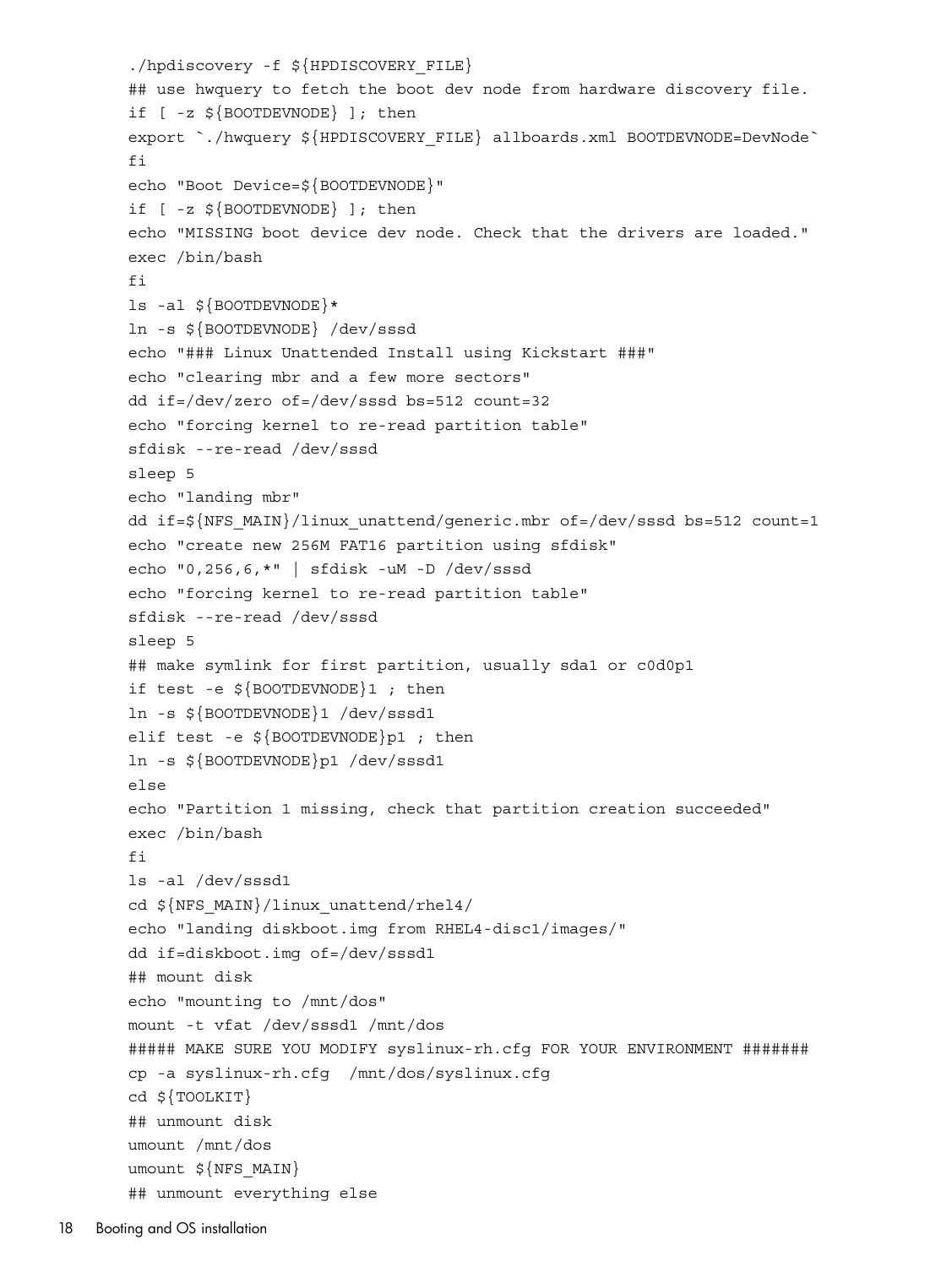```
./hpdiscovery -f ${HPDISCOVERY_FILE}
## use hwquery to fetch the boot dev node from hardware discovery file.
if [ -z ${BOOTDEVNODE} ]; then
export `./hwquery ${HPDISCOVERY_FILE} allboards.xml BOOTDEVNODE=DevNode`
fi
echo "Boot Device=${BOOTDEVNODE}"
if [ -z ${BOOTDEVNODE} ]; then
echo "MISSING boot device dev node. Check that the drivers are loaded."
exec /bin/bash
fi
ls -al ${BOOTDEVNODE}*
ln -s ${BOOTDEVNODE} /dev/sssd
echo "### Linux Unattended Install using Kickstart ###"
echo "clearing mbr and a few more sectors"
dd if=/dev/zero of=/dev/sssd bs=512 count=32
echo "forcing kernel to re-read partition table"
sfdisk --re-read /dev/sssd
sleep 5
echo "landing mbr"
dd if=${NFS_MAIN}/linux_unattend/generic.mbr of=/dev/sssd bs=512 count=1
echo "create new 256M FAT16 partition using sfdisk"
echo "0,256,6,*" | sfdisk -uM -D /dev/sssd
echo "forcing kernel to re-read partition table"
sfdisk --re-read /dev/sssd
sleep 5
## make symlink for first partition, usually sda1 or c0d0p1
if test -e ${BOOTDEVNODE}1 ; then
ln -s ${BOOTDEVNODE}1 /dev/sssd1
elif test -e ${BOOTDEVNODE}p1 ; then
ln -s ${BOOTDEVNODE}p1 /dev/sssd1
else
echo "Partition 1 missing, check that partition creation succeeded"
exec /bin/bash
fi
ls -al /dev/sssd1
cd ${NFS_MAIN}/linux_unattend/rhel4/
echo "landing diskboot.img from RHEL4-disc1/images/"
dd if=diskboot.img of=/dev/sssd1
## mount disk
echo "mounting to /mnt/dos"
mount -t vfat /dev/sssd1 /mnt/dos
##### MAKE SURE YOU MODIFY syslinux-rh.cfg FOR YOUR ENVIRONMENT #######
cp -a syslinux-rh.cfg  /mnt/dos/syslinux.cfg
cd ${TOOLKIT}
## unmount disk
umount /mnt/dos
umount ${NFS_MAIN}
## unmount everything else
```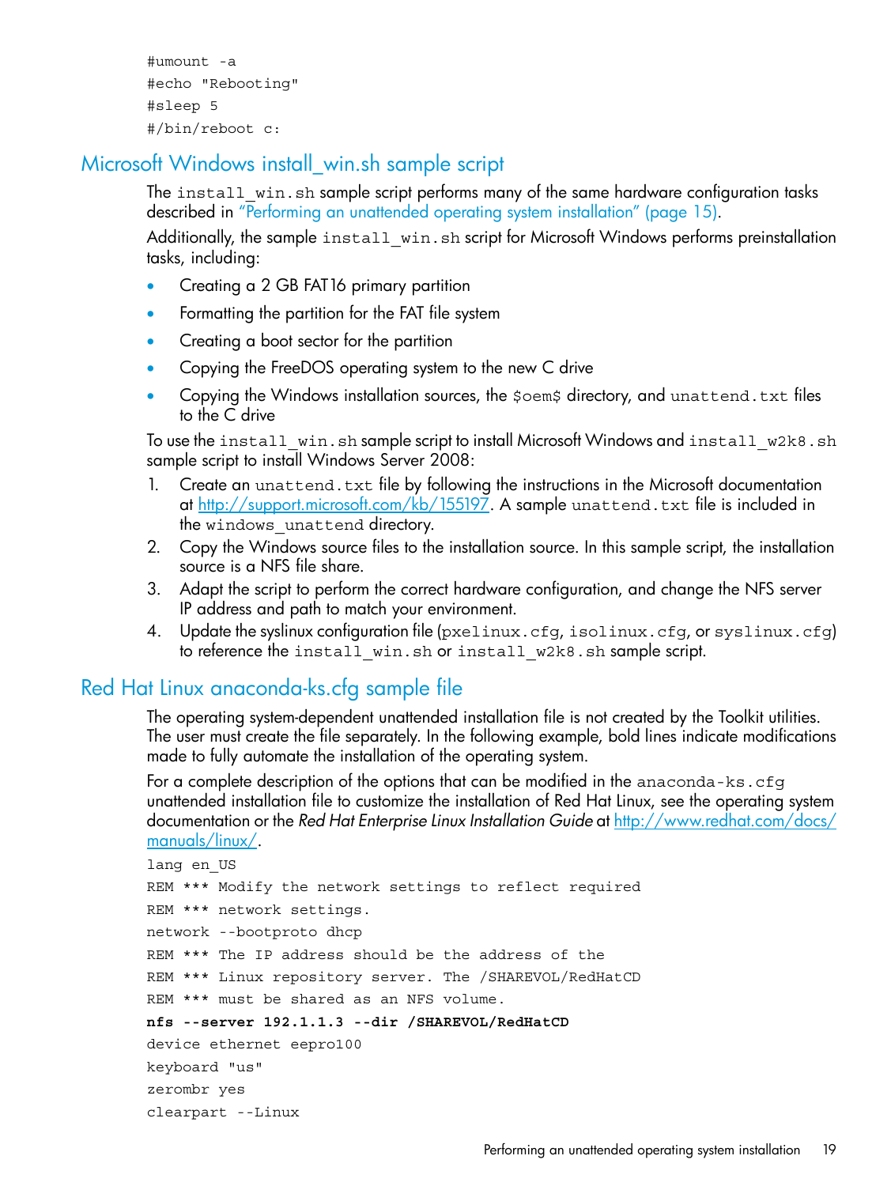```
#umount -a
#echo "Rebooting"
#sleep 5
#/bin/reboot c:
```

## Microsoft Windows install_win.sh sample script

The `install_win.sh` sample script performs many of the same hardware configuration tasks described in "Performing an unattended operating system installation" (page 15).

Additionally, the sample `install_win.sh` script for Microsoft Windows performs preinstallation tasks, including:

- Creating a 2 GB FAT16 primary partition
- Formatting the partition for the FAT file system
- Creating a boot sector for the partition
- Copying the FreeDOS operating system to the new C drive
- Copying the Windows installation sources, the `$oem$` directory, and `unattend.txt` files to the C drive

To use the `install_win.sh` sample script to install Microsoft Windows and `install_w2k8.sh` sample script to install Windows Server 2008:

1. Create an `unattend.txt` file by following the instructions in the Microsoft documentation at http://support.microsoft.com/kb/155197. A sample `unattend.txt` file is included in the `windows_unattend` directory.
2. Copy the Windows source files to the installation source. In this sample script, the installation source is a NFS file share.
3. Adapt the script to perform the correct hardware configuration, and change the NFS server IP address and path to match your environment.
4. Update the syslinux configuration file (`pxelinux.cfg`, `isolinux.cfg`, or `syslinux.cfg`) to reference the `install_win.sh` or `install_w2k8.sh` sample script.

## Red Hat Linux anaconda-ks.cfg sample file

The operating system-dependent unattended installation file is not created by the Toolkit utilities. The user must create the file separately. In the following example, bold lines indicate modifications made to fully automate the installation of the operating system.

For a complete description of the options that can be modified in the `anaconda-ks.cfg` unattended installation file to customize the installation of Red Hat Linux, see the operating system documentation or the *Red Hat Enterprise Linux Installation Guide* at http://www.redhat.com/docs/manuals/linux/.

```
lang en_US
REM *** Modify the network settings to reflect required
REM *** network settings.
network --bootproto dhcp
REM *** The IP address should be the address of the
REM *** Linux repository server. The /SHAREVOL/RedHatCD
REM *** must be shared as an NFS volume.
nfs --server 192.1.1.3 --dir /SHAREVOL/RedHatCD
device ethernet eepro100
keyboard "us"
zerombr yes
clearpart --Linux
```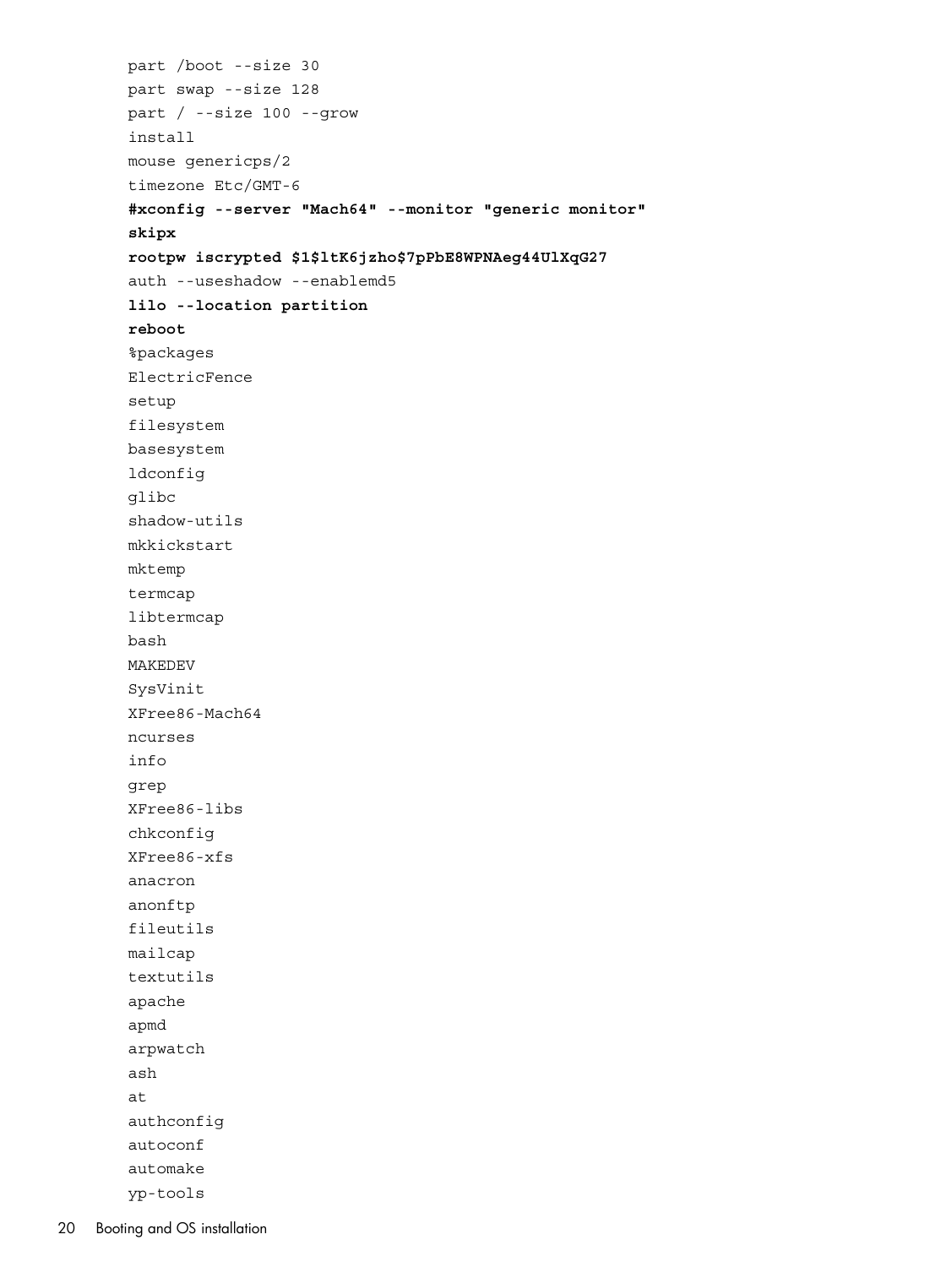```
part /boot --size 30
part swap --size 128
part / --size 100 --grow
install
mouse genericps/2
timezone Etc/GMT-6
#xconfig --server "Mach64" --monitor "generic monitor"
skipx
rootpw iscrypted $1$ltK6jzho$7pPbE8WPNAeg44UlXqG27
auth --useshadow --enablemd5
lilo --location partition
reboot
%packages
ElectricFence
setup
filesystem
basesystem
ldconfig
glibc
shadow-utils
mkkickstart
mktemp
termcap
libtermcap
bash
MAKEDEV
SysVinit
XFree86-Mach64
ncurses
info
grep
XFree86-libs
chkconfig
XFree86-xfs
anacron
anonftp
fileutils
mailcap
textutils
apache
apmd
arpwatch
ash
at
authconfig
autoconf
automake
yp-tools
```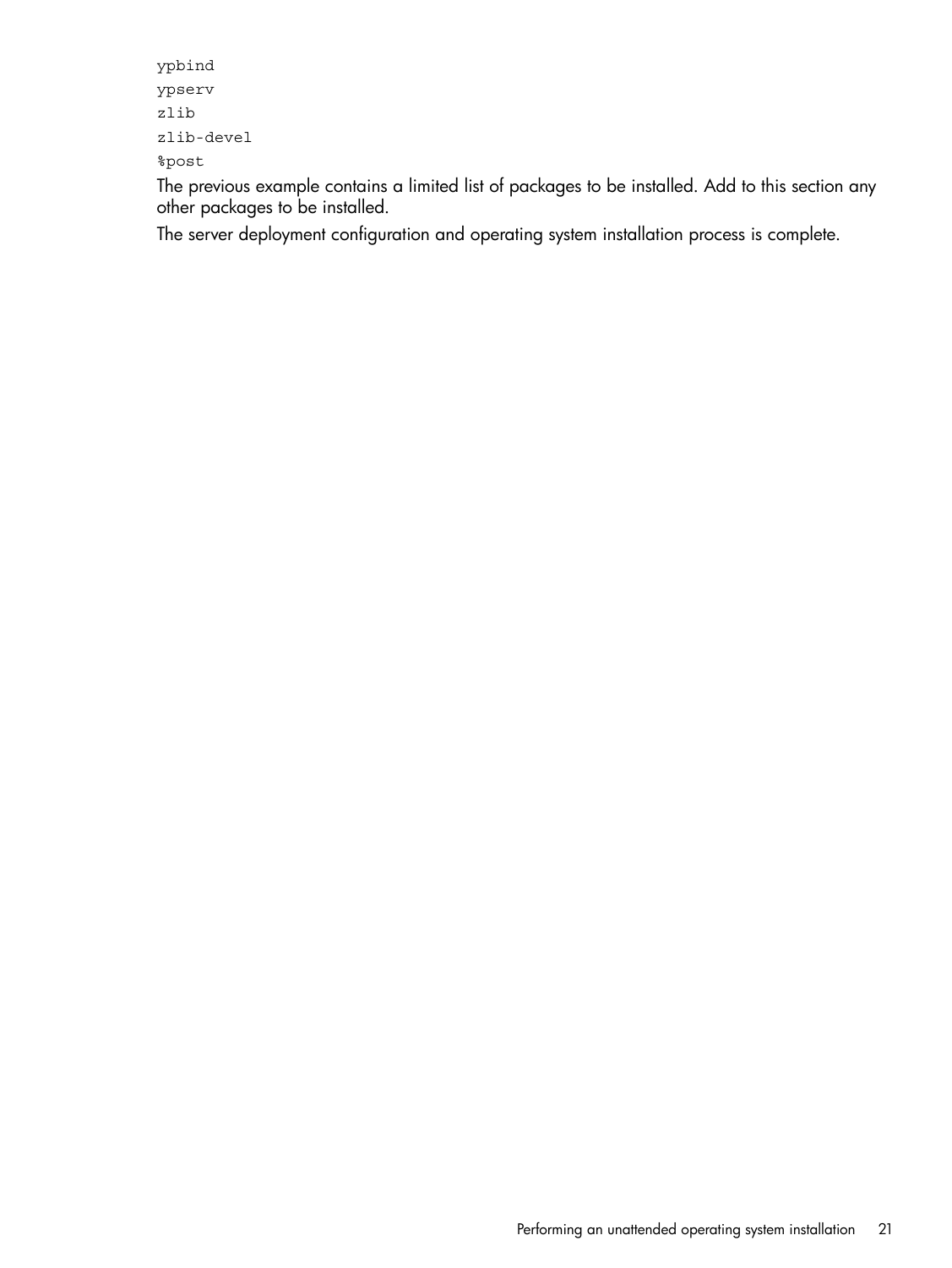```
ypbind
ypserv
zlib
zlib-devel
%post
```

The previous example contains a limited list of packages to be installed. Add to this section any other packages to be installed.

The server deployment configuration and operating system installation process is complete.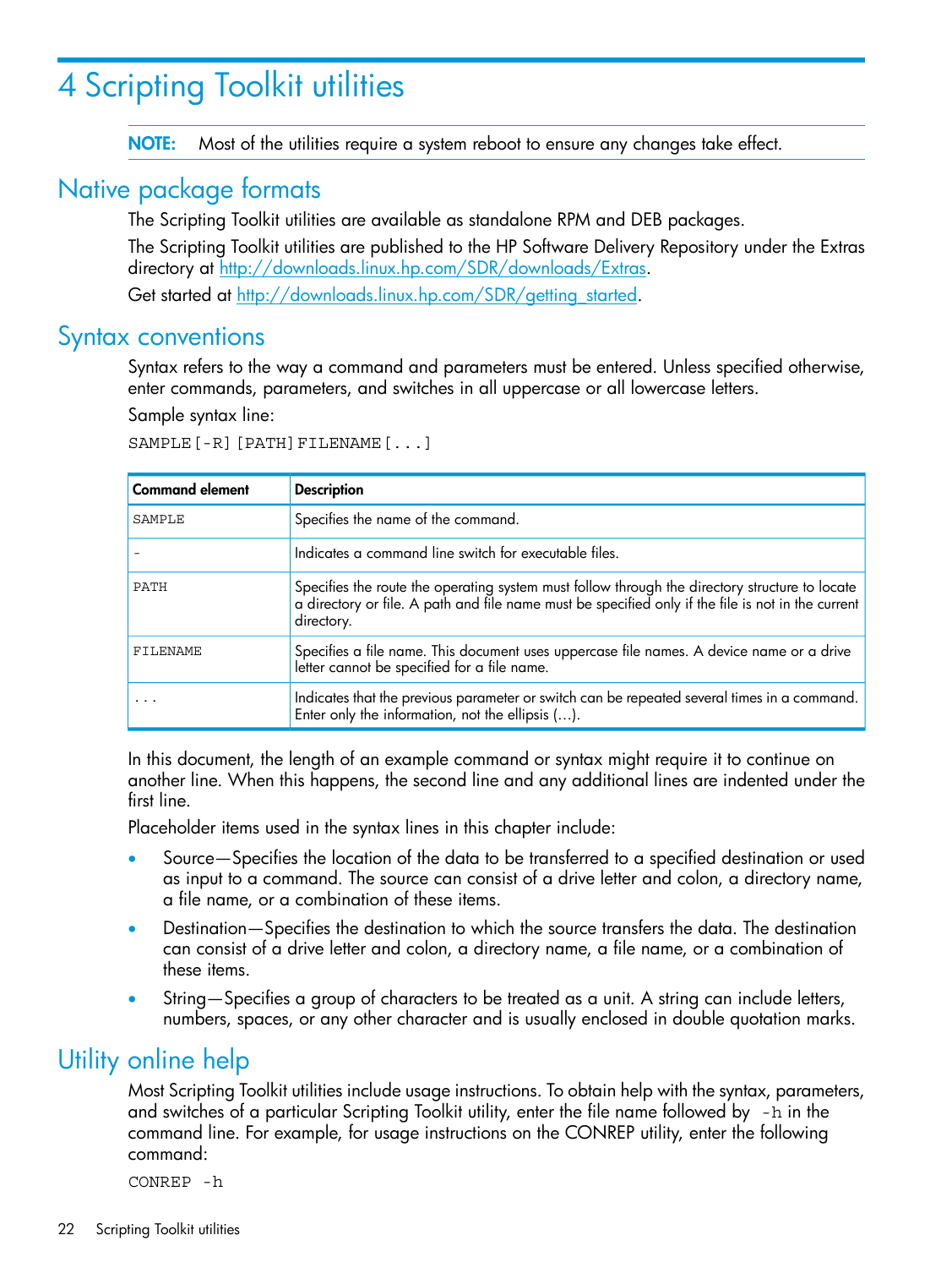# 4 Scripting Toolkit utilities

**NOTE:** Most of the utilities require a system reboot to ensure any changes take effect.

## Native package formats

The Scripting Toolkit utilities are available as standalone RPM and DEB packages.

The Scripting Toolkit utilities are published to the HP Software Delivery Repository under the Extras directory at http://downloads.linux.hp.com/SDR/downloads/Extras.

Get started at http://downloads.linux.hp.com/SDR/getting_started.

## Syntax conventions

Syntax refers to the way a command and parameters must be entered. Unless specified otherwise, enter commands, parameters, and switches in all uppercase or all lowercase letters.

Sample syntax line:

```
SAMPLE[-R][PATH]FILENAME[...]
```

| Command element | Description |
|---|---|
| SAMPLE | Specifies the name of the command. |
| - | Indicates a command line switch for executable files. |
| PATH | Specifies the route the operating system must follow through the directory structure to locate a directory or file. A path and file name must be specified only if the file is not in the current directory. |
| FILENAME | Specifies a file name. This document uses uppercase file names. A device name or a drive letter cannot be specified for a file name. |
| ... | Indicates that the previous parameter or switch can be repeated several times in a command. Enter only the information, not the ellipsis (...). |

In this document, the length of an example command or syntax might require it to continue on another line. When this happens, the second line and any additional lines are indented under the first line.

Placeholder items used in the syntax lines in this chapter include:

- Source—Specifies the location of the data to be transferred to a specified destination or used as input to a command. The source can consist of a drive letter and colon, a directory name, a file name, or a combination of these items.
- Destination—Specifies the destination to which the source transfers the data. The destination can consist of a drive letter and colon, a directory name, a file name, or a combination of these items.
- String—Specifies a group of characters to be treated as a unit. A string can include letters, numbers, spaces, or any other character and is usually enclosed in double quotation marks.

## Utility online help

Most Scripting Toolkit utilities include usage instructions. To obtain help with the syntax, parameters, and switches of a particular Scripting Toolkit utility, enter the file name followed by `-h` in the command line. For example, for usage instructions on the CONREP utility, enter the following command:

```
CONREP -h
```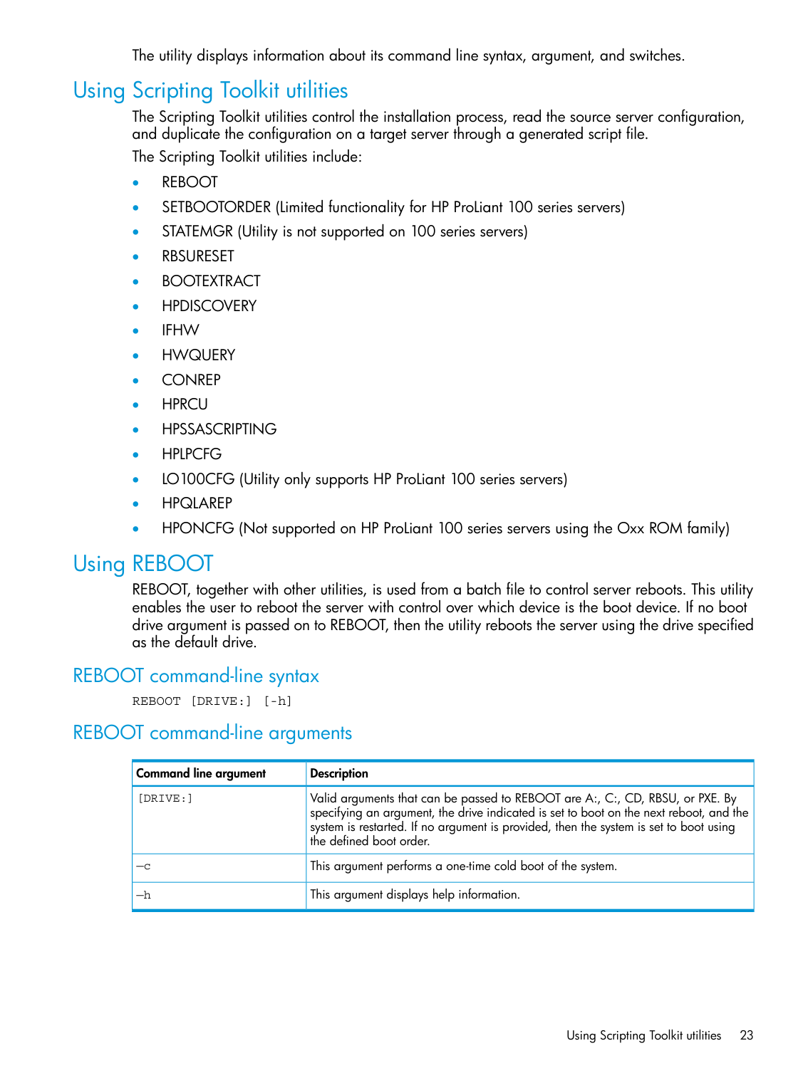The utility displays information about its command line syntax, argument, and switches.

## Using Scripting Toolkit utilities

The Scripting Toolkit utilities control the installation process, read the source server configuration, and duplicate the configuration on a target server through a generated script file.

The Scripting Toolkit utilities include:

- REBOOT
- SETBOOTORDER (Limited functionality for HP ProLiant 100 series servers)
- STATEMGR (Utility is not supported on 100 series servers)
- RBSURESET
- BOOTEXTRACT
- HPDISCOVERY
- IFHW
- HWQUERY
- CONREP
- HPRCU
- HPSSASCRIPTING
- HPLPCFG
- LO100CFG (Utility only supports HP ProLiant 100 series servers)
- HPQLAREP
- HPONCFG (Not supported on HP ProLiant 100 series servers using the Oxx ROM family)

## Using REBOOT

REBOOT, together with other utilities, is used from a batch file to control server reboots. This utility enables the user to reboot the server with control over which device is the boot device. If no boot drive argument is passed on to REBOOT, then the utility reboots the server using the drive specified as the default drive.

### REBOOT command-line syntax

```
REBOOT [DRIVE:] [-h]
```

### REBOOT command-line arguments

| Command line argument | Description |
|---|---|
| [DRIVE:] | Valid arguments that can be passed to REBOOT are A:, C:, CD, RBSU, or PXE. By specifying an argument, the drive indicated is set to boot on the next reboot, and the system is restarted. If no argument is provided, then the system is set to boot using the defined boot order. |
| –c | This argument performs a one-time cold boot of the system. |
| –h | This argument displays help information. |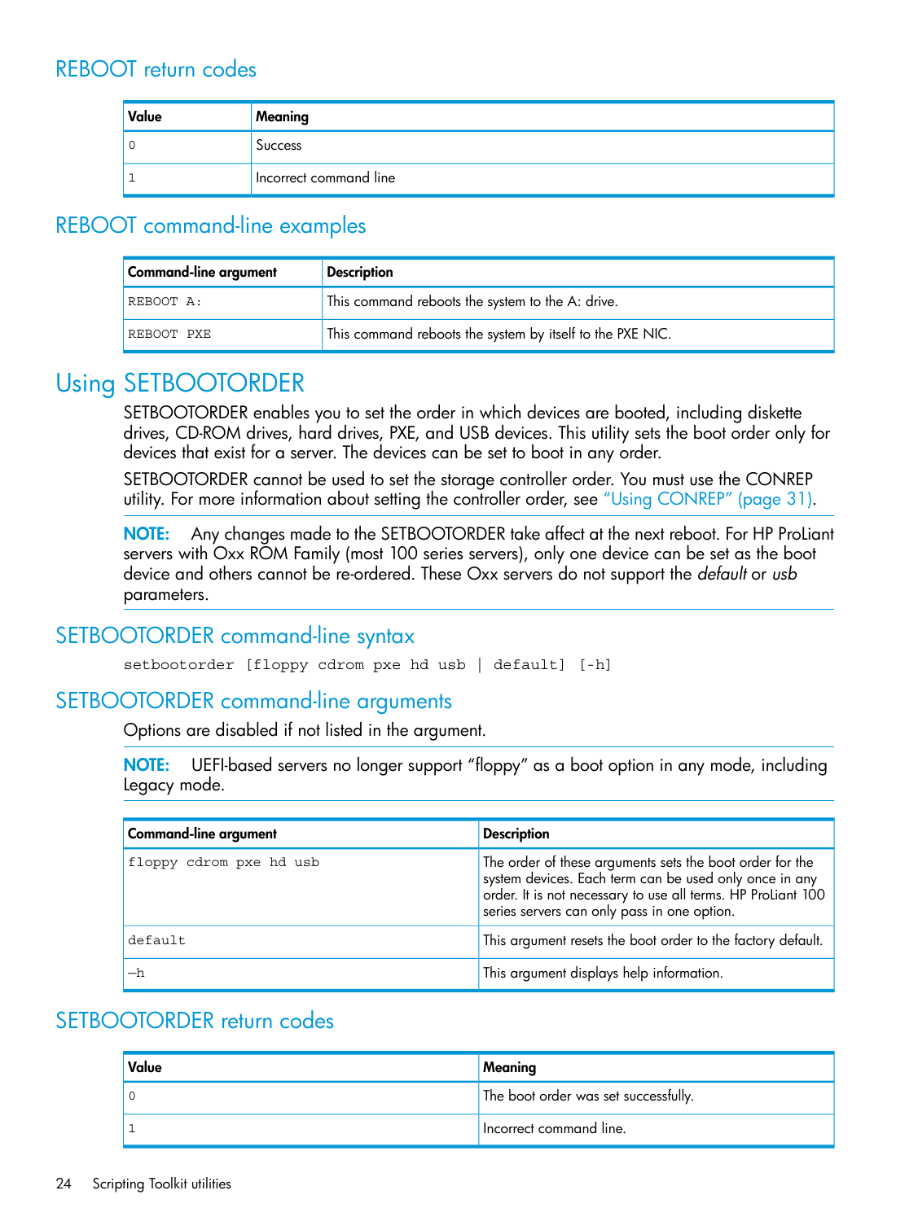### REBOOT return codes

| Value | Meaning |
|---|---|
| 0 | Success |
| 1 | Incorrect command line |

### REBOOT command-line examples

| Command-line argument | Description |
|---|---|
| `REBOOT A:` | This command reboots the system to the A: drive. |
| `REBOOT PXE` | This command reboots the system by itself to the PXE NIC. |

## Using SETBOOTORDER

SETBOOTORDER enables you to set the order in which devices are booted, including diskette drives, CD-ROM drives, hard drives, PXE, and USB devices. This utility sets the boot order only for devices that exist for a server. The devices can be set to boot in any order.

SETBOOTORDER cannot be used to set the storage controller order. You must use the CONREP utility. For more information about setting the controller order, see "Using CONREP" (page 31).

**NOTE:** Any changes made to the SETBOOTORDER take affect at the next reboot. For HP ProLiant servers with Oxx ROM Family (most 100 series servers), only one device can be set as the boot device and others cannot be re-ordered. These Oxx servers do not support the *default* or *usb* parameters.

### SETBOOTORDER command-line syntax

```
setbootorder [floppy cdrom pxe hd usb | default] [-h]
```

### SETBOOTORDER command-line arguments

Options are disabled if not listed in the argument.

**NOTE:** UEFI-based servers no longer support "floppy" as a boot option in any mode, including Legacy mode.

| Command-line argument | Description |
|---|---|
| `floppy cdrom pxe hd usb` | The order of these arguments sets the boot order for the system devices. Each term can be used only once in any order. It is not necessary to use all terms. HP ProLiant 100 series servers can only pass in one option. |
| `default` | This argument resets the boot order to the factory default. |
| `–h` | This argument displays help information. |

### SETBOOTORDER return codes

| Value | Meaning |
|---|---|
| 0 | The boot order was set successfully. |
| 1 | Incorrect command line. |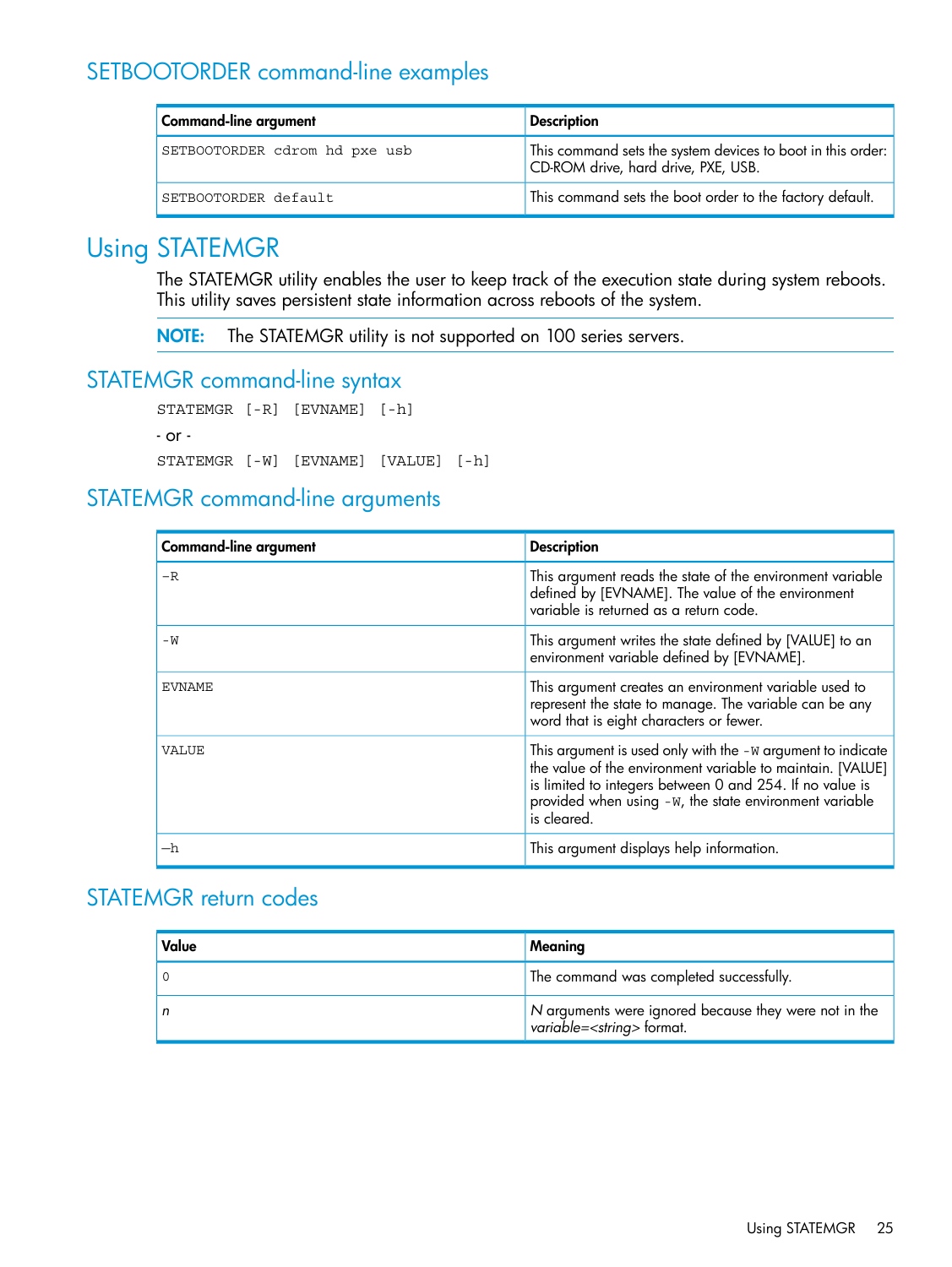### SETBOOTORDER command-line examples

| Command-line argument | Description |
|---|---|
| `SETBOOTORDER cdrom hd pxe usb` | This command sets the system devices to boot in this order: CD-ROM drive, hard drive, PXE, USB. |
| `SETBOOTORDER default` | This command sets the boot order to the factory default. |

## Using STATEMGR

The STATEMGR utility enables the user to keep track of the execution state during system reboots. This utility saves persistent state information across reboots of the system.

**NOTE:** The STATEMGR utility is not supported on 100 series servers.

### STATEMGR command-line syntax

```
STATEMGR [-R] [EVNAME] [-h]
```

- or -

```
STATEMGR [-W] [EVNAME] [VALUE] [-h]
```

### STATEMGR command-line arguments

| Command-line argument | Description |
|---|---|
| `-R` | This argument reads the state of the environment variable defined by [EVNAME]. The value of the environment variable is returned as a return code. |
| `-W` | This argument writes the state defined by [VALUE] to an environment variable defined by [EVNAME]. |
| `EVNAME` | This argument creates an environment variable used to represent the state to manage. The variable can be any word that is eight characters or fewer. |
| `VALUE` | This argument is used only with the `-W` argument to indicate the value of the environment variable to maintain. [VALUE] is limited to integers between 0 and 254. If no value is provided when using `-W`, the state environment variable is cleared. |
| `–h` | This argument displays help information. |

### STATEMGR return codes

| Value | Meaning |
|---|---|
| 0 | The command was completed successfully. |
| *n* | *N* arguments were ignored because they were not in the *variable=<string>* format. |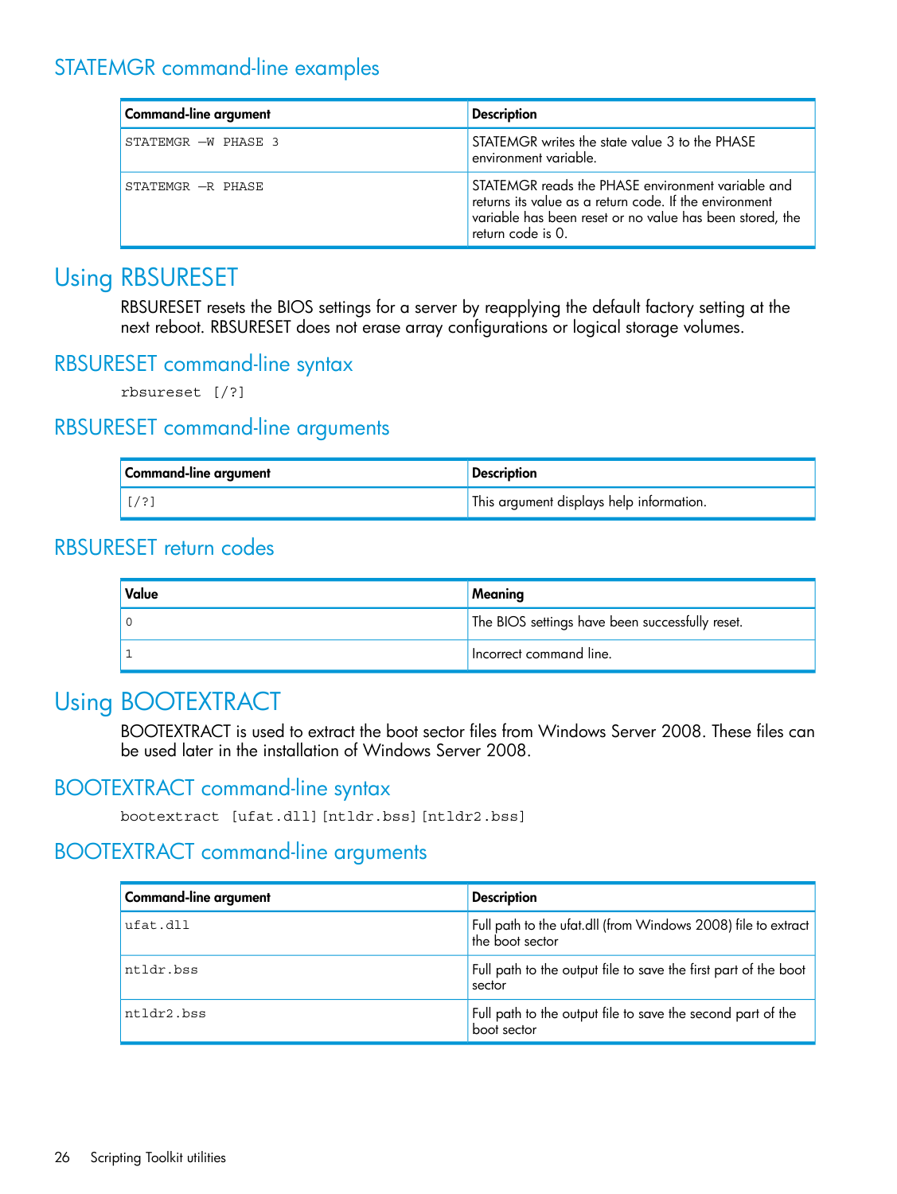## STATEMGR command-line examples

| Command-line argument | Description |
| --- | --- |
| `STATEMGR —W PHASE 3` | STATEMGR writes the state value 3 to the PHASE environment variable. |
| `STATEMGR —R PHASE` | STATEMGR reads the PHASE environment variable and returns its value as a return code. If the environment variable has been reset or no value has been stored, the return code is 0. |

# Using RBSURESET

RBSURESET resets the BIOS settings for a server by reapplying the default factory setting at the next reboot. RBSURESET does not erase array configurations or logical storage volumes.

## RBSURESET command-line syntax

```
rbsureset [/?]
```

## RBSURESET command-line arguments

| Command-line argument | Description |
| --- | --- |
| `[/?]` | This argument displays help information. |

## RBSURESET return codes

| Value | Meaning |
| --- | --- |
| 0 | The BIOS settings have been successfully reset. |
| 1 | Incorrect command line. |

# Using BOOTEXTRACT

BOOTEXTRACT is used to extract the boot sector files from Windows Server 2008. These files can be used later in the installation of Windows Server 2008.

## BOOTEXTRACT command-line syntax

```
bootextract [ufat.dll][ntldr.bss][ntldr2.bss]
```

## BOOTEXTRACT command-line arguments

| Command-line argument | Description |
| --- | --- |
| `ufat.dll` | Full path to the ufat.dll (from Windows 2008) file to extract the boot sector |
| `ntldr.bss` | Full path to the output file to save the first part of the boot sector |
| `ntldr2.bss` | Full path to the output file to save the second part of the boot sector |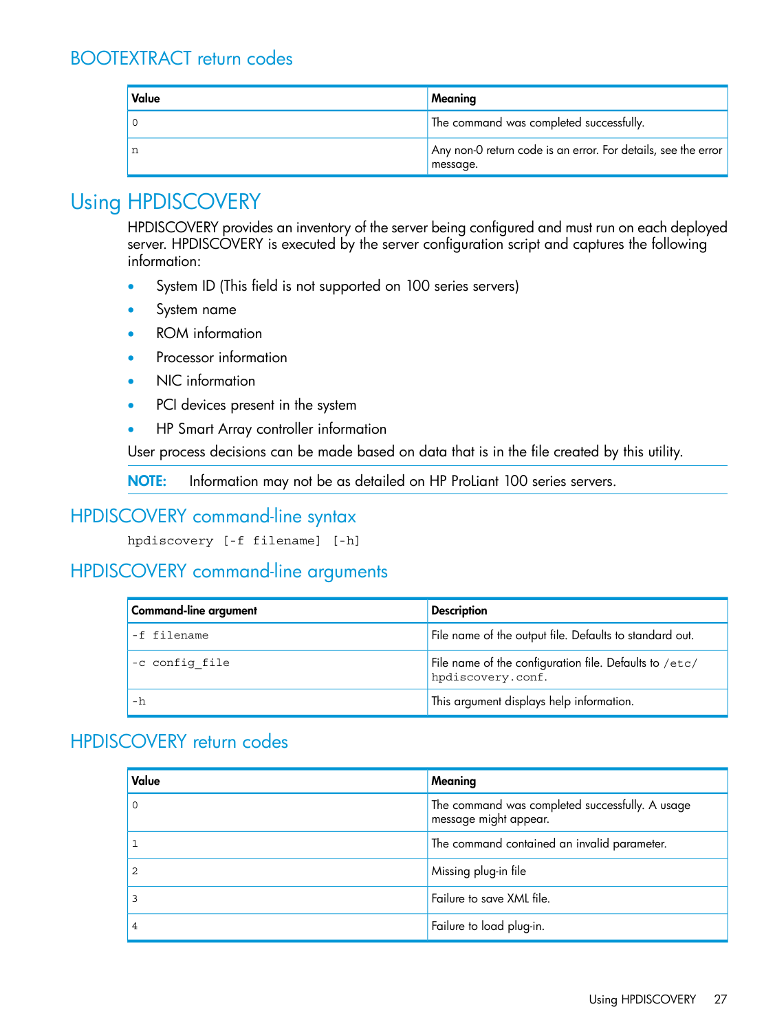## BOOTEXTRACT return codes

| Value | Meaning |
|---|---|
| 0 | The command was completed successfully. |
| n | Any non-0 return code is an error. For details, see the error message. |

# Using HPDISCOVERY

HPDISCOVERY provides an inventory of the server being configured and must run on each deployed server. HPDISCOVERY is executed by the server configuration script and captures the following information:

- System ID (This field is not supported on 100 series servers)
- System name
- ROM information
- Processor information
- NIC information
- PCI devices present in the system
- HP Smart Array controller information

User process decisions can be made based on data that is in the file created by this utility.

**NOTE:** Information may not be as detailed on HP ProLiant 100 series servers.

## HPDISCOVERY command-line syntax

```
hpdiscovery [-f filename] [-h]
```

## HPDISCOVERY command-line arguments

| Command-line argument | Description |
|---|---|
| `-f filename` | File name of the output file. Defaults to standard out. |
| `-c config_file` | File name of the configuration file. Defaults to `/etc/hpdiscovery.conf`. |
| `-h` | This argument displays help information. |

## HPDISCOVERY return codes

| Value | Meaning |
|---|---|
| 0 | The command was completed successfully. A usage message might appear. |
| 1 | The command contained an invalid parameter. |
| 2 | Missing plug-in file |
| 3 | Failure to save XML file. |
| 4 | Failure to load plug-in. |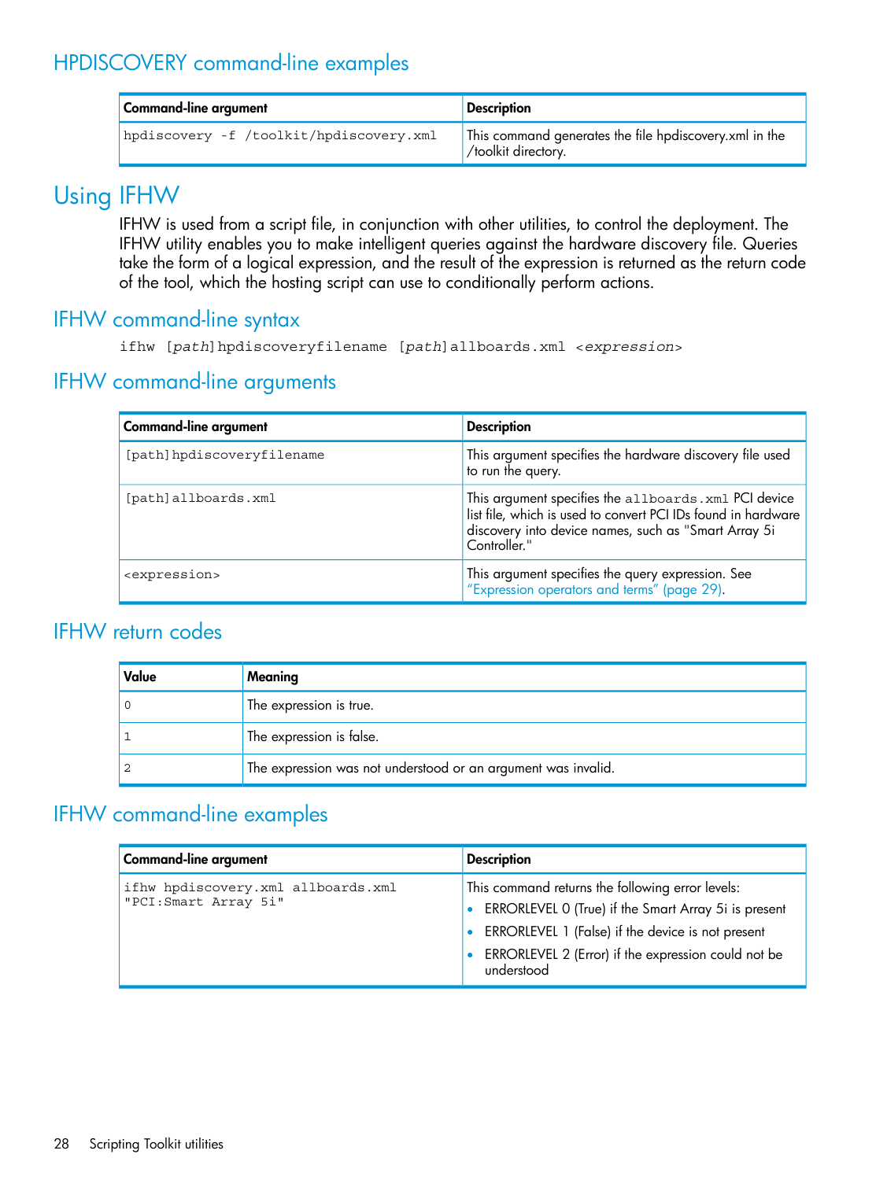## HPDISCOVERY command-line examples

| Command-line argument | Description |
|---|---|
| `hpdiscovery -f /toolkit/hpdiscovery.xml` | This command generates the file hpdiscovery.xml in the /toolkit directory. |

# Using IFHW

IFHW is used from a script file, in conjunction with other utilities, to control the deployment. The IFHW utility enables you to make intelligent queries against the hardware discovery file. Queries take the form of a logical expression, and the result of the expression is returned as the return code of the tool, which the hosting script can use to conditionally perform actions.

## IFHW command-line syntax

```
ifhw [path]hpdiscoveryfilename [path]allboards.xml <expression>
```

## IFHW command-line arguments

| Command-line argument | Description |
|---|---|
| `[path]hpdiscoveryfilename` | This argument specifies the hardware discovery file used to run the query. |
| `[path]allboards.xml` | This argument specifies the `allboards.xml` PCI device list file, which is used to convert PCI IDs found in hardware discovery into device names, such as "Smart Array 5i Controller." |
| `<expression>` | This argument specifies the query expression. See "Expression operators and terms" (page 29). |

## IFHW return codes

| Value | Meaning |
|---|---|
| 0 | The expression is true. |
| 1 | The expression is false. |
| 2 | The expression was not understood or an argument was invalid. |

## IFHW command-line examples

| Command-line argument | Description |
|---|---|
| `ifhw hpdiscovery.xml allboards.xml "PCI:Smart Array 5i"` | This command returns the following error levels:<br>• ERRORLEVEL 0 (True) if the Smart Array 5i is present<br>• ERRORLEVEL 1 (False) if the device is not present<br>• ERRORLEVEL 2 (Error) if the expression could not be understood |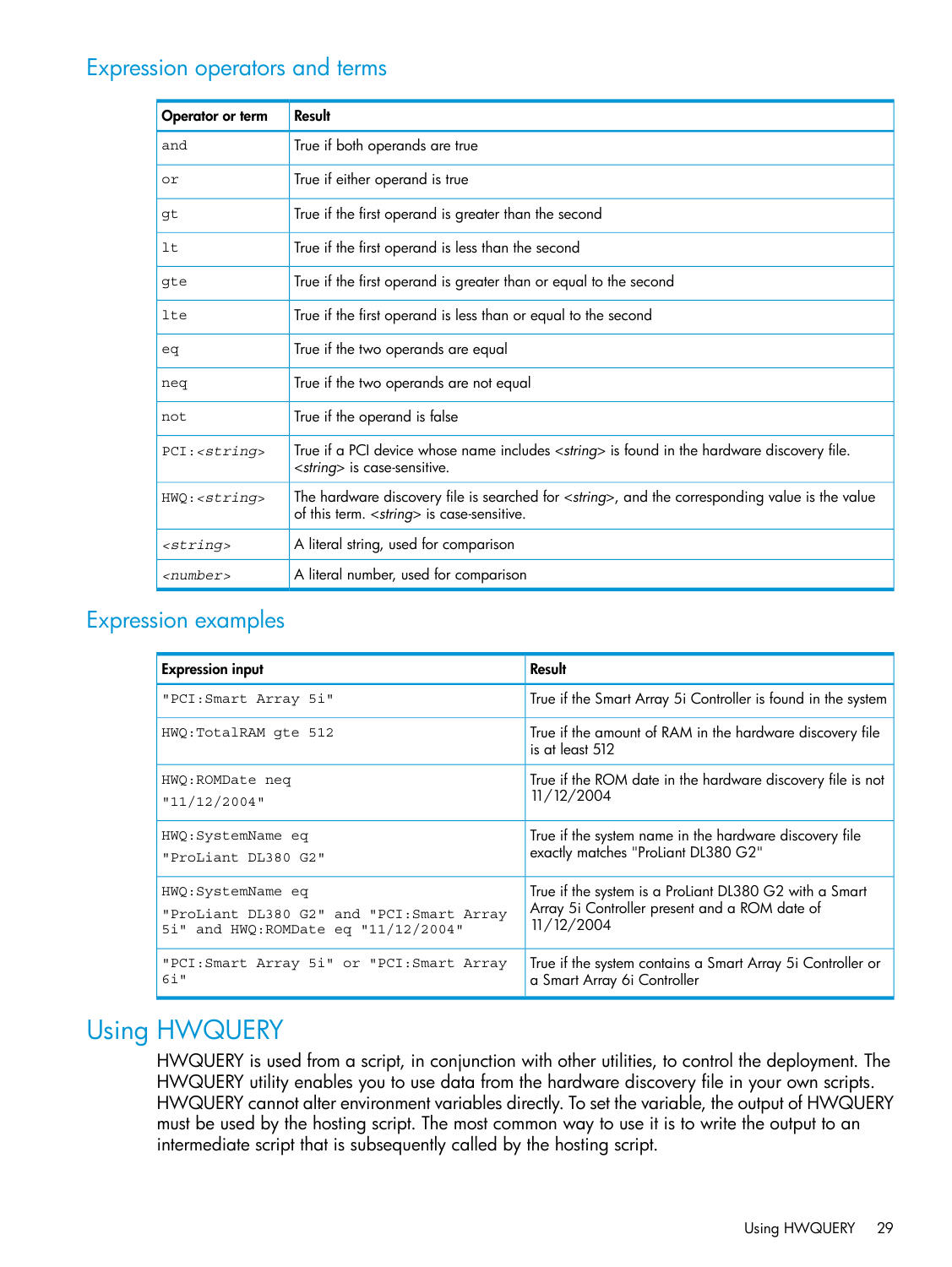## Expression operators and terms

| Operator or term | Result |
|---|---|
| `and` | True if both operands are true |
| `or` | True if either operand is true |
| `gt` | True if the first operand is greater than the second |
| `lt` | True if the first operand is less than the second |
| `gte` | True if the first operand is greater than or equal to the second |
| `lte` | True if the first operand is less than or equal to the second |
| `eq` | True if the two operands are equal |
| `neq` | True if the two operands are not equal |
| `not` | True if the operand is false |
| `PCI:<string>` | True if a PCI device whose name includes *<string>* is found in the hardware discovery file. *<string>* is case-sensitive. |
| `HWQ:<string>` | The hardware discovery file is searched for *<string>*, and the corresponding value is the value of this term. *<string>* is case-sensitive. |
| `<string>` | A literal string, used for comparison |
| `<number>` | A literal number, used for comparison |

## Expression examples

| Expression input | Result |
|---|---|
| `"PCI:Smart Array 5i"` | True if the Smart Array 5i Controller is found in the system |
| `HWQ:TotalRAM gte 512` | True if the amount of RAM in the hardware discovery file is at least 512 |
| `HWQ:ROMDate neq "11/12/2004"` | True if the ROM date in the hardware discovery file is not 11/12/2004 |
| `HWQ:SystemName eq "ProLiant DL380 G2"` | True if the system name in the hardware discovery file exactly matches "ProLiant DL380 G2" |
| `HWQ:SystemName eq "ProLiant DL380 G2" and "PCI:Smart Array 5i" and HWQ:ROMDate eq "11/12/2004"` | True if the system is a ProLiant DL380 G2 with a Smart Array 5i Controller present and a ROM date of 11/12/2004 |
| `"PCI:Smart Array 5i" or "PCI:Smart Array 6i"` | True if the system contains a Smart Array 5i Controller or a Smart Array 6i Controller |

# Using HWQUERY

HWQUERY is used from a script, in conjunction with other utilities, to control the deployment. The HWQUERY utility enables you to use data from the hardware discovery file in your own scripts. HWQUERY cannot alter environment variables directly. To set the variable, the output of HWQUERY must be used by the hosting script. The most common way to use it is to write the output to an intermediate script that is subsequently called by the hosting script.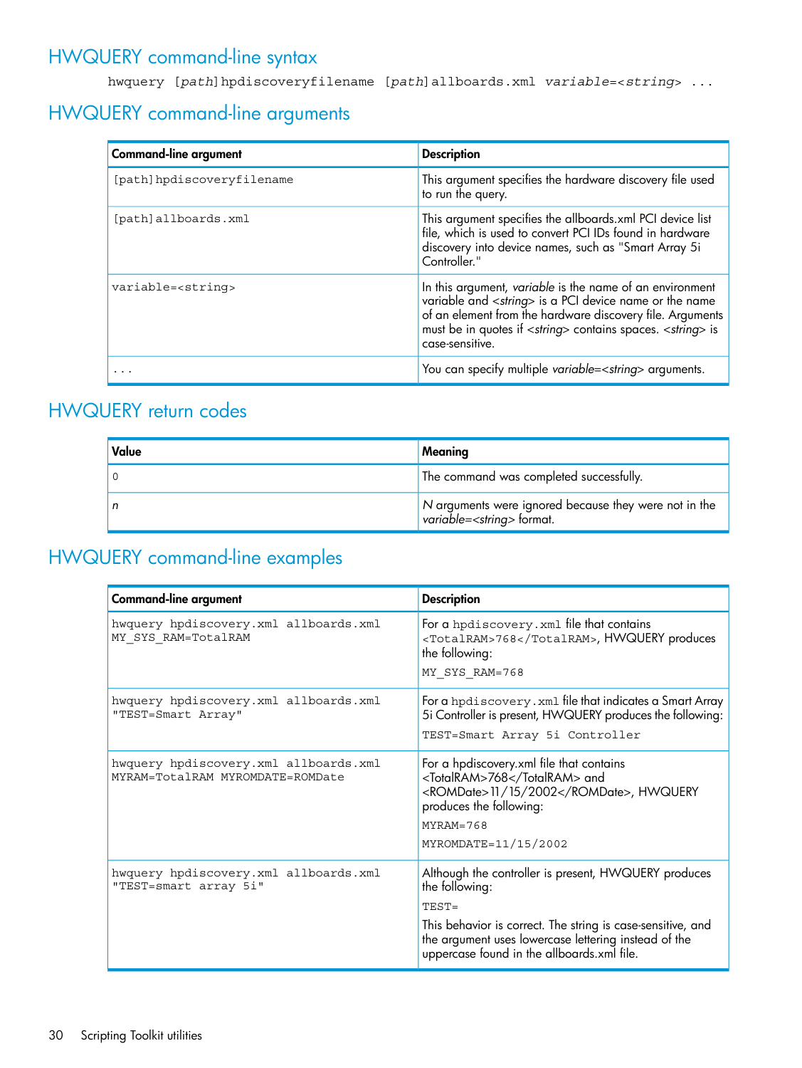## HWQUERY command-line syntax

```
hwquery [path]hpdiscoveryfilename [path]allboards.xml variable=<string> ...
```

## HWQUERY command-line arguments

| Command-line argument | Description |
| --- | --- |
| `[path]hpdiscoveryfilename` | This argument specifies the hardware discovery file used to run the query. |
| `[path]allboards.xml` | This argument specifies the allboards.xml PCI device list file, which is used to convert PCI IDs found in hardware discovery into device names, such as "Smart Array 5i Controller." |
| `variable=<string>` | In this argument, *variable* is the name of an environment variable and <*string*> is a PCI device name or the name of an element from the hardware discovery file. Arguments must be in quotes if <*string*> contains spaces. <*string*> is case-sensitive. |
| `...` | You can specify multiple *variable*=<*string*> arguments. |

## HWQUERY return codes

| Value | Meaning |
| --- | --- |
| 0 | The command was completed successfully. |
| *n* | *N* arguments were ignored because they were not in the *variable*=<*string*> format. |

## HWQUERY command-line examples

| Command-line argument | Description |
| --- | --- |
| `hwquery hpdiscovery.xml allboards.xml MY_SYS_RAM=TotalRAM` | For a `hpdiscovery.xml` file that contains `<TotalRAM>768</TotalRAM>`, HWQUERY produces the following: `MY_SYS_RAM=768` |
| `hwquery hpdiscovery.xml allboards.xml "TEST=Smart Array"` | For a `hpdiscovery.xml` file that indicates a Smart Array 5i Controller is present, HWQUERY produces the following: `TEST=Smart Array 5i Controller` |
| `hwquery hpdiscovery.xml allboards.xml MYRAM=TotalRAM MYROMDATE=ROMDate` | For a hpdiscovery.xml file that contains <TotalRAM>768</TotalRAM> and <ROMDate>11/15/2002</ROMDate>, HWQUERY produces the following: `MYRAM=768` `MYROMDATE=11/15/2002` |
| `hwquery hpdiscovery.xml allboards.xml "TEST=smart array 5i"` | Although the controller is present, HWQUERY produces the following: `TEST=` This behavior is correct. The string is case-sensitive, and the argument uses lowercase lettering instead of the uppercase found in the allboards.xml file. |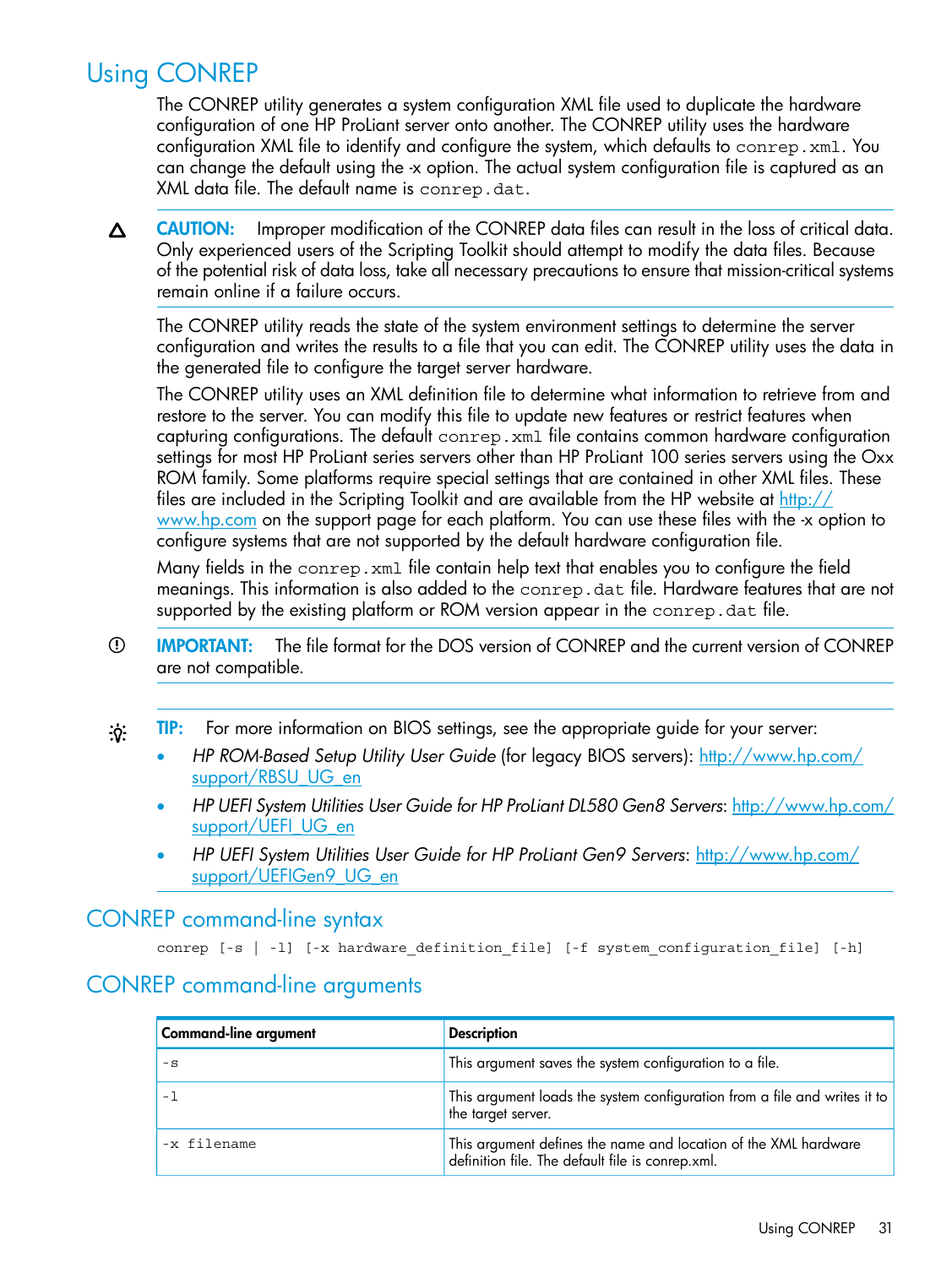## Using CONREP

The CONREP utility generates a system configuration XML file used to duplicate the hardware configuration of one HP ProLiant server onto another. The CONREP utility uses the hardware configuration XML file to identify and configure the system, which defaults to `conrep.xml`. You can change the default using the -x option. The actual system configuration file is captured as an XML data file. The default name is `conrep.dat`.

**CAUTION:** Improper modification of the CONREP data files can result in the loss of critical data. Only experienced users of the Scripting Toolkit should attempt to modify the data files. Because of the potential risk of data loss, take all necessary precautions to ensure that mission-critical systems remain online if a failure occurs.

The CONREP utility reads the state of the system environment settings to determine the server configuration and writes the results to a file that you can edit. The CONREP utility uses the data in the generated file to configure the target server hardware.

The CONREP utility uses an XML definition file to determine what information to retrieve from and restore to the server. You can modify this file to update new features or restrict features when capturing configurations. The default `conrep.xml` file contains common hardware configuration settings for most HP ProLiant series servers other than HP ProLiant 100 series servers using the Oxx ROM family. Some platforms require special settings that are contained in other XML files. These files are included in the Scripting Toolkit and are available from the HP website at http://www.hp.com on the support page for each platform. You can use these files with the -x option to configure systems that are not supported by the default hardware configuration file.

Many fields in the `conrep.xml` file contain help text that enables you to configure the field meanings. This information is also added to the `conrep.dat` file. Hardware features that are not supported by the existing platform or ROM version appear in the `conrep.dat` file.

**IMPORTANT:** The file format for the DOS version of CONREP and the current version of CONREP are not compatible.

**TIP:** For more information on BIOS settings, see the appropriate guide for your server:

- *HP ROM-Based Setup Utility User Guide* (for legacy BIOS servers): http://www.hp.com/support/RBSU_UG_en
- *HP UEFI System Utilities User Guide for HP ProLiant DL580 Gen8 Servers*: http://www.hp.com/support/UEFI_UG_en
- *HP UEFI System Utilities User Guide for HP ProLiant Gen9 Servers*: http://www.hp.com/support/UEFIGen9_UG_en

### CONREP command-line syntax

```
conrep [-s | -l] [-x hardware_definition_file] [-f system_configuration_file] [-h]
```

### CONREP command-line arguments

| Command-line argument | Description |
| --- | --- |
| `-s` | This argument saves the system configuration to a file. |
| `-l` | This argument loads the system configuration from a file and writes it to the target server. |
| `-x filename` | This argument defines the name and location of the XML hardware definition file. The default file is conrep.xml. |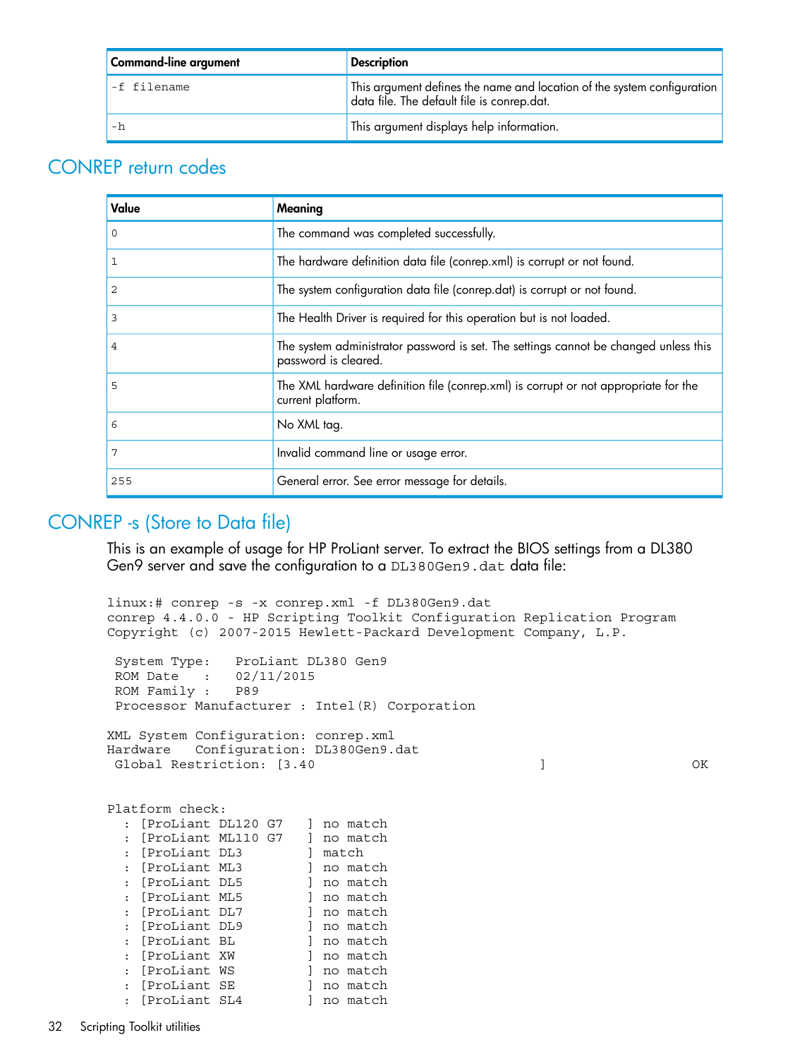| Command-line argument | Description |
| --- | --- |
| `-f filename` | This argument defines the name and location of the system configuration data file. The default file is conrep.dat. |
| `-h` | This argument displays help information. |

## CONREP return codes

| Value | Meaning |
| --- | --- |
| 0 | The command was completed successfully. |
| 1 | The hardware definition data file (conrep.xml) is corrupt or not found. |
| 2 | The system configuration data file (conrep.dat) is corrupt or not found. |
| 3 | The Health Driver is required for this operation but is not loaded. |
| 4 | The system administrator password is set. The settings cannot be changed unless this password is cleared. |
| 5 | The XML hardware definition file (conrep.xml) is corrupt or not appropriate for the current platform. |
| 6 | No XML tag. |
| 7 | Invalid command line or usage error. |
| 255 | General error. See error message for details. |

## CONREP -s (Store to Data file)

This is an example of usage for HP ProLiant server. To extract the BIOS settings from a DL380 Gen9 server and save the configuration to a `DL380Gen9.dat` data file:

```
linux:# conrep -s -x conrep.xml -f DL380Gen9.dat
conrep 4.4.0.0 - HP Scripting Toolkit Configuration Replication Program
Copyright (c) 2007-2015 Hewlett-Packard Development Company, L.P.

 System Type:   ProLiant DL380 Gen9
 ROM Date    :  02/11/2015
 ROM Family :   P89
 Processor Manufacturer : Intel(R) Corporation

XML System Configuration: conrep.xml
Hardware   Configuration: DL380Gen9.dat
 Global Restriction: [3.40                           ]                  OK


Platform check:
   : [ProLiant DL120 G7    ] no match
   : [ProLiant ML110 G7    ] no match
   : [ProLiant DL3         ] match
   : [ProLiant ML3         ] no match
   : [ProLiant DL5         ] no match
   : [ProLiant ML5         ] no match
   : [ProLiant DL7         ] no match
   : [ProLiant DL9         ] no match
   : [ProLiant BL          ] no match
   : [ProLiant XW          ] no match
   : [ProLiant WS          ] no match
   : [ProLiant SE          ] no match
   : [ProLiant SL4         ] no match
```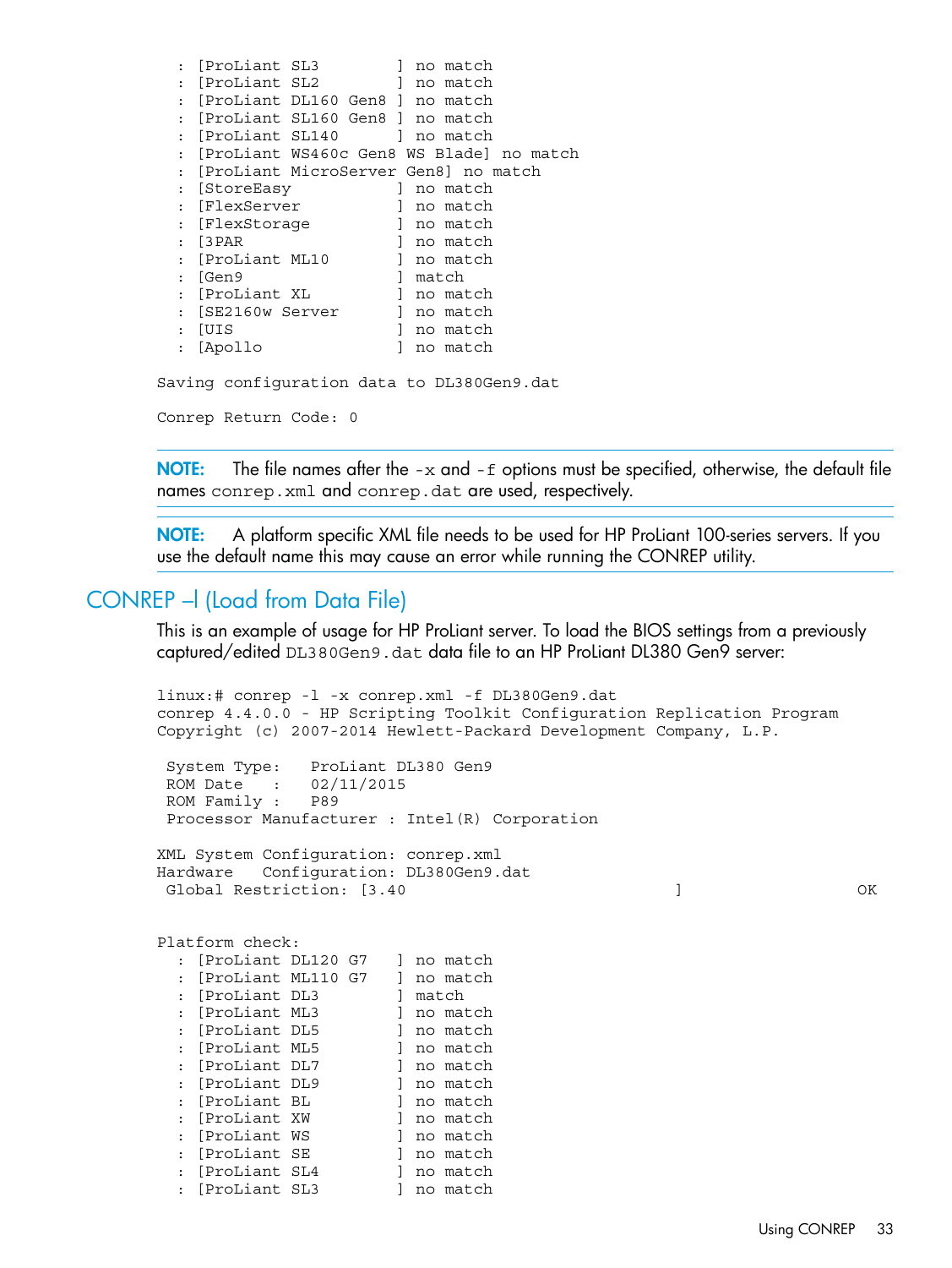```
  : [ProLiant SL3        ] no match
  : [ProLiant SL2        ] no match
  : [ProLiant DL160 Gen8 ] no match
  : [ProLiant SL160 Gen8 ] no match
  : [ProLiant SL140      ] no match
  : [ProLiant WS460c Gen8 WS Blade] no match
  : [ProLiant MicroServer Gen8] no match
  : [StoreEasy           ] no match
  : [FlexServer          ] no match
  : [FlexStorage         ] no match
  : [3PAR                ] no match
  : [ProLiant ML10       ] no match
  : [Gen9                ] match
  : [ProLiant XL         ] no match
  : [SE2160w Server      ] no match
  : [UIS                 ] no match
  : [Apollo              ] no match

Saving configuration data to DL380Gen9.dat

Conrep Return Code: 0
```

**NOTE:** The file names after the `-x` and `-f` options must be specified, otherwise, the default file names `conrep.xml` and `conrep.dat` are used, respectively.

**NOTE:** A platform specific XML file needs to be used for HP ProLiant 100-series servers. If you use the default name this may cause an error while running the CONREP utility.

## CONREP –l (Load from Data File)

This is an example of usage for HP ProLiant server. To load the BIOS settings from a previously captured/edited `DL380Gen9.dat` data file to an HP ProLiant DL380 Gen9 server:

```
linux:# conrep -l -x conrep.xml -f DL380Gen9.dat
conrep 4.4.0.0 - HP Scripting Toolkit Configuration Replication Program
Copyright (c) 2007-2014 Hewlett-Packard Development Company, L.P.

 System Type:   ProLiant DL380 Gen9
 ROM Date   :   02/11/2015
 ROM Family :   P89
 Processor Manufacturer : Intel(R) Corporation

XML System Configuration: conrep.xml
Hardware   Configuration: DL380Gen9.dat
 Global Restriction: [3.40                                  ]                  OK


Platform check:
  : [ProLiant DL120 G7   ] no match
  : [ProLiant ML110 G7   ] no match
  : [ProLiant DL3        ] match
  : [ProLiant ML3        ] no match
  : [ProLiant DL5        ] no match
  : [ProLiant ML5        ] no match
  : [ProLiant DL7        ] no match
  : [ProLiant DL9        ] no match
  : [ProLiant BL         ] no match
  : [ProLiant XW         ] no match
  : [ProLiant WS         ] no match
  : [ProLiant SE         ] no match
  : [ProLiant SL4        ] no match
  : [ProLiant SL3        ] no match
```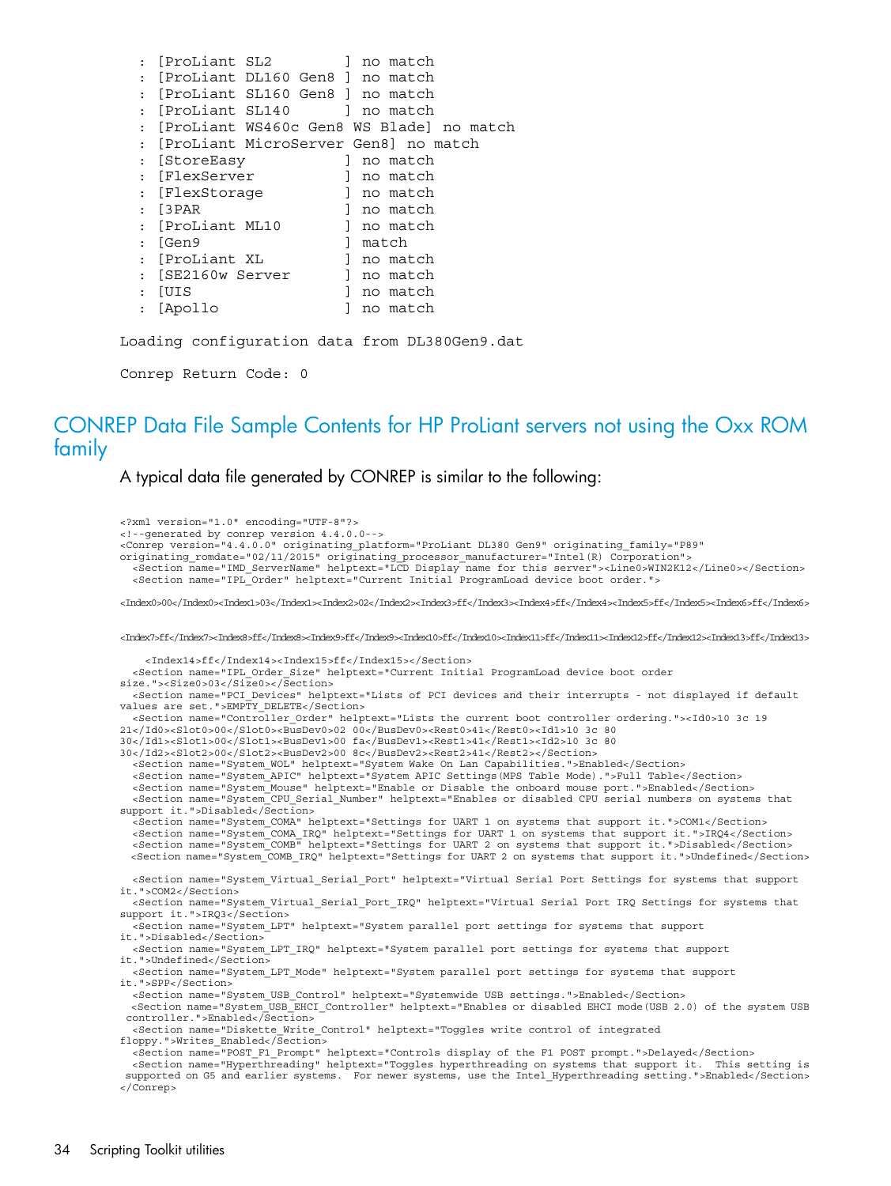```
  : [ProLiant SL2        ] no match
  : [ProLiant DL160 Gen8 ] no match
  : [ProLiant SL160 Gen8 ] no match
  : [ProLiant SL140      ] no match
  : [ProLiant WS460c Gen8 WS Blade] no match
  : [ProLiant MicroServer Gen8] no match
  : [StoreEasy           ] no match
  : [FlexServer          ] no match
  : [FlexStorage         ] no match
  : [3PAR                ] no match
  : [ProLiant ML10       ] no match
  : [Gen9                ] match
  : [ProLiant XL         ] no match
  : [SE2160w Server      ] no match
  : [UIS                 ] no match
  : [Apollo              ] no match

Loading configuration data from DL380Gen9.dat

Conrep Return Code: 0
```

## CONREP Data File Sample Contents for HP ProLiant servers not using the Oxx ROM family

A typical data file generated by CONREP is similar to the following:

```
<?xml version="1.0" encoding="UTF-8"?>
<!--generated by conrep version 4.4.0.0-->
<Conrep version="4.4.0.0" originating_platform="ProLiant DL380 Gen9" originating_family="P89"
originating_romdate="02/11/2015" originating_processor_manufacturer="Intel(R) Corporation">
  <Section name="IMD_ServerName" helptext="LCD Display name for this server"><Line0>WIN2K12</Line0></Section>
  <Section name="IPL_Order" helptext="Current Initial ProgramLoad device boot order.">

<Index0>00</Index0><Index1>03</Index1><Index2>02</Index2><Index3>ff</Index3><Index4>ff</Index4><Index5>ff</Index5><Index6>ff</Index6>

<Index7>ff</Index7><Index8>ff</Index8><Index9>ff</Index9><Index10>ff</Index10><Index11>ff</Index11><Index12>ff</Index12><Index13>ff</Index13>

    <Index14>ff</Index14><Index15>ff</Index15></Section>
  <Section name="IPL_Order_Size" helptext="Current Initial ProgramLoad device boot order
size."><Size0>03</Size0></Section>
  <Section name="PCI_Devices" helptext="Lists of PCI devices and their interrupts - not displayed if default
values are set.">EMPTY_DELETE</Section>
  <Section name="Controller_Order" helptext="Lists the current boot controller ordering."><Id0>10 3c 19
21</Id0><Slot0>00</Slot0><BusDev0>02 00</BusDev0><Rest0>41</Rest0><Id1>10 3c 80
30</Id1><Slot1>00</Slot1><BusDev1>00 fa</BusDev1><Rest1>41</Rest1><Id2>10 3c 80
30</Id2><Slot2>00</Slot2><BusDev2>00 8c</BusDev2><Rest2>41</Rest2></Section>
  <Section name="System_WOL" helptext="System Wake On Lan Capabilities.">Enabled</Section>
  <Section name="System_APIC" helptext="System APIC Settings(MPS Table Mode).">Full Table</Section>
  <Section name="System_Mouse" helptext="Enable or Disable the onboard mouse port.">Enabled</Section>
  <Section name="System_CPU_Serial_Number" helptext="Enables or disabled CPU serial numbers on systems that
support it.">Disabled</Section>
  <Section name="System_COMA" helptext="Settings for UART 1 on systems that support it.">COM1</Section>
  <Section name="System_COMA_IRQ" helptext="Settings for UART 1 on systems that support it.">IRQ4</Section>
  <Section name="System_COMB" helptext="Settings for UART 2 on systems that support it.">Disabled</Section>
  <Section name="System_COMB_IRQ" helptext="Settings for UART 2 on systems that support it.">Undefined</Section>

  <Section name="System_Virtual_Serial_Port" helptext="Virtual Serial Port Settings for systems that support
it.">COM2</Section>
  <Section name="System_Virtual_Serial_Port_IRQ" helptext="Virtual Serial Port IRQ Settings for systems that
support it.">IRQ3</Section>
  <Section name="System_LPT" helptext="System parallel port settings for systems that support
it.">Disabled</Section>
  <Section name="System_LPT_IRQ" helptext="System parallel port settings for systems that support
it.">Undefined</Section>
  <Section name="System_LPT_Mode" helptext="System parallel port settings for systems that support
it.">SPP</Section>
  <Section name="System_USB_Control" helptext="Systemwide USB settings.">Enabled</Section>
  <Section name="System_USB_EHCI_Controller" helptext="Enables or disabled EHCI mode(USB 2.0) of the system USB
 controller.">Enabled</Section>
  <Section name="Diskette_Write_Control" helptext="Toggles write control of integrated
floppy.">Writes_Enabled</Section>
  <Section name="POST_F1_Prompt" helptext="Controls display of the F1 POST prompt.">Delayed</Section>
  <Section name="Hyperthreading" helptext="Toggles hyperthreading on systems that support it.  This setting is
 supported on G5 and earlier systems.  For newer systems, use the Intel_Hyperthreading setting.">Enabled</Section>
</Conrep>
```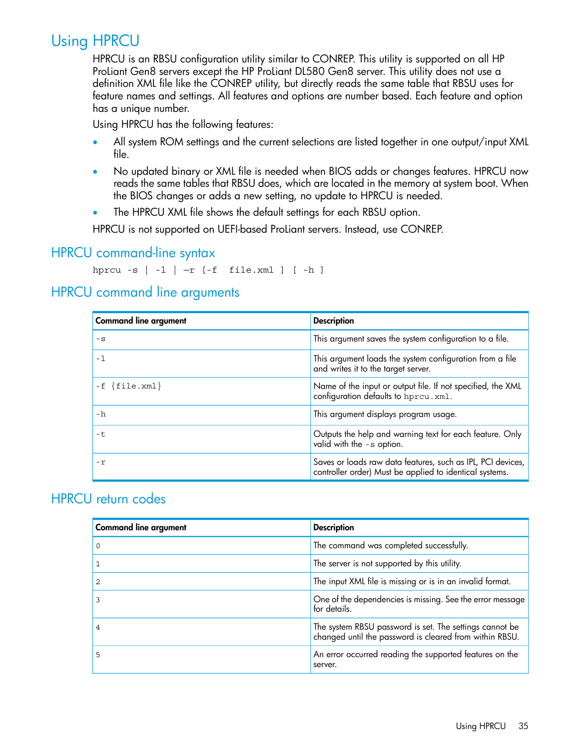# Using HPRCU

HPRCU is an RBSU configuration utility similar to CONREP. This utility is supported on all HP ProLiant Gen8 servers except the HP ProLiant DL580 Gen8 server. This utility does not use a definition XML file like the CONREP utility, but directly reads the same table that RBSU uses for feature names and settings. All features and options are number based. Each feature and option has a unique number.

Using HPRCU has the following features:

- All system ROM settings and the current selections are listed together in one output/input XML file.
- No updated binary or XML file is needed when BIOS adds or changes features. HPRCU now reads the same tables that RBSU does, which are located in the memory at system boot. When the BIOS changes or adds a new setting, no update to HPRCU is needed.
- The HPRCU XML file shows the default settings for each RBSU option.

HPRCU is not supported on UEFI-based ProLiant servers. Instead, use CONREP.

## HPRCU command-line syntax

```
hprcu -s | -l | —r [-f  file.xml ] [ -h ]
```

## HPRCU command line arguments

| Command line argument | Description |
|---|---|
| `-s` | This argument saves the system configuration to a file. |
| `-l` | This argument loads the system configuration from a file and writes it to the target server. |
| `-f {file.xml}` | Name of the input or output file. If not specified, the XML configuration defaults to `hprcu.xml`. |
| `-h` | This argument displays program usage. |
| `-t` | Outputs the help and warning text for each feature. Only valid with the `-s` option. |
| `-r` | Saves or loads raw data features, such as IPL, PCI devices, controller order) Must be applied to identical systems. |

## HPRCU return codes

| Command line argument | Description |
|---|---|
| 0 | The command was completed successfully. |
| 1 | The server is not supported by this utility. |
| 2 | The input XML file is missing or is in an invalid format. |
| 3 | One of the dependencies is missing. See the error message for details. |
| 4 | The system RBSU password is set. The settings cannot be changed until the password is cleared from within RBSU. |
| 5 | An error occurred reading the supported features on the server. |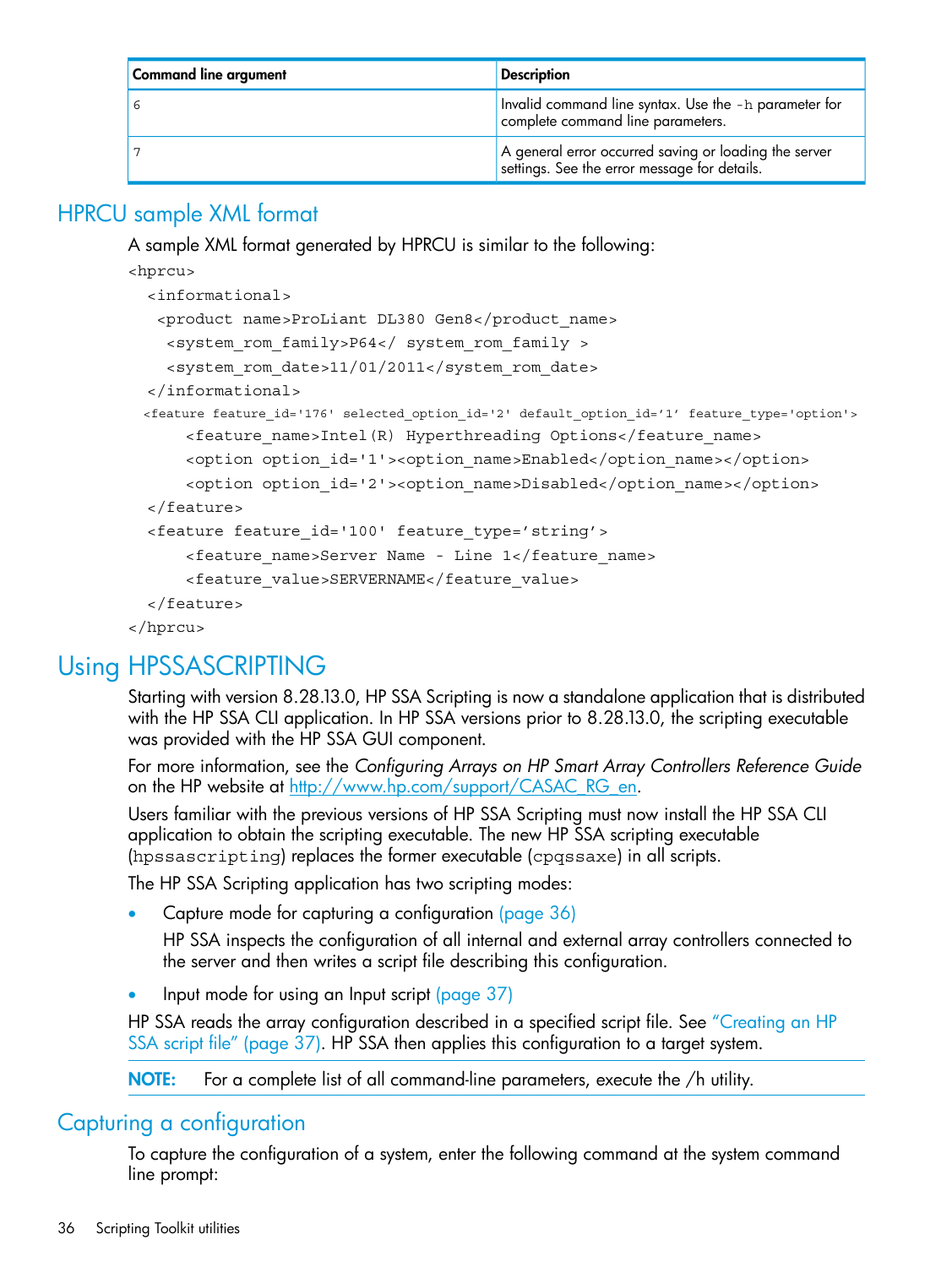| Command line argument | Description |
|---|---|
| 6 | Invalid command line syntax. Use the `-h` parameter for complete command line parameters. |
| 7 | A general error occurred saving or loading the server settings. See the error message for details. |

## HPRCU sample XML format

A sample XML format generated by HPRCU is similar to the following:

```
<hprcu>
  <informational>
   <product name>ProLiant DL380 Gen8</product_name>
    <system_rom_family>P64</ system_rom_family >
    <system_rom_date>11/01/2011</system_rom_date>
  </informational>
  <feature feature_id='176' selected_option_id='2' default_option_id='1' feature_type='option'>
      <feature_name>Intel(R) Hyperthreading Options</feature_name>
      <option option_id='1'><option_name>Enabled</option_name></option>
      <option option_id='2'><option_name>Disabled</option_name></option>
  </feature>
  <feature feature_id='100' feature_type='string'>
      <feature_name>Server Name - Line 1</feature_name>
      <feature_value>SERVERNAME</feature_value>
  </feature>
</hprcu>
```

# Using HPSSASCRIPTING

Starting with version 8.28.13.0, HP SSA Scripting is now a standalone application that is distributed with the HP SSA CLI application. In HP SSA versions prior to 8.28.13.0, the scripting executable was provided with the HP SSA GUI component.

For more information, see the *Configuring Arrays on HP Smart Array Controllers Reference Guide* on the HP website at http://www.hp.com/support/CASAC_RG_en.

Users familiar with the previous versions of HP SSA Scripting must now install the HP SSA CLI application to obtain the scripting executable. The new HP SSA scripting executable (`hpssascripting`) replaces the former executable (`cpqssaxe`) in all scripts.

The HP SSA Scripting application has two scripting modes:

- Capture mode for capturing a configuration (page 36)

  HP SSA inspects the configuration of all internal and external array controllers connected to the server and then writes a script file describing this configuration.

- Input mode for using an Input script (page 37)

HP SSA reads the array configuration described in a specified script file. See "Creating an HP SSA script file" (page 37). HP SSA then applies this configuration to a target system.

**NOTE:** For a complete list of all command-line parameters, execute the /h utility.

## Capturing a configuration

To capture the configuration of a system, enter the following command at the system command line prompt: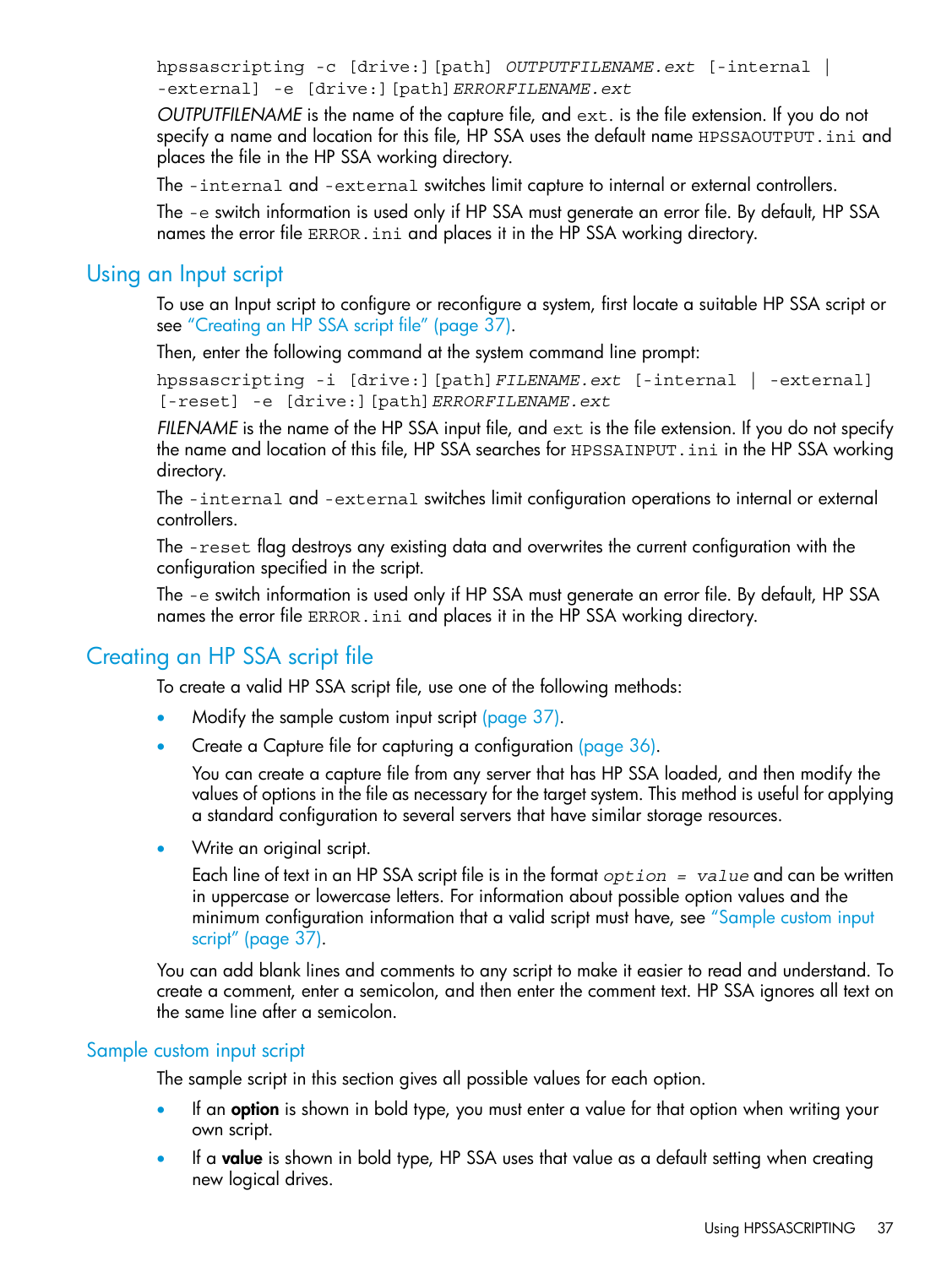```
hpssascripting -c [drive:][path] OUTPUTFILENAME.ext [-internal |
-external] -e [drive:][path]ERRORFILENAME.ext
```

*OUTPUTFILENAME* is the name of the capture file, and `ext.` is the file extension. If you do not specify a name and location for this file, HP SSA uses the default name `HPSSAOUTPUT.ini` and places the file in the HP SSA working directory.

The `-internal` and `-external` switches limit capture to internal or external controllers.

The `-e` switch information is used only if HP SSA must generate an error file. By default, HP SSA names the error file `ERROR.ini` and places it in the HP SSA working directory.

## Using an Input script

To use an Input script to configure or reconfigure a system, first locate a suitable HP SSA script or see "Creating an HP SSA script file" (page 37).

Then, enter the following command at the system command line prompt:

```
hpssascripting -i [drive:][path]FILENAME.ext [-internal | -external]
[-reset] -e [drive:][path]ERRORFILENAME.ext
```

*FILENAME* is the name of the HP SSA input file, and `ext` is the file extension. If you do not specify the name and location of this file, HP SSA searches for `HPSSAINPUT.ini` in the HP SSA working directory.

The `-internal` and `-external` switches limit configuration operations to internal or external controllers.

The `-reset` flag destroys any existing data and overwrites the current configuration with the configuration specified in the script.

The `-e` switch information is used only if HP SSA must generate an error file. By default, HP SSA names the error file `ERROR.ini` and places it in the HP SSA working directory.

## Creating an HP SSA script file

To create a valid HP SSA script file, use one of the following methods:

- Modify the sample custom input script (page 37).
- Create a Capture file for capturing a configuration (page 36).

  You can create a capture file from any server that has HP SSA loaded, and then modify the values of options in the file as necessary for the target system. This method is useful for applying a standard configuration to several servers that have similar storage resources.
- Write an original script.

  Each line of text in an HP SSA script file is in the format `option = value` and can be written in uppercase or lowercase letters. For information about possible option values and the minimum configuration information that a valid script must have, see "Sample custom input script" (page 37).

You can add blank lines and comments to any script to make it easier to read and understand. To create a comment, enter a semicolon, and then enter the comment text. HP SSA ignores all text on the same line after a semicolon.

### Sample custom input script

The sample script in this section gives all possible values for each option.

- If an **option** is shown in bold type, you must enter a value for that option when writing your own script.
- If a **value** is shown in bold type, HP SSA uses that value as a default setting when creating new logical drives.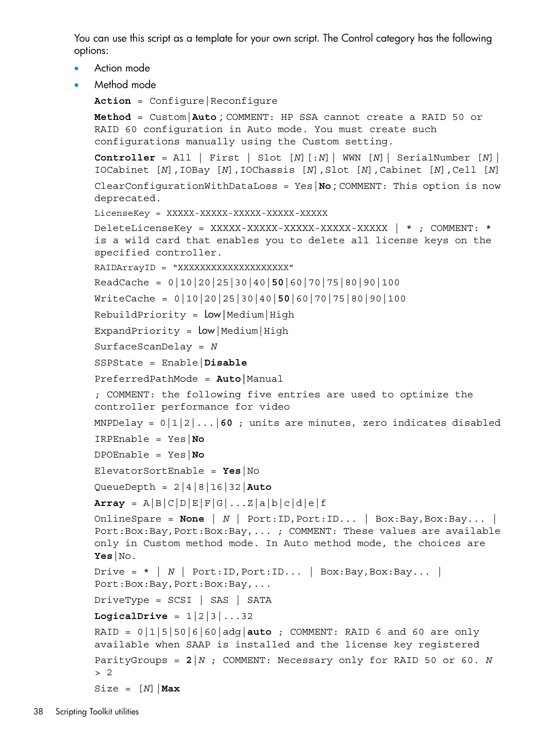You can use this script as a template for your own script. The Control category has the following options:

- Action mode
- Method mode

```
Action = Configure|Reconfigure
Method = Custom|Auto ; COMMENT: HP SSA cannot create a RAID 50 or RAID 60 configuration in Auto mode. You must create such configurations manually using the Custom setting.
Controller = All | First | Slot [N][:N]| WWN [N]| SerialNumber [N]| IOCabinet [N],IOBay [N],IOChassis [N],Slot [N],Cabinet [N],Cell [N]
ClearConfigurationWithDataLoss = Yes|No ; COMMENT: This option is now deprecated.
LicenseKey = XXXXX-XXXXX-XXXXX-XXXXX-XXXXX
DeleteLicenseKey = XXXXX-XXXXX-XXXXX-XXXXX-XXXXX | * ; COMMENT: * is a wild card that enables you to delete all license keys on the specified controller.
RAIDArrayID = "XXXXXXXXXXXXXXXXXXXX"
ReadCache = 0|10|20|25|30|40|50|60|70|75|80|90|100
WriteCache = 0|10|20|25|30|40|50|60|70|75|80|90|100
RebuildPriority = Low|Medium|High
ExpandPriority = Low|Medium|High
SurfaceScanDelay = N
SSPState = Enable|Disable
PreferredPathMode = Auto|Manual
; COMMENT: the following five entries are used to optimize the controller performance for video
MNPDelay = 0|1|2|...|60 ; units are minutes, zero indicates disabled
IRPEnable = Yes|No
DPOEnable = Yes|No
ElevatorSortEnable = Yes|No
QueueDepth = 2|4|8|16|32|Auto
Array = A|B|C|D|E|F|G|...Z|a|b|c|d|e|f
OnlineSpare = None | N | Port:ID,Port:ID... | Box:Bay,Box:Bay... | Port:Box:Bay,Port:Box:Bay,... ; COMMENT: These values are available only in Custom method mode. In Auto method mode, the choices are Yes|No.
Drive = * | N | Port:ID,Port:ID... | Box:Bay,Box:Bay... | Port:Box:Bay,Port:Box:Bay,...
DriveType = SCSI | SAS | SATA
LogicalDrive = 1|2|3|...32
RAID = 0|1|5|50|6|60|adg|auto ; COMMENT: RAID 6 and 60 are only available when SAAP is installed and the license key registered
ParityGroups = 2|N ; COMMENT: Necessary only for RAID 50 or 60. N > 2
Size = [N]|Max
```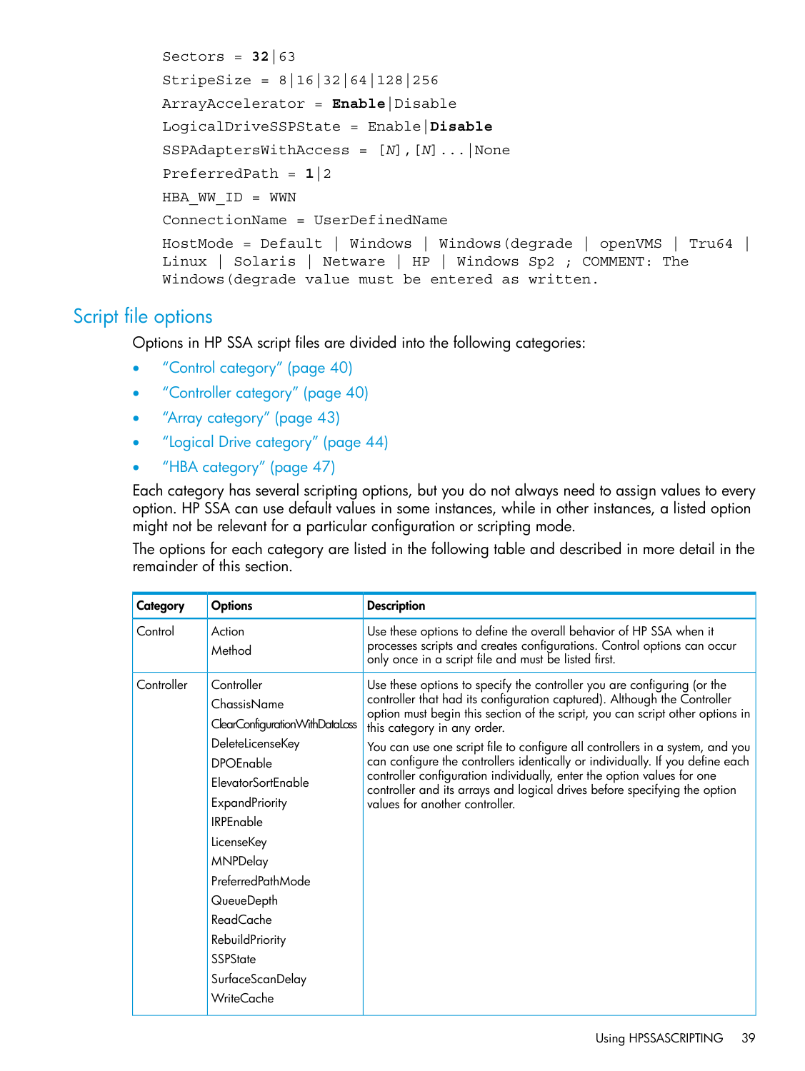```
Sectors = 32|63
StripeSize = 8|16|32|64|128|256
ArrayAccelerator = Enable|Disable
LogicalDriveSSPState = Enable|Disable
SSPAdaptersWithAccess = [N],[N]...|None
PreferredPath = 1|2
HBA_WW_ID = WWN
ConnectionName = UserDefinedName
HostMode = Default | Windows | Windows(degrade | openVMS | Tru64 |
Linux | Solaris | Netware | HP | Windows Sp2 ; COMMENT: The
Windows(degrade value must be entered as written.
```

## Script file options

Options in HP SSA script files are divided into the following categories:

- "Control category" (page 40)
- "Controller category" (page 40)
- "Array category" (page 43)
- "Logical Drive category" (page 44)
- "HBA category" (page 47)

Each category has several scripting options, but you do not always need to assign values to every option. HP SSA can use default values in some instances, while in other instances, a listed option might not be relevant for a particular configuration or scripting mode.

The options for each category are listed in the following table and described in more detail in the remainder of this section.

| Category | Options | Description |
|---|---|---|
| Control | Action<br>Method | Use these options to define the overall behavior of HP SSA when it processes scripts and creates configurations. Control options can occur only once in a script file and must be listed first. |
| Controller | Controller<br>ChassisName<br>ClearConfigurationWithDataLoss<br>DeleteLicenseKey<br>DPOEnable<br>ElevatorSortEnable<br>ExpandPriority<br>IRPEnable<br>LicenseKey<br>MNPDelay<br>PreferredPathMode<br>QueueDepth<br>ReadCache<br>RebuildPriority<br>SSPState<br>SurfaceScanDelay<br>WriteCache | Use these options to specify the controller you are configuring (or the controller that had its configuration captured). Although the Controller option must begin this section of the script, you can script other options in this category in any order.<br><br>You can use one script file to configure all controllers in a system, and you can configure the controllers identically or individually. If you define each controller configuration individually, enter the option values for one controller and its arrays and logical drives before specifying the option values for another controller. |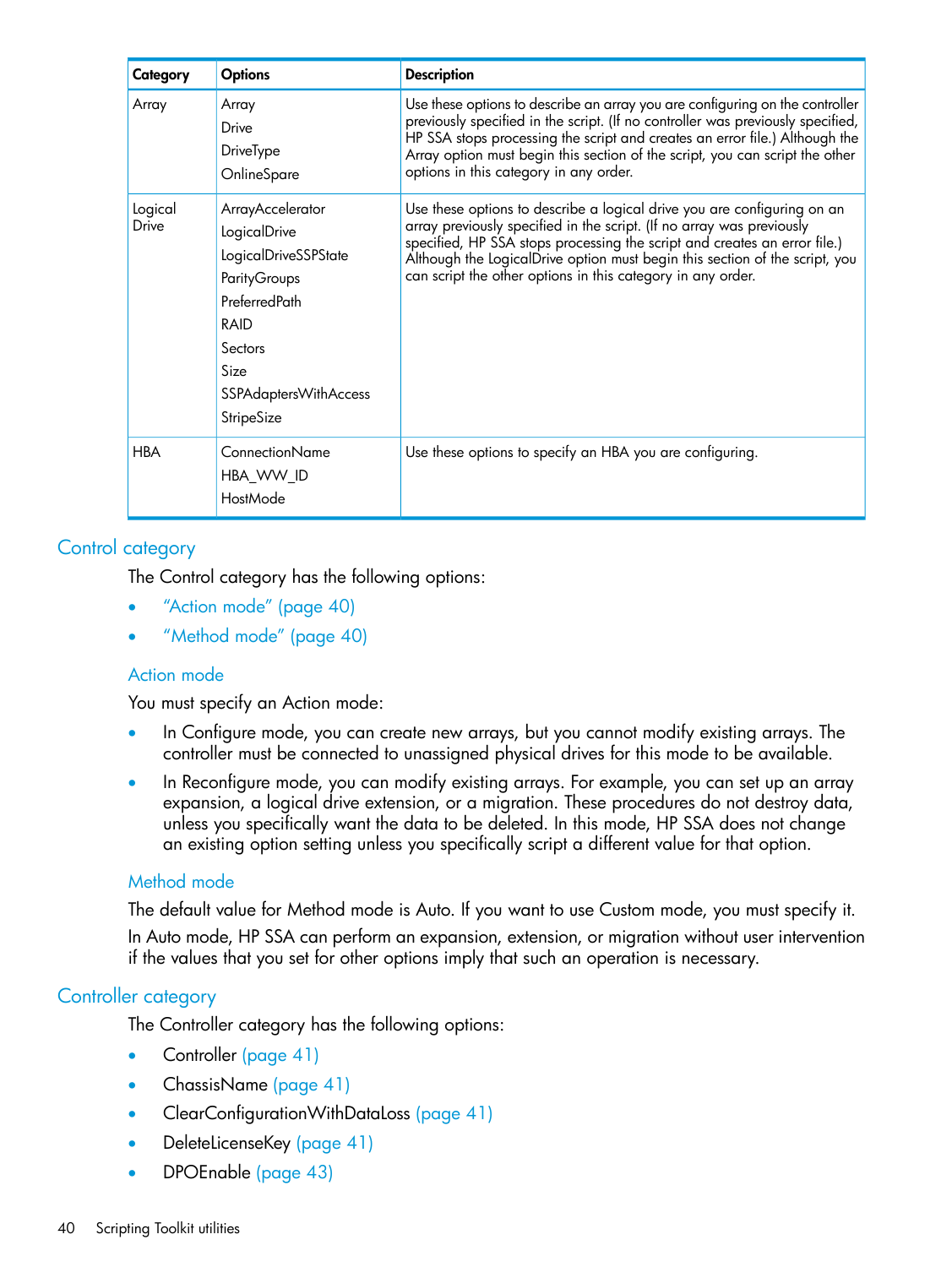| Category | Options | Description |
| --- | --- | --- |
| Array | Array<br>Drive<br>DriveType<br>OnlineSpare | Use these options to describe an array you are configuring on the controller previously specified in the script. (If no controller was previously specified, HP SSA stops processing the script and creates an error file.) Although the Array option must begin this section of the script, you can script the other options in this category in any order. |
| Logical Drive | ArrayAccelerator<br>LogicalDrive<br>LogicalDriveSSPState<br>ParityGroups<br>PreferredPath<br>RAID<br>Sectors<br>Size<br>SSPAdaptersWithAccess<br>StripeSize | Use these options to describe a logical drive you are configuring on an array previously specified in the script. (If no array was previously specified, HP SSA stops processing the script and creates an error file.) Although the LogicalDrive option must begin this section of the script, you can script the other options in this category in any order. |
| HBA | ConnectionName<br>HBA_WW_ID<br>HostMode | Use these options to specify an HBA you are configuring. |

## Control category

The Control category has the following options:

- "Action mode" (page 40)
- "Method mode" (page 40)

### Action mode

You must specify an Action mode:

- In Configure mode, you can create new arrays, but you cannot modify existing arrays. The controller must be connected to unassigned physical drives for this mode to be available.
- In Reconfigure mode, you can modify existing arrays. For example, you can set up an array expansion, a logical drive extension, or a migration. These procedures do not destroy data, unless you specifically want the data to be deleted. In this mode, HP SSA does not change an existing option setting unless you specifically script a different value for that option.

### Method mode

The default value for Method mode is Auto. If you want to use Custom mode, you must specify it.

In Auto mode, HP SSA can perform an expansion, extension, or migration without user intervention if the values that you set for other options imply that such an operation is necessary.

## Controller category

The Controller category has the following options:

- Controller (page 41)
- ChassisName (page 41)
- ClearConfigurationWithDataLoss (page 41)
- DeleteLicenseKey (page 41)
- DPOEnable (page 43)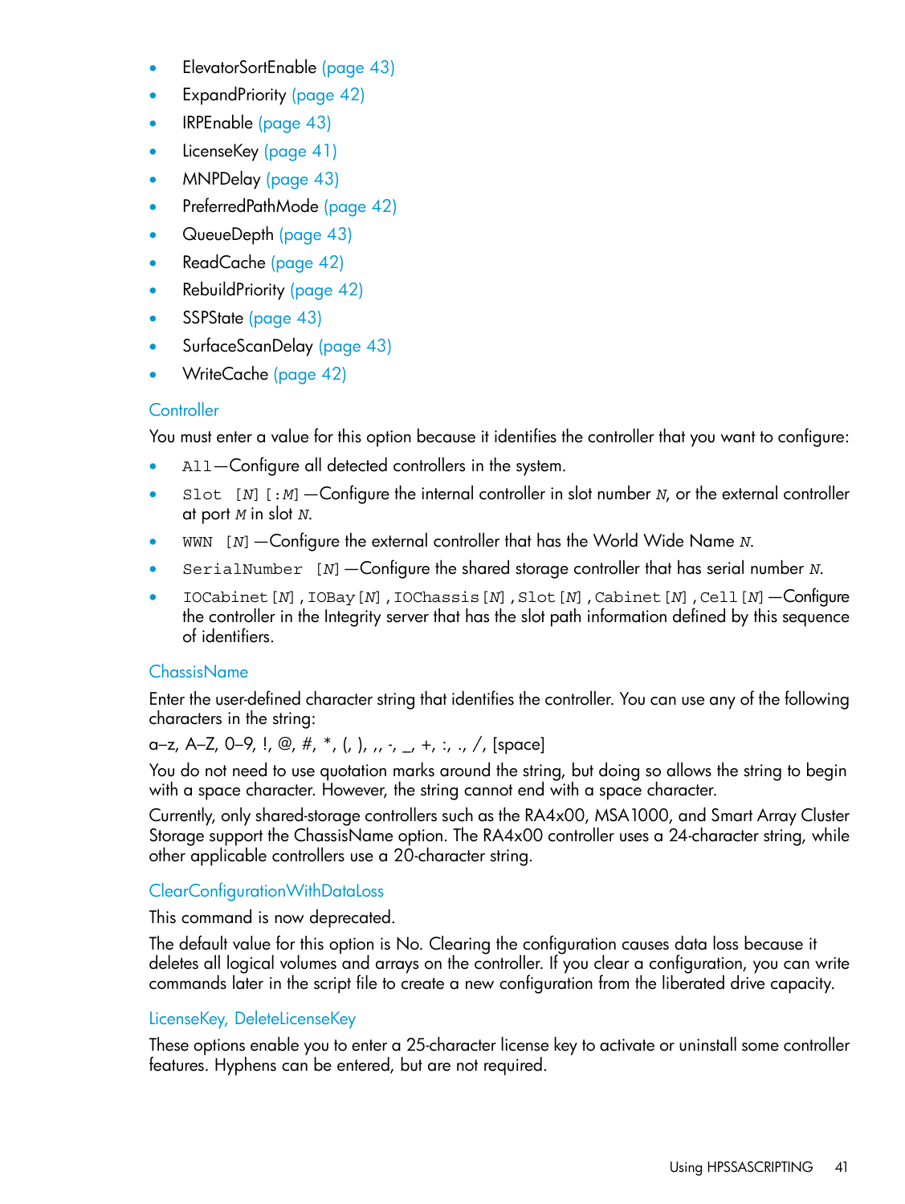- ElevatorSortEnable (page 43)
- ExpandPriority (page 42)
- IRPEnable (page 43)
- LicenseKey (page 41)
- MNPDelay (page 43)
- PreferredPathMode (page 42)
- QueueDepth (page 43)
- ReadCache (page 42)
- RebuildPriority (page 42)
- SSPState (page 43)
- SurfaceScanDelay (page 43)
- WriteCache (page 42)

### Controller

You must enter a value for this option because it identifies the controller that you want to configure:

- `All`—Configure all detected controllers in the system.
- `Slot [N][:M]`—Configure the internal controller in slot number *N*, or the external controller at port *M* in slot *N*.
- `WWN [N]`—Configure the external controller that has the World Wide Name *N*.
- `SerialNumber [N]`—Configure the shared storage controller that has serial number *N*.
- `IOCabinet[N],IOBay[N],IOChassis[N],Slot[N],Cabinet[N],Cell[N]`—Configure the controller in the Integrity server that has the slot path information defined by this sequence of identifiers.

### ChassisName

Enter the user-defined character string that identifies the controller. You can use any of the following characters in the string:

a–z, A–Z, 0–9, !, @, #, *, (, ), ,, -, _, +, :, ., /, [space]

You do not need to use quotation marks around the string, but doing so allows the string to begin with a space character. However, the string cannot end with a space character.

Currently, only shared-storage controllers such as the RA4x00, MSA1000, and Smart Array Cluster Storage support the ChassisName option. The RA4x00 controller uses a 24-character string, while other applicable controllers use a 20-character string.

### ClearConfigurationWithDataLoss

This command is now deprecated.

The default value for this option is No. Clearing the configuration causes data loss because it deletes all logical volumes and arrays on the controller. If you clear a configuration, you can write commands later in the script file to create a new configuration from the liberated drive capacity.

### LicenseKey, DeleteLicenseKey

These options enable you to enter a 25-character license key to activate or uninstall some controller features. Hyphens can be entered, but are not required.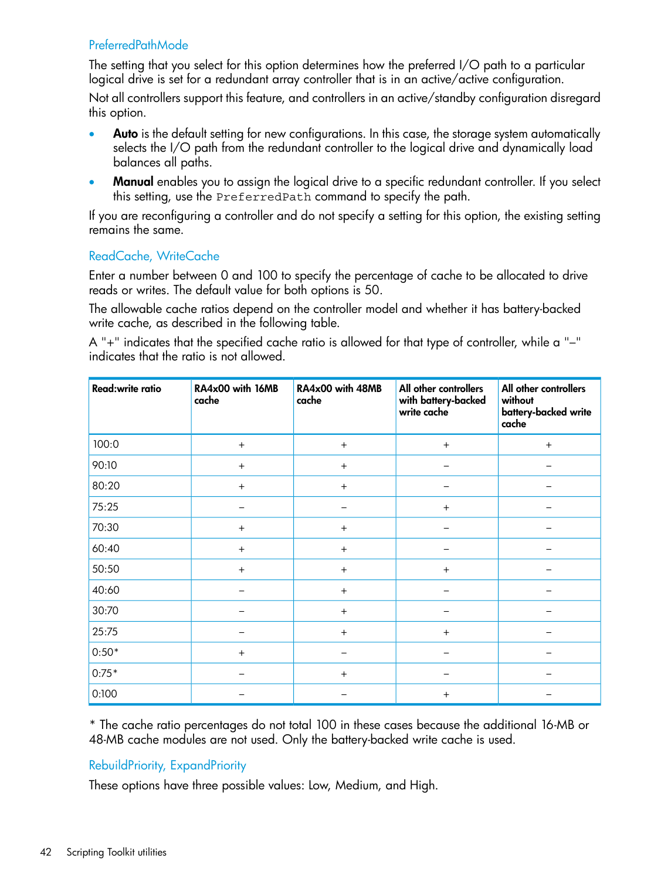### PreferredPathMode

The setting that you select for this option determines how the preferred I/O path to a particular logical drive is set for a redundant array controller that is in an active/active configuration.

Not all controllers support this feature, and controllers in an active/standby configuration disregard this option.

- **Auto** is the default setting for new configurations. In this case, the storage system automatically selects the I/O path from the redundant controller to the logical drive and dynamically load balances all paths.
- **Manual** enables you to assign the logical drive to a specific redundant controller. If you select this setting, use the `PreferredPath` command to specify the path.

If you are reconfiguring a controller and do not specify a setting for this option, the existing setting remains the same.

### ReadCache, WriteCache

Enter a number between 0 and 100 to specify the percentage of cache to be allocated to drive reads or writes. The default value for both options is 50.

The allowable cache ratios depend on the controller model and whether it has battery-backed write cache, as described in the following table.

A "+" indicates that the specified cache ratio is allowed for that type of controller, while a "–" indicates that the ratio is not allowed.

| Read:write ratio | RA4x00 with 16MB cache | RA4x00 with 48MB cache | All other controllers with battery-backed write cache | All other controllers without battery-backed write cache |
|---|---|---|---|---|
| 100:0 | + | + | + | + |
| 90:10 | + | + | – | – |
| 80:20 | + | + | – | – |
| 75:25 | – | – | + | – |
| 70:30 | + | + | – | – |
| 60:40 | + | + | – | – |
| 50:50 | + | + | + | – |
| 40:60 | – | + | – | – |
| 30:70 | – | + | – | – |
| 25:75 | – | + | + | – |
| 0:50* | + | – | – | – |
| 0:75* | – | + | – | – |
| 0:100 | – | – | + | – |

* The cache ratio percentages do not total 100 in these cases because the additional 16-MB or 48-MB cache modules are not used. Only the battery-backed write cache is used.

### RebuildPriority, ExpandPriority

These options have three possible values: Low, Medium, and High.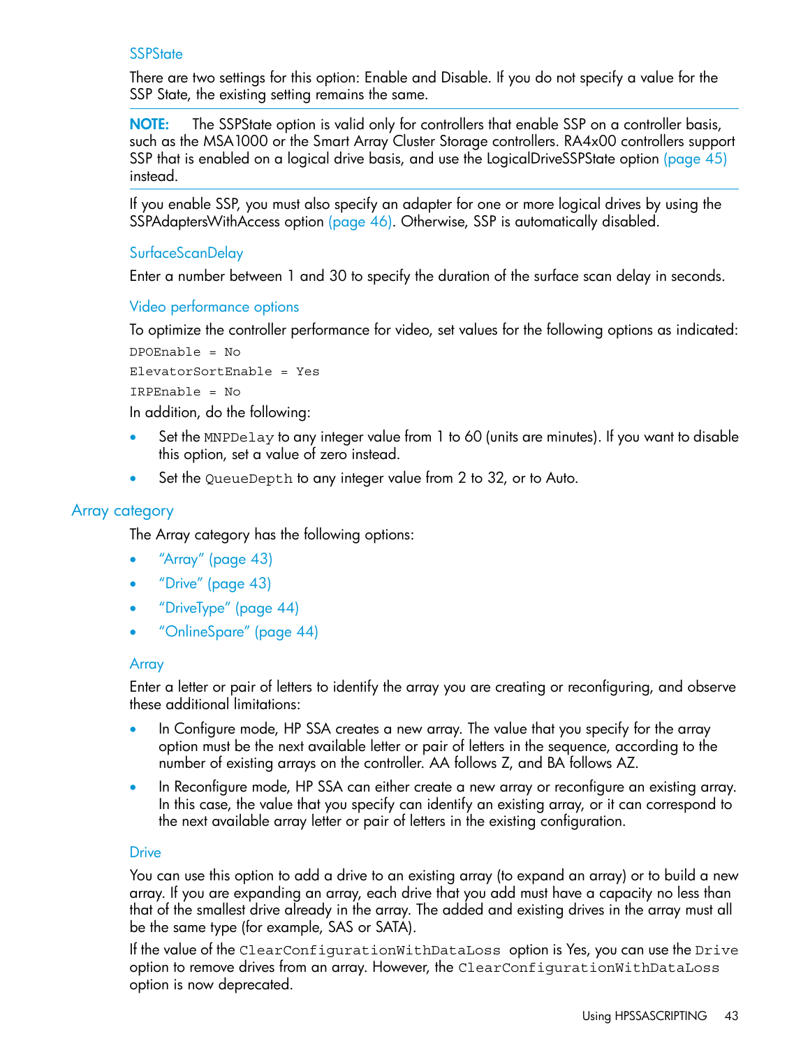### SSPState

There are two settings for this option: Enable and Disable. If you do not specify a value for the SSP State, the existing setting remains the same.

**NOTE:** The SSPState option is valid only for controllers that enable SSP on a controller basis, such as the MSA1000 or the Smart Array Cluster Storage controllers. RA4x00 controllers support SSP that is enabled on a logical drive basis, and use the LogicalDriveSSPState option (page 45) instead.

If you enable SSP, you must also specify an adapter for one or more logical drives by using the SSPAdaptersWithAccess option (page 46). Otherwise, SSP is automatically disabled.

### SurfaceScanDelay

Enter a number between 1 and 30 to specify the duration of the surface scan delay in seconds.

### Video performance options

To optimize the controller performance for video, set values for the following options as indicated:

```
DPOEnable = No
ElevatorSortEnable = Yes
IRPEnable = No
```

In addition, do the following:

- Set the `MNPDelay` to any integer value from 1 to 60 (units are minutes). If you want to disable this option, set a value of zero instead.
- Set the `QueueDepth` to any integer value from 2 to 32, or to Auto.

## Array category

The Array category has the following options:

- "Array" (page 43)
- "Drive" (page 43)
- "DriveType" (page 44)
- "OnlineSpare" (page 44)

### Array

Enter a letter or pair of letters to identify the array you are creating or reconfiguring, and observe these additional limitations:

- In Configure mode, HP SSA creates a new array. The value that you specify for the array option must be the next available letter or pair of letters in the sequence, according to the number of existing arrays on the controller. AA follows Z, and BA follows AZ.
- In Reconfigure mode, HP SSA can either create a new array or reconfigure an existing array. In this case, the value that you specify can identify an existing array, or it can correspond to the next available array letter or pair of letters in the existing configuration.

### Drive

You can use this option to add a drive to an existing array (to expand an array) or to build a new array. If you are expanding an array, each drive that you add must have a capacity no less than that of the smallest drive already in the array. The added and existing drives in the array must all be the same type (for example, SAS or SATA).

If the value of the `ClearConfigurationWithDataLoss` option is Yes, you can use the `Drive` option to remove drives from an array. However, the `ClearConfigurationWithDataLoss` option is now deprecated.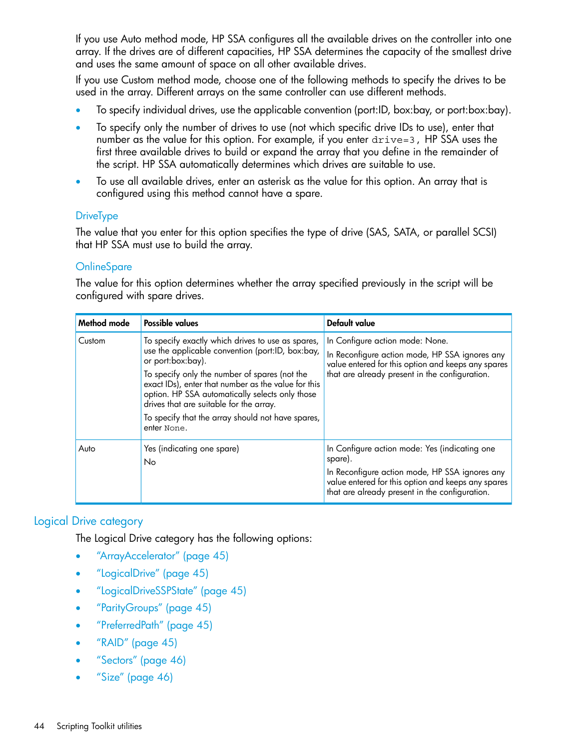If you use Auto method mode, HP SSA configures all the available drives on the controller into one array. If the drives are of different capacities, HP SSA determines the capacity of the smallest drive and uses the same amount of space on all other available drives.

If you use Custom method mode, choose one of the following methods to specify the drives to be used in the array. Different arrays on the same controller can use different methods.

- To specify individual drives, use the applicable convention (port:ID, box:bay, or port:box:bay).
- To specify only the number of drives to use (not which specific drive IDs to use), enter that number as the value for this option. For example, if you enter `drive=3`, HP SSA uses the first three available drives to build or expand the array that you define in the remainder of the script. HP SSA automatically determines which drives are suitable to use.
- To use all available drives, enter an asterisk as the value for this option. An array that is configured using this method cannot have a spare.

### DriveType

The value that you enter for this option specifies the type of drive (SAS, SATA, or parallel SCSI) that HP SSA must use to build the array.

### OnlineSpare

The value for this option determines whether the array specified previously in the script will be configured with spare drives.

| Method mode | Possible values | Default value |
|---|---|---|
| Custom | To specify exactly which drives to use as spares, use the applicable convention (port:ID, box:bay, or port:box:bay).<br>To specify only the number of spares (not the exact IDs), enter that number as the value for this option. HP SSA automatically selects only those drives that are suitable for the array.<br>To specify that the array should not have spares, enter `None`. | In Configure action mode: None.<br>In Reconfigure action mode, HP SSA ignores any value entered for this option and keeps any spares that are already present in the configuration. |
| Auto | Yes (indicating one spare)<br>No | In Configure action mode: Yes (indicating one spare).<br>In Reconfigure action mode, HP SSA ignores any value entered for this option and keeps any spares that are already present in the configuration. |

## Logical Drive category

The Logical Drive category has the following options:

- "ArrayAccelerator" (page 45)
- "LogicalDrive" (page 45)
- "LogicalDriveSSPState" (page 45)
- "ParityGroups" (page 45)
- "PreferredPath" (page 45)
- "RAID" (page 45)
- "Sectors" (page 46)
- "Size" (page 46)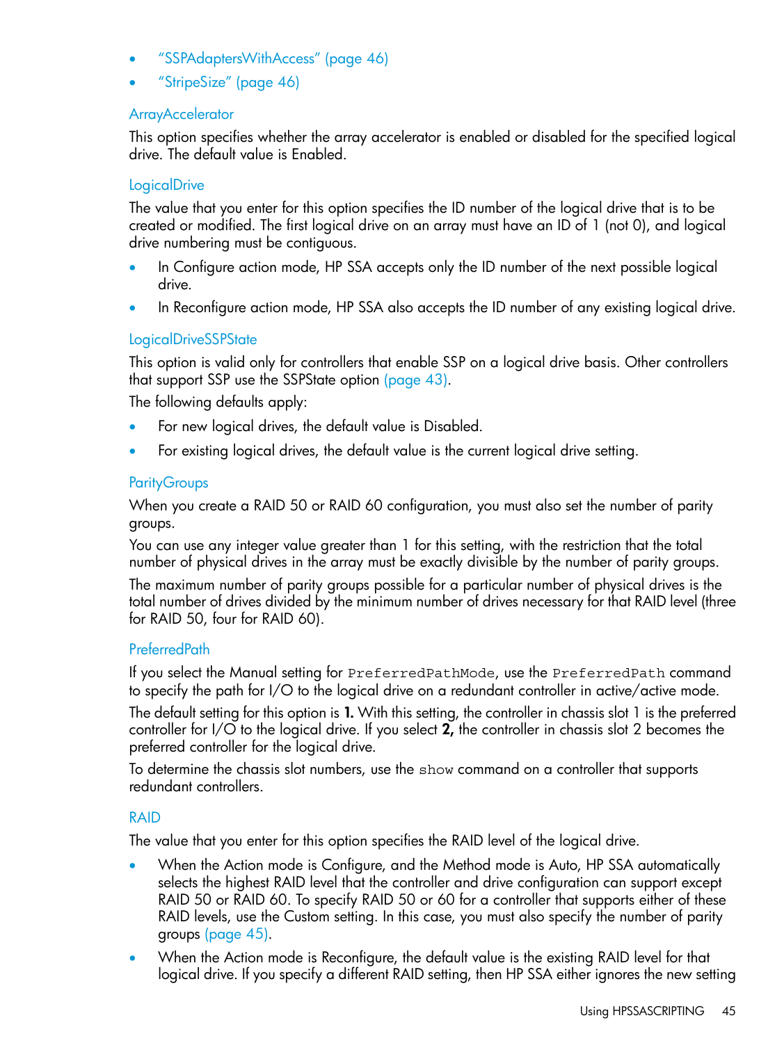- “SSPAdaptersWithAccess” (page 46)
- “StripeSize” (page 46)

### ArrayAccelerator

This option specifies whether the array accelerator is enabled or disabled for the specified logical drive. The default value is Enabled.

### LogicalDrive

The value that you enter for this option specifies the ID number of the logical drive that is to be created or modified. The first logical drive on an array must have an ID of 1 (not 0), and logical drive numbering must be contiguous.

- In Configure action mode, HP SSA accepts only the ID number of the next possible logical drive.
- In Reconfigure action mode, HP SSA also accepts the ID number of any existing logical drive.

### LogicalDriveSSPState

This option is valid only for controllers that enable SSP on a logical drive basis. Other controllers that support SSP use the SSPState option (page 43).

The following defaults apply:

- For new logical drives, the default value is Disabled.
- For existing logical drives, the default value is the current logical drive setting.

### ParityGroups

When you create a RAID 50 or RAID 60 configuration, you must also set the number of parity groups.

You can use any integer value greater than 1 for this setting, with the restriction that the total number of physical drives in the array must be exactly divisible by the number of parity groups.

The maximum number of parity groups possible for a particular number of physical drives is the total number of drives divided by the minimum number of drives necessary for that RAID level (three for RAID 50, four for RAID 60).

### PreferredPath

If you select the Manual setting for `PreferredPathMode`, use the `PreferredPath` command to specify the path for I/O to the logical drive on a redundant controller in active/active mode.

The default setting for this option is **1.** With this setting, the controller in chassis slot 1 is the preferred controller for I/O to the logical drive. If you select **2,** the controller in chassis slot 2 becomes the preferred controller for the logical drive.

To determine the chassis slot numbers, use the `show` command on a controller that supports redundant controllers.

### RAID

The value that you enter for this option specifies the RAID level of the logical drive.

- When the Action mode is Configure, and the Method mode is Auto, HP SSA automatically selects the highest RAID level that the controller and drive configuration can support except RAID 50 or RAID 60. To specify RAID 50 or 60 for a controller that supports either of these RAID levels, use the Custom setting. In this case, you must also specify the number of parity groups (page 45).
- When the Action mode is Reconfigure, the default value is the existing RAID level for that logical drive. If you specify a different RAID setting, then HP SSA either ignores the new setting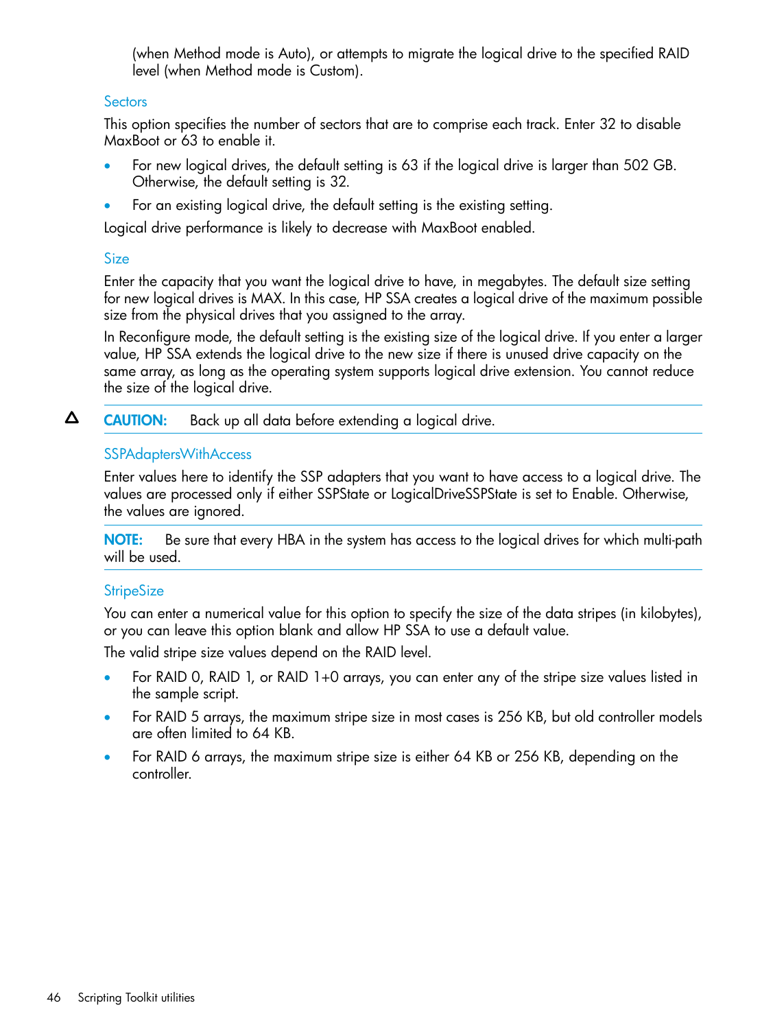(when Method mode is Auto), or attempts to migrate the logical drive to the specified RAID level (when Method mode is Custom).

#### Sectors

This option specifies the number of sectors that are to comprise each track. Enter 32 to disable MaxBoot or 63 to enable it.

- For new logical drives, the default setting is 63 if the logical drive is larger than 502 GB. Otherwise, the default setting is 32.
- For an existing logical drive, the default setting is the existing setting.

Logical drive performance is likely to decrease with MaxBoot enabled.

#### Size

Enter the capacity that you want the logical drive to have, in megabytes. The default size setting for new logical drives is MAX. In this case, HP SSA creates a logical drive of the maximum possible size from the physical drives that you assigned to the array.

In Reconfigure mode, the default setting is the existing size of the logical drive. If you enter a larger value, HP SSA extends the logical drive to the new size if there is unused drive capacity on the same array, as long as the operating system supports logical drive extension. You cannot reduce the size of the logical drive.

**CAUTION:** Back up all data before extending a logical drive.

#### SSPAdaptersWithAccess

Enter values here to identify the SSP adapters that you want to have access to a logical drive. The values are processed only if either SSPState or LogicalDriveSSPState is set to Enable. Otherwise, the values are ignored.

**NOTE:** Be sure that every HBA in the system has access to the logical drives for which multi-path will be used.

#### StripeSize

You can enter a numerical value for this option to specify the size of the data stripes (in kilobytes), or you can leave this option blank and allow HP SSA to use a default value.

The valid stripe size values depend on the RAID level.

- For RAID 0, RAID 1, or RAID 1+0 arrays, you can enter any of the stripe size values listed in the sample script.
- For RAID 5 arrays, the maximum stripe size in most cases is 256 KB, but old controller models are often limited to 64 KB.
- For RAID 6 arrays, the maximum stripe size is either 64 KB or 256 KB, depending on the controller.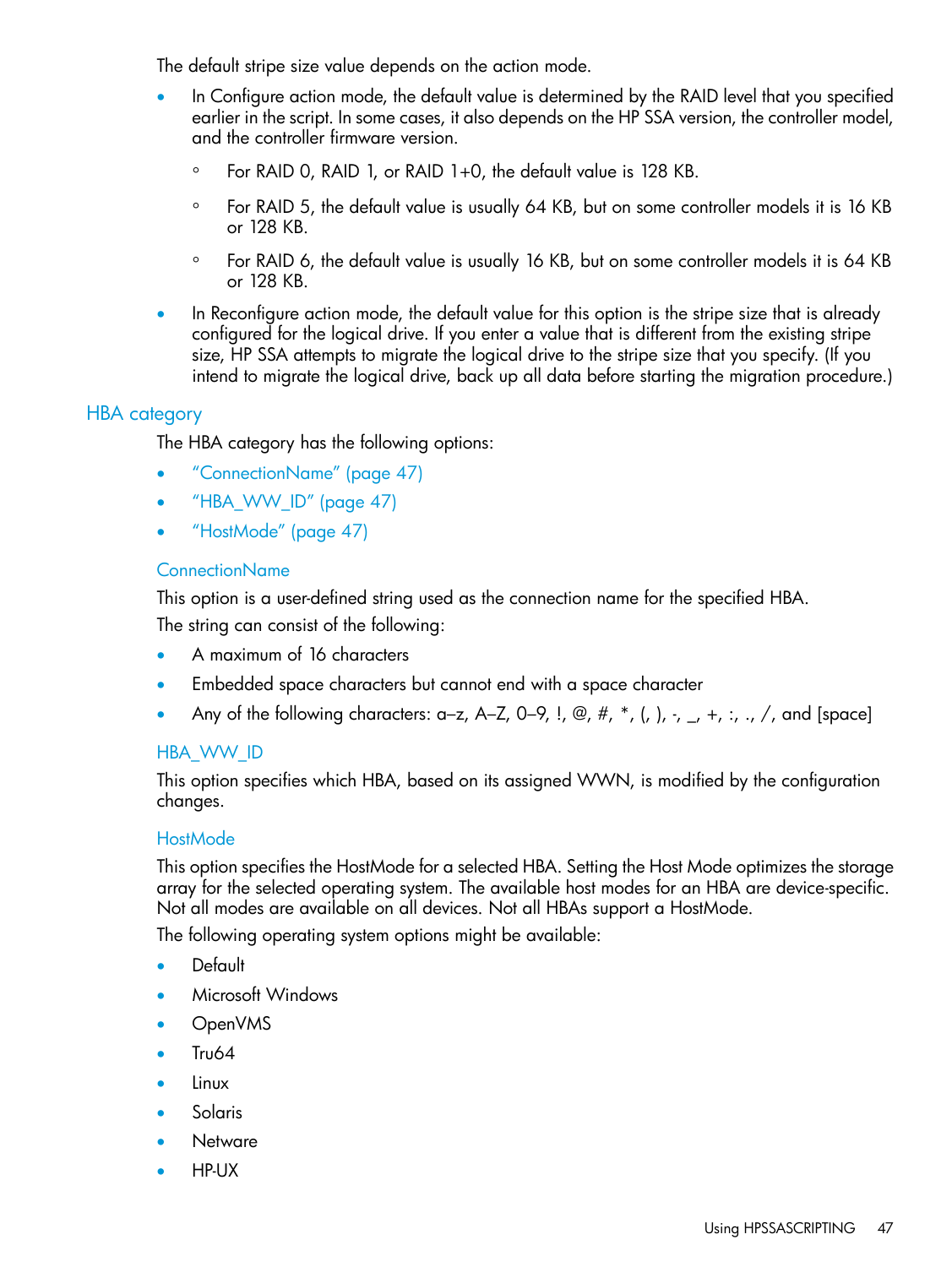The default stripe size value depends on the action mode.

- In Configure action mode, the default value is determined by the RAID level that you specified earlier in the script. In some cases, it also depends on the HP SSA version, the controller model, and the controller firmware version.
  - For RAID 0, RAID 1, or RAID 1+0, the default value is 128 KB.
  - For RAID 5, the default value is usually 64 KB, but on some controller models it is 16 KB or 128 KB.
  - For RAID 6, the default value is usually 16 KB, but on some controller models it is 64 KB or 128 KB.
- In Reconfigure action mode, the default value for this option is the stripe size that is already configured for the logical drive. If you enter a value that is different from the existing stripe size, HP SSA attempts to migrate the logical drive to the stripe size that you specify. (If you intend to migrate the logical drive, back up all data before starting the migration procedure.)

## HBA category

The HBA category has the following options:

- "ConnectionName" (page 47)
- "HBA_WW_ID" (page 47)
- "HostMode" (page 47)

### ConnectionName

This option is a user-defined string used as the connection name for the specified HBA.

The string can consist of the following:

- A maximum of 16 characters
- Embedded space characters but cannot end with a space character
- Any of the following characters: a–z, A–Z, 0–9, !, @, #, *, (, ), -, _, +, :, ., /, and [space]

### HBA_WW_ID

This option specifies which HBA, based on its assigned WWN, is modified by the configuration changes.

### HostMode

This option specifies the HostMode for a selected HBA. Setting the Host Mode optimizes the storage array for the selected operating system. The available host modes for an HBA are device-specific. Not all modes are available on all devices. Not all HBAs support a HostMode.

The following operating system options might be available:

- Default
- Microsoft Windows
- OpenVMS
- Tru64
- Linux
- Solaris
- Netware
- HP-UX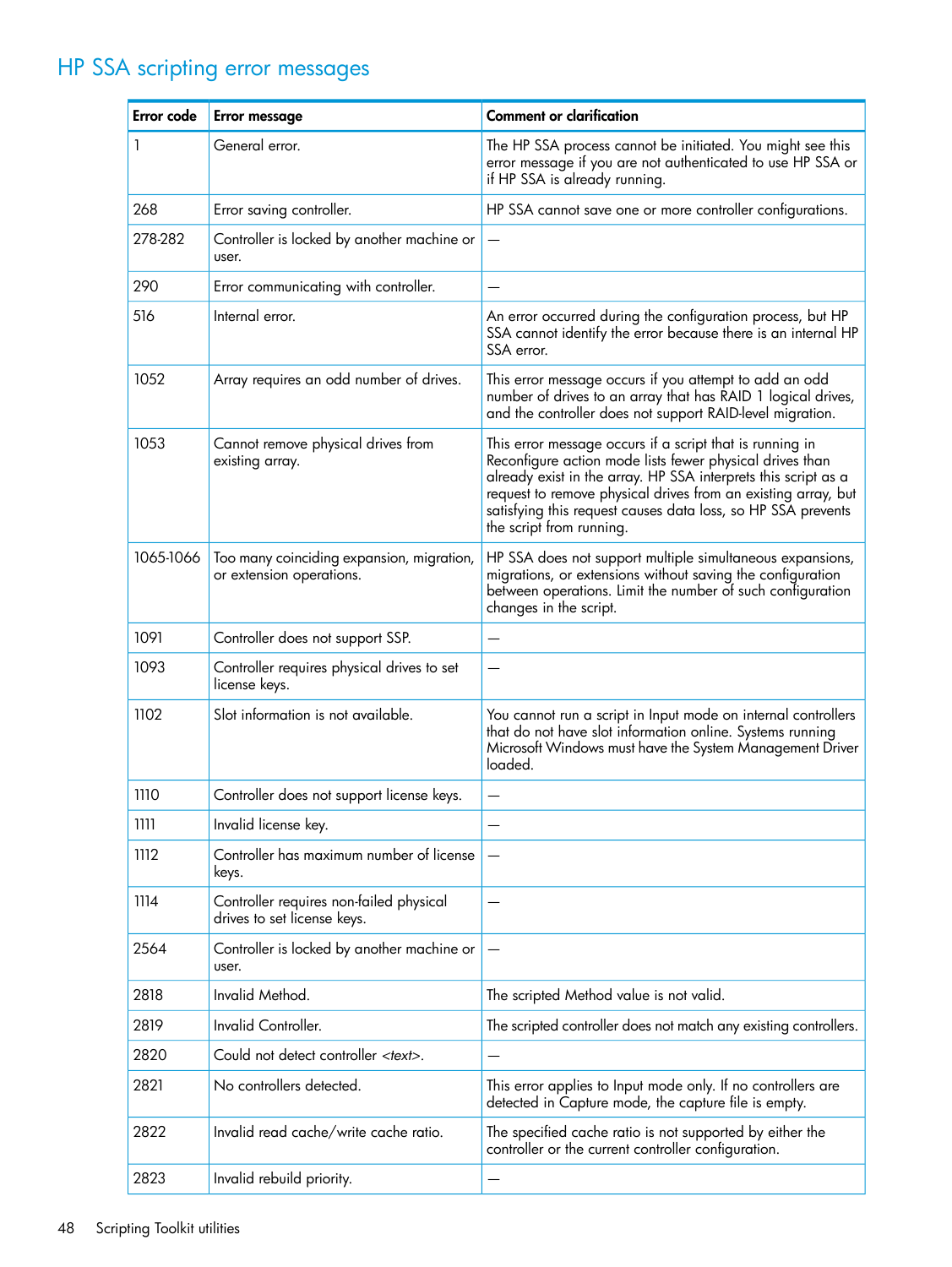## HP SSA scripting error messages

| Error code | Error message | Comment or clarification |
|---|---|---|
| 1 | General error. | The HP SSA process cannot be initiated. You might see this error message if you are not authenticated to use HP SSA or if HP SSA is already running. |
| 268 | Error saving controller. | HP SSA cannot save one or more controller configurations. |
| 278-282 | Controller is locked by another machine or user. | — |
| 290 | Error communicating with controller. | — |
| 516 | Internal error. | An error occurred during the configuration process, but HP SSA cannot identify the error because there is an internal HP SSA error. |
| 1052 | Array requires an odd number of drives. | This error message occurs if you attempt to add an odd number of drives to an array that has RAID 1 logical drives, and the controller does not support RAID-level migration. |
| 1053 | Cannot remove physical drives from existing array. | This error message occurs if a script that is running in Reconfigure action mode lists fewer physical drives than already exist in the array. HP SSA interprets this script as a request to remove physical drives from an existing array, but satisfying this request causes data loss, so HP SSA prevents the script from running. |
| 1065-1066 | Too many coinciding expansion, migration, or extension operations. | HP SSA does not support multiple simultaneous expansions, migrations, or extensions without saving the configuration between operations. Limit the number of such configuration changes in the script. |
| 1091 | Controller does not support SSP. | — |
| 1093 | Controller requires physical drives to set license keys. | — |
| 1102 | Slot information is not available. | You cannot run a script in Input mode on internal controllers that do not have slot information online. Systems running Microsoft Windows must have the System Management Driver loaded. |
| 1110 | Controller does not support license keys. | — |
| 1111 | Invalid license key. | — |
| 1112 | Controller has maximum number of license keys. | — |
| 1114 | Controller requires non-failed physical drives to set license keys. | — |
| 2564 | Controller is locked by another machine or user. | — |
| 2818 | Invalid Method. | The scripted Method value is not valid. |
| 2819 | Invalid Controller. | The scripted controller does not match any existing controllers. |
| 2820 | Could not detect controller *<text>*. | — |
| 2821 | No controllers detected. | This error applies to Input mode only. If no controllers are detected in Capture mode, the capture file is empty. |
| 2822 | Invalid read cache/write cache ratio. | The specified cache ratio is not supported by either the controller or the current controller configuration. |
| 2823 | Invalid rebuild priority. | — |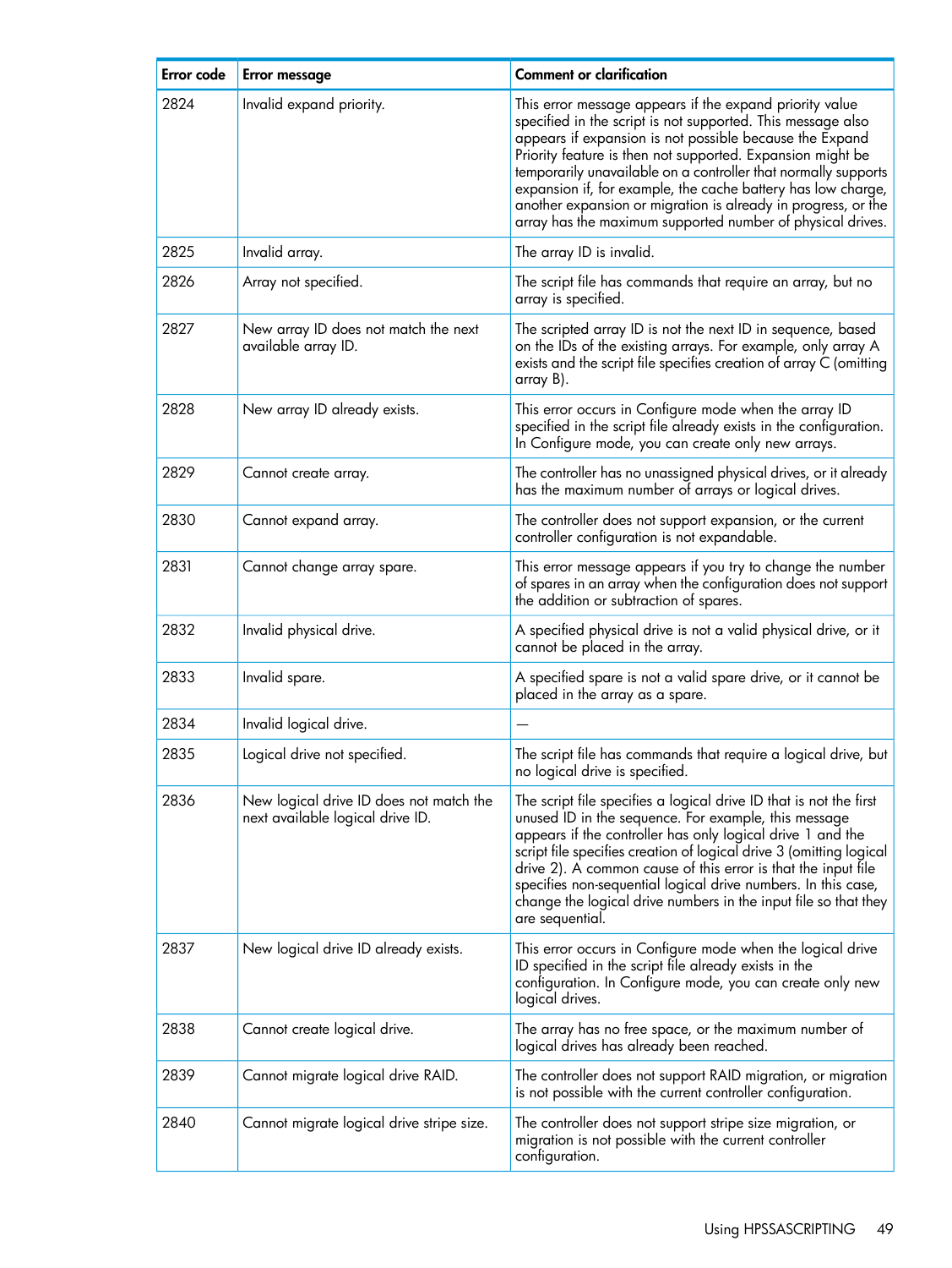| Error code | Error message | Comment or clarification |
|---|---|---|
| 2824 | Invalid expand priority. | This error message appears if the expand priority value specified in the script is not supported. This message also appears if expansion is not possible because the Expand Priority feature is then not supported. Expansion might be temporarily unavailable on a controller that normally supports expansion if, for example, the cache battery has low charge, another expansion or migration is already in progress, or the array has the maximum supported number of physical drives. |
| 2825 | Invalid array. | The array ID is invalid. |
| 2826 | Array not specified. | The script file has commands that require an array, but no array is specified. |
| 2827 | New array ID does not match the next available array ID. | The scripted array ID is not the next ID in sequence, based on the IDs of the existing arrays. For example, only array A exists and the script file specifies creation of array C (omitting array B). |
| 2828 | New array ID already exists. | This error occurs in Configure mode when the array ID specified in the script file already exists in the configuration. In Configure mode, you can create only new arrays. |
| 2829 | Cannot create array. | The controller has no unassigned physical drives, or it already has the maximum number of arrays or logical drives. |
| 2830 | Cannot expand array. | The controller does not support expansion, or the current controller configuration is not expandable. |
| 2831 | Cannot change array spare. | This error message appears if you try to change the number of spares in an array when the configuration does not support the addition or subtraction of spares. |
| 2832 | Invalid physical drive. | A specified physical drive is not a valid physical drive, or it cannot be placed in the array. |
| 2833 | Invalid spare. | A specified spare is not a valid spare drive, or it cannot be placed in the array as a spare. |
| 2834 | Invalid logical drive. | — |
| 2835 | Logical drive not specified. | The script file has commands that require a logical drive, but no logical drive is specified. |
| 2836 | New logical drive ID does not match the next available logical drive ID. | The script file specifies a logical drive ID that is not the first unused ID in the sequence. For example, this message appears if the controller has only logical drive 1 and the script file specifies creation of logical drive 3 (omitting logical drive 2). A common cause of this error is that the input file specifies non-sequential logical drive numbers. In this case, change the logical drive numbers in the input file so that they are sequential. |
| 2837 | New logical drive ID already exists. | This error occurs in Configure mode when the logical drive ID specified in the script file already exists in the configuration. In Configure mode, you can create only new logical drives. |
| 2838 | Cannot create logical drive. | The array has no free space, or the maximum number of logical drives has already been reached. |
| 2839 | Cannot migrate logical drive RAID. | The controller does not support RAID migration, or migration is not possible with the current controller configuration. |
| 2840 | Cannot migrate logical drive stripe size. | The controller does not support stripe size migration, or migration is not possible with the current controller configuration. |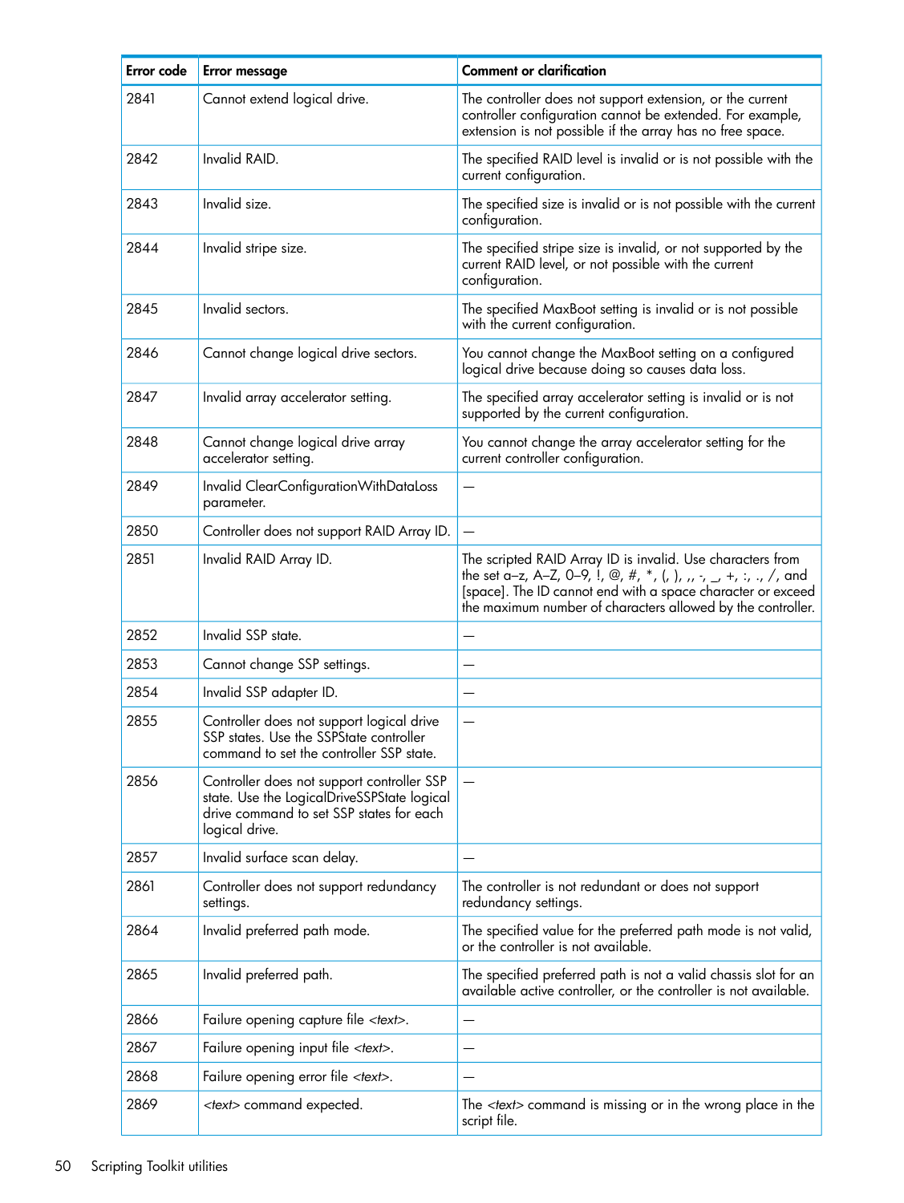| Error code | Error message | Comment or clarification |
|---|---|---|
| 2841 | Cannot extend logical drive. | The controller does not support extension, or the current controller configuration cannot be extended. For example, extension is not possible if the array has no free space. |
| 2842 | Invalid RAID. | The specified RAID level is invalid or is not possible with the current configuration. |
| 2843 | Invalid size. | The specified size is invalid or is not possible with the current configuration. |
| 2844 | Invalid stripe size. | The specified stripe size is invalid, or not supported by the current RAID level, or not possible with the current configuration. |
| 2845 | Invalid sectors. | The specified MaxBoot setting is invalid or is not possible with the current configuration. |
| 2846 | Cannot change logical drive sectors. | You cannot change the MaxBoot setting on a configured logical drive because doing so causes data loss. |
| 2847 | Invalid array accelerator setting. | The specified array accelerator setting is invalid or is not supported by the current configuration. |
| 2848 | Cannot change logical drive array accelerator setting. | You cannot change the array accelerator setting for the current controller configuration. |
| 2849 | Invalid ClearConfigurationWithDataLoss parameter. | — |
| 2850 | Controller does not support RAID Array ID. | — |
| 2851 | Invalid RAID Array ID. | The scripted RAID Array ID is invalid. Use characters from the set a–z, A–Z, 0–9, !, @, #, *, (, ), ,, -, _, +, :, ., /, and [space]. The ID cannot end with a space character or exceed the maximum number of characters allowed by the controller. |
| 2852 | Invalid SSP state. | — |
| 2853 | Cannot change SSP settings. | — |
| 2854 | Invalid SSP adapter ID. | — |
| 2855 | Controller does not support logical drive SSP states. Use the SSPState controller command to set the controller SSP state. | — |
| 2856 | Controller does not support controller SSP state. Use the LogicalDriveSSPState logical drive command to set SSP states for each logical drive. | — |
| 2857 | Invalid surface scan delay. | — |
| 2861 | Controller does not support redundancy settings. | The controller is not redundant or does not support redundancy settings. |
| 2864 | Invalid preferred path mode. | The specified value for the preferred path mode is not valid, or the controller is not available. |
| 2865 | Invalid preferred path. | The specified preferred path is not a valid chassis slot for an available active controller, or the controller is not available. |
| 2866 | Failure opening capture file *<text>*. | — |
| 2867 | Failure opening input file *<text>*. | — |
| 2868 | Failure opening error file *<text>*. | — |
| 2869 | *<text>* command expected. | The *<text>* command is missing or in the wrong place in the script file. |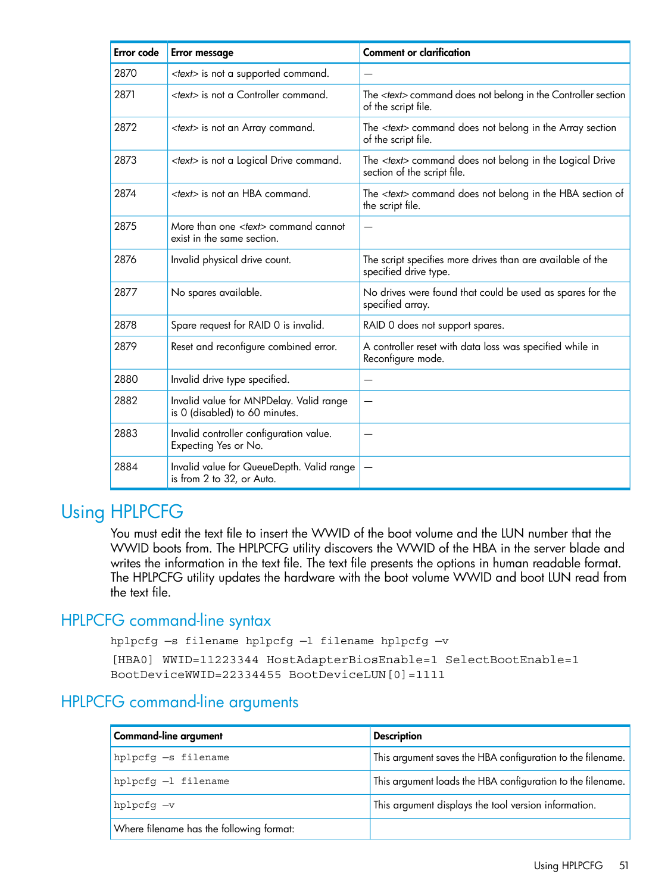| Error code | Error message | Comment or clarification |
|---|---|---|
| 2870 | *<text>* is not a supported command. | — |
| 2871 | *<text>* is not a Controller command. | The *<text>* command does not belong in the Controller section of the script file. |
| 2872 | *<text>* is not an Array command. | The *<text>* command does not belong in the Array section of the script file. |
| 2873 | *<text>* is not a Logical Drive command. | The *<text>* command does not belong in the Logical Drive section of the script file. |
| 2874 | *<text>* is not an HBA command. | The *<text>* command does not belong in the HBA section of the script file. |
| 2875 | More than one *<text>* command cannot exist in the same section. | — |
| 2876 | Invalid physical drive count. | The script specifies more drives than are available of the specified drive type. |
| 2877 | No spares available. | No drives were found that could be used as spares for the specified array. |
| 2878 | Spare request for RAID 0 is invalid. | RAID 0 does not support spares. |
| 2879 | Reset and reconfigure combined error. | A controller reset with data loss was specified while in Reconfigure mode. |
| 2880 | Invalid drive type specified. | — |
| 2882 | Invalid value for MNPDelay. Valid range is 0 (disabled) to 60 minutes. | — |
| 2883 | Invalid controller configuration value. Expecting Yes or No. | — |
| 2884 | Invalid value for QueueDepth. Valid range is from 2 to 32, or Auto. | — |

# Using HPLPCFG

You must edit the text file to insert the WWID of the boot volume and the LUN number that the WWID boots from. The HPLPCFG utility discovers the WWID of the HBA in the server blade and writes the information in the text file. The text file presents the options in human readable format. The HPLPCFG utility updates the hardware with the boot volume WWID and boot LUN read from the text file.

## HPLPCFG command-line syntax

```
hplpcfg –s filename hplpcfg –l filename hplpcfg –v
```

```
[HBA0] WWID=11223344 HostAdapterBiosEnable=1 SelectBootEnable=1
BootDeviceWWID=22334455 BootDeviceLUN[0]=1111
```

## HPLPCFG command-line arguments

| Command-line argument | Description |
|---|---|
| `hplpcfg –s filename` | This argument saves the HBA configuration to the filename. |
| `hplpcfg –l filename` | This argument loads the HBA configuration to the filename. |
| `hplpcfg –v` | This argument displays the tool version information. |
| Where filename has the following format: | |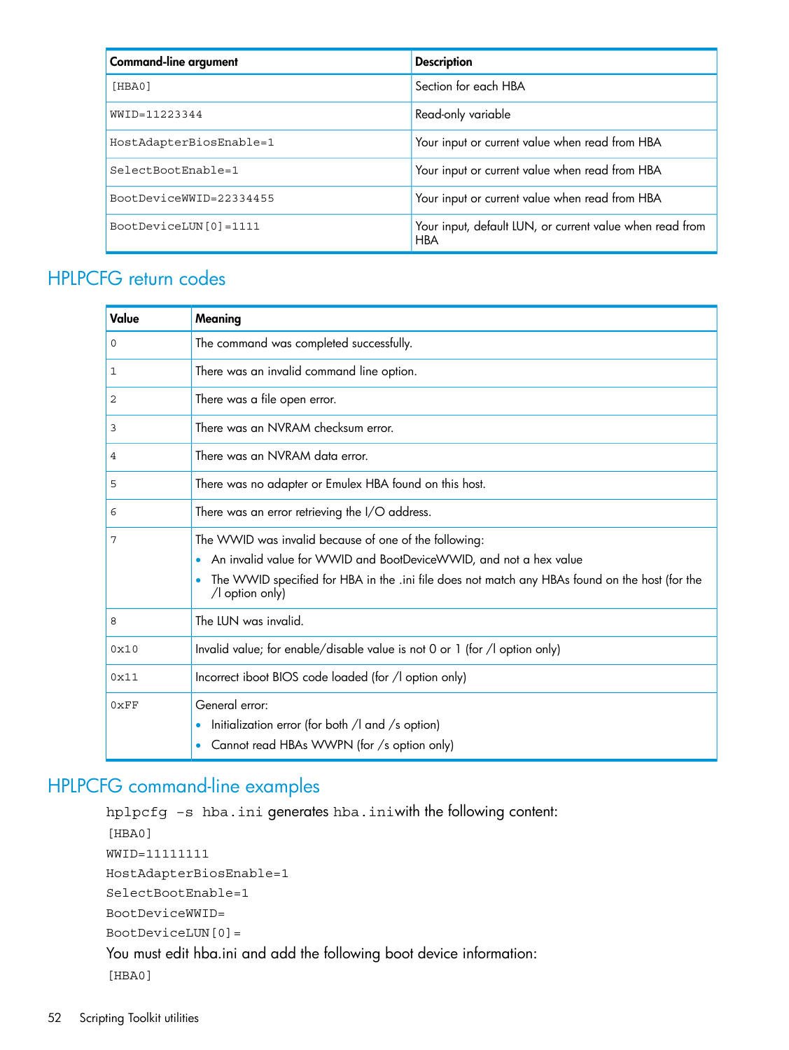| Command-line argument | Description |
|---|---|
| `[HBA0]` | Section for each HBA |
| `WWID=11223344` | Read-only variable |
| `HostAdapterBiosEnable=1` | Your input or current value when read from HBA |
| `SelectBootEnable=1` | Your input or current value when read from HBA |
| `BootDeviceWWID=22334455` | Your input or current value when read from HBA |
| `BootDeviceLUN[0]=1111` | Your input, default LUN, or current value when read from HBA |

## HPLPCFG return codes

| Value | Meaning |
|---|---|
| 0 | The command was completed successfully. |
| 1 | There was an invalid command line option. |
| 2 | There was a file open error. |
| 3 | There was an NVRAM checksum error. |
| 4 | There was an NVRAM data error. |
| 5 | There was no adapter or Emulex HBA found on this host. |
| 6 | There was an error retrieving the I/O address. |
| 7 | The WWID was invalid because of one of the following:<br>• An invalid value for WWID and BootDeviceWWID, and not a hex value<br>• The WWID specified for HBA in the .ini file does not match any HBAs found on the host (for the /l option only) |
| 8 | The LUN was invalid. |
| 0x10 | Invalid value; for enable/disable value is not 0 or 1 (for /l option only) |
| 0x11 | Incorrect iboot BIOS code loaded (for /l option only) |
| 0xFF | General error:<br>• Initialization error (for both /l and /s option)<br>• Cannot read HBAs WWPN (for /s option only) |

## HPLPCFG command-line examples

`hplpcfg -s hba.ini` generates `hba.ini`with the following content:

```
[HBA0]
WWID=11111111
HostAdapterBiosEnable=1
SelectBootEnable=1
BootDeviceWWID=
BootDeviceLUN[0]=
```

You must edit hba.ini and add the following boot device information:

```
[HBA0]
```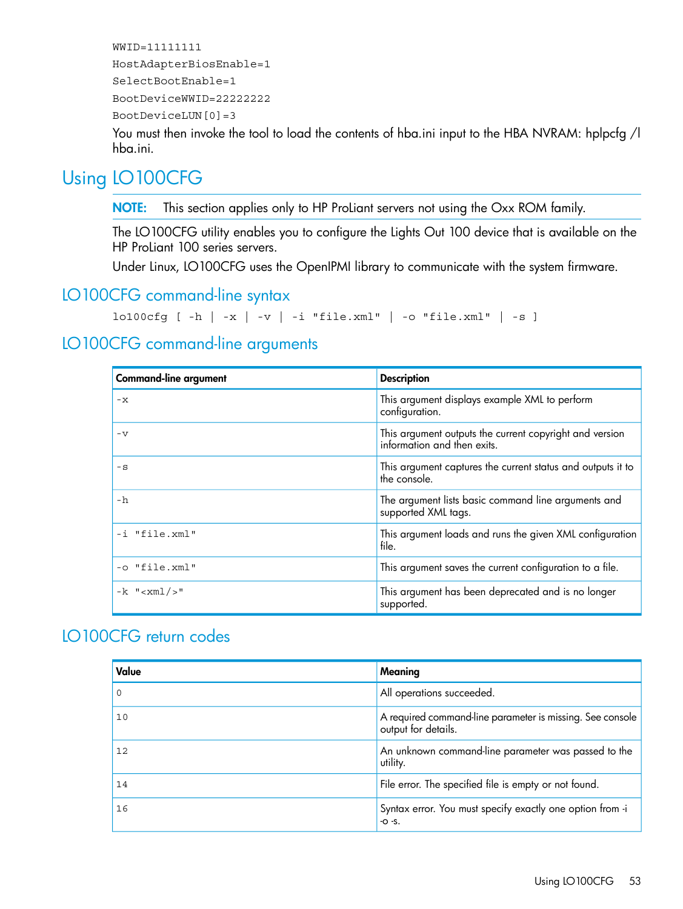```
WWID=11111111
HostAdapterBiosEnable=1
SelectBootEnable=1
BootDeviceWWID=22222222
BootDeviceLUN[0]=3
```

You must then invoke the tool to load the contents of hba.ini input to the HBA NVRAM: hplpcfg /l hba.ini.

## Using LO100CFG

**NOTE:** This section applies only to HP ProLiant servers not using the Oxx ROM family.

The LO100CFG utility enables you to configure the Lights Out 100 device that is available on the HP ProLiant 100 series servers.

Under Linux, LO100CFG uses the OpenIPMI library to communicate with the system firmware.

### LO100CFG command-line syntax

```
lo100cfg [ -h | -x | -v | -i "file.xml" | -o "file.xml" | -s ]
```

### LO100CFG command-line arguments

| Command-line argument | Description |
|---|---|
| `-x` | This argument displays example XML to perform configuration. |
| `-v` | This argument outputs the current copyright and version information and then exits. |
| `-s` | This argument captures the current status and outputs it to the console. |
| `-h` | The argument lists basic command line arguments and supported XML tags. |
| `-i "file.xml"` | This argument loads and runs the given XML configuration file. |
| `-o "file.xml"` | This argument saves the current configuration to a file. |
| `-k "<xml/>"` | This argument has been deprecated and is no longer supported. |

### LO100CFG return codes

| Value | Meaning |
|---|---|
| 0 | All operations succeeded. |
| 10 | A required command-line parameter is missing. See console output for details. |
| 12 | An unknown command-line parameter was passed to the utility. |
| 14 | File error. The specified file is empty or not found. |
| 16 | Syntax error. You must specify exactly one option from -i -o -s. |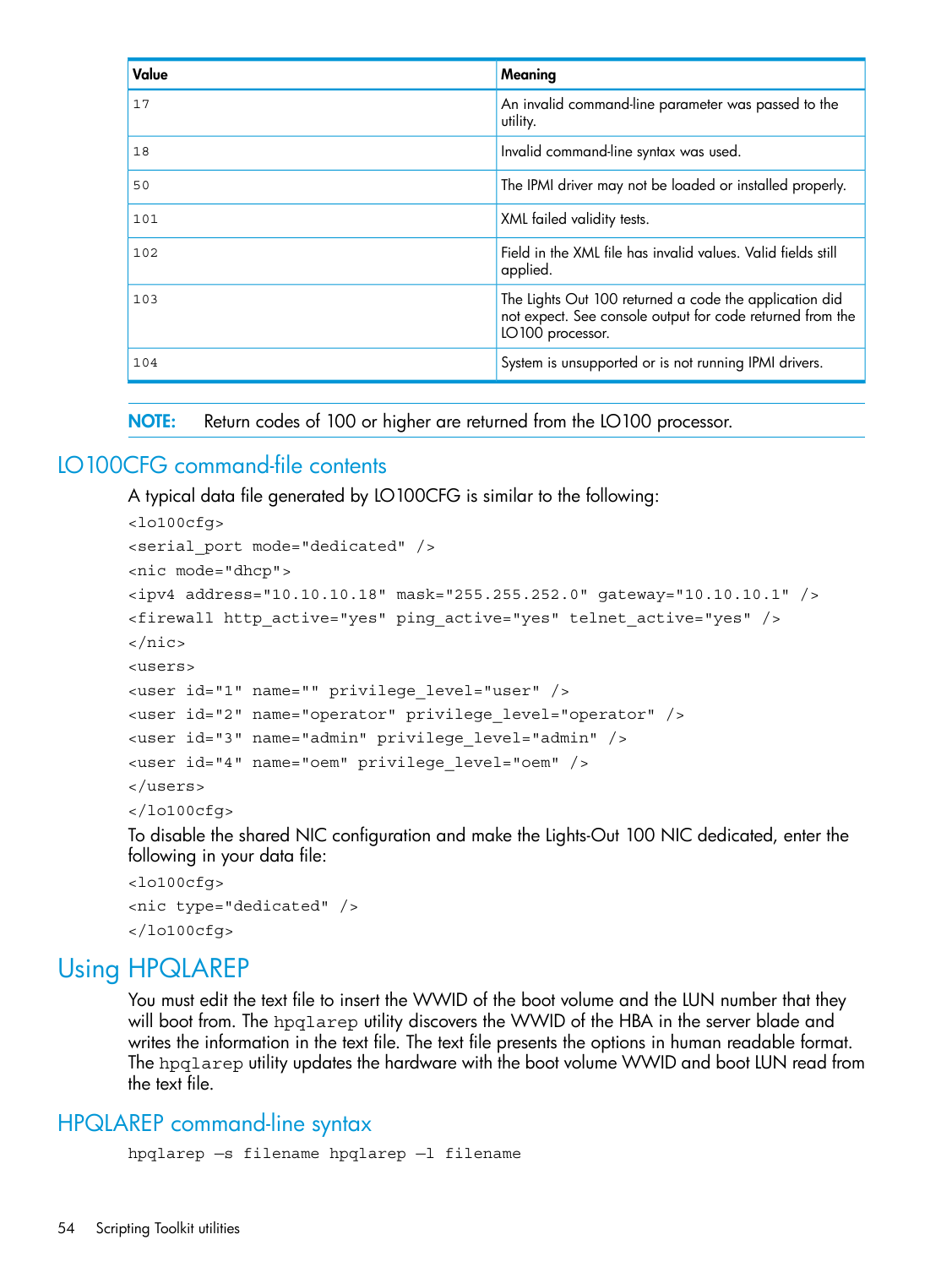| Value | Meaning |
|---|---|
| 17 | An invalid command-line parameter was passed to the utility. |
| 18 | Invalid command-line syntax was used. |
| 50 | The IPMI driver may not be loaded or installed properly. |
| 101 | XML failed validity tests. |
| 102 | Field in the XML file has invalid values. Valid fields still applied. |
| 103 | The Lights Out 100 returned a code the application did not expect. See console output for code returned from the LO100 processor. |
| 104 | System is unsupported or is not running IPMI drivers. |

**NOTE:** Return codes of 100 or higher are returned from the LO100 processor.

## LO100CFG command-file contents

A typical data file generated by LO100CFG is similar to the following:

```
<lo100cfg>
<serial_port mode="dedicated" />
<nic mode="dhcp">
<ipv4 address="10.10.10.18" mask="255.255.252.0" gateway="10.10.10.1" />
<firewall http_active="yes" ping_active="yes" telnet_active="yes" />
</nic>
<users>
<user id="1" name="" privilege_level="user" />
<user id="2" name="operator" privilege_level="operator" />
<user id="3" name="admin" privilege_level="admin" />
<user id="4" name="oem" privilege_level="oem" />
</users>
</lo100cfg>
```

To disable the shared NIC configuration and make the Lights-Out 100 NIC dedicated, enter the following in your data file:

```
<lo100cfg>
<nic type="dedicated" />
</lo100cfg>
```

# Using HPQLAREP

You must edit the text file to insert the WWID of the boot volume and the LUN number that they will boot from. The `hpqlarep` utility discovers the WWID of the HBA in the server blade and writes the information in the text file. The text file presents the options in human readable format. The `hpqlarep` utility updates the hardware with the boot volume WWID and boot LUN read from the text file.

## HPQLAREP command-line syntax

```
hpqlarep —s filename hpqlarep —l filename
```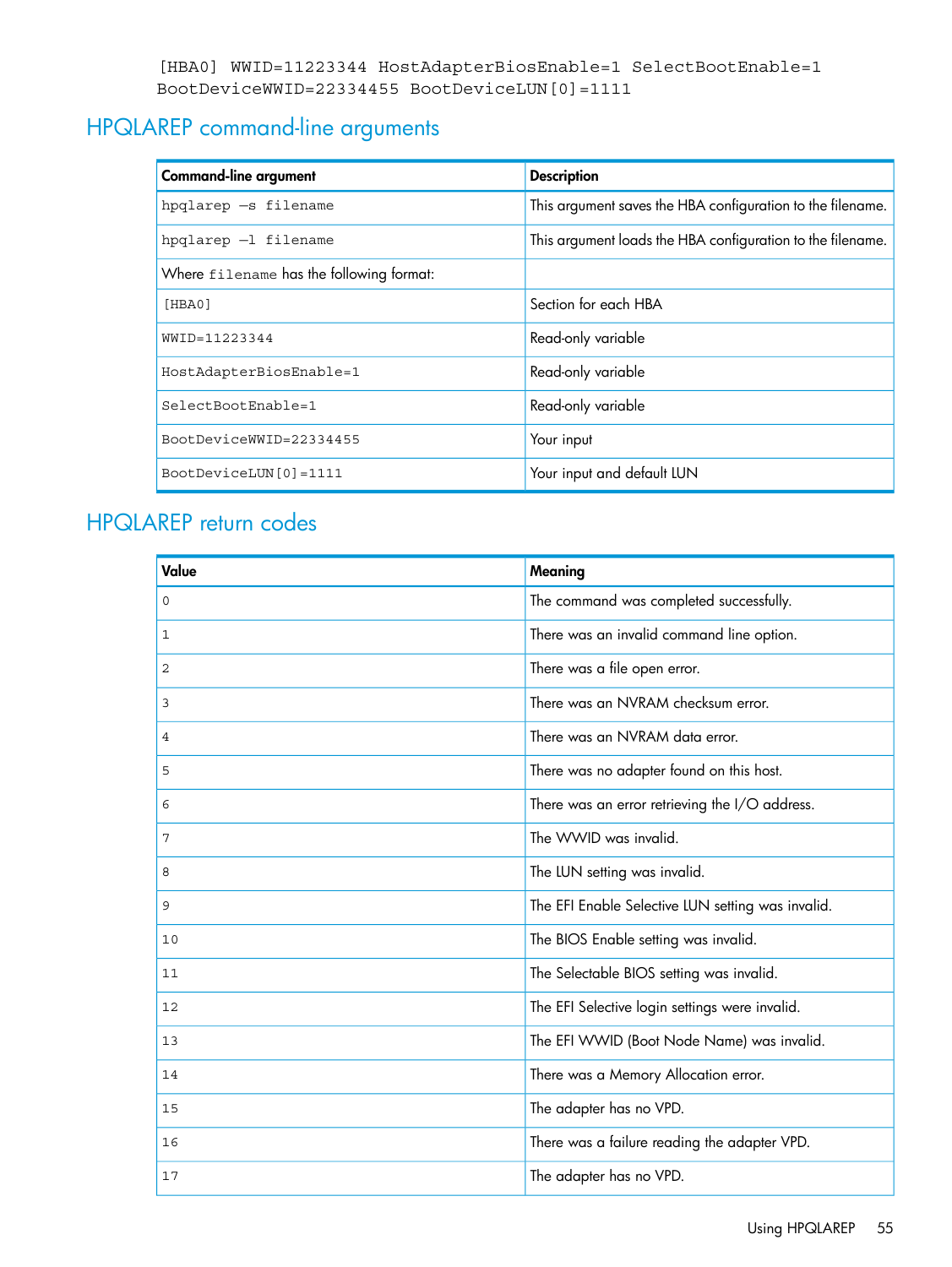```
[HBA0] WWID=11223344 HostAdapterBiosEnable=1 SelectBootEnable=1
BootDeviceWWID=22334455 BootDeviceLUN[0]=1111
```

## HPQLAREP command-line arguments

| Command-line argument | Description |
|---|---|
| `hpqlarep –s filename` | This argument saves the HBA configuration to the filename. |
| `hpqlarep –l filename` | This argument loads the HBA configuration to the filename. |
| Where `filename` has the following format: | |
| `[HBA0]` | Section for each HBA |
| `WWID=11223344` | Read-only variable |
| `HostAdapterBiosEnable=1` | Read-only variable |
| `SelectBootEnable=1` | Read-only variable |
| `BootDeviceWWID=22334455` | Your input |
| `BootDeviceLUN[0]=1111` | Your input and default LUN |

## HPQLAREP return codes

| Value | Meaning |
|---|---|
| 0 | The command was completed successfully. |
| 1 | There was an invalid command line option. |
| 2 | There was a file open error. |
| 3 | There was an NVRAM checksum error. |
| 4 | There was an NVRAM data error. |
| 5 | There was no adapter found on this host. |
| 6 | There was an error retrieving the I/O address. |
| 7 | The WWID was invalid. |
| 8 | The LUN setting was invalid. |
| 9 | The EFI Enable Selective LUN setting was invalid. |
| 10 | The BIOS Enable setting was invalid. |
| 11 | The Selectable BIOS setting was invalid. |
| 12 | The EFI Selective login settings were invalid. |
| 13 | The EFI WWID (Boot Node Name) was invalid. |
| 14 | There was a Memory Allocation error. |
| 15 | The adapter has no VPD. |
| 16 | There was a failure reading the adapter VPD. |
| 17 | The adapter has no VPD. |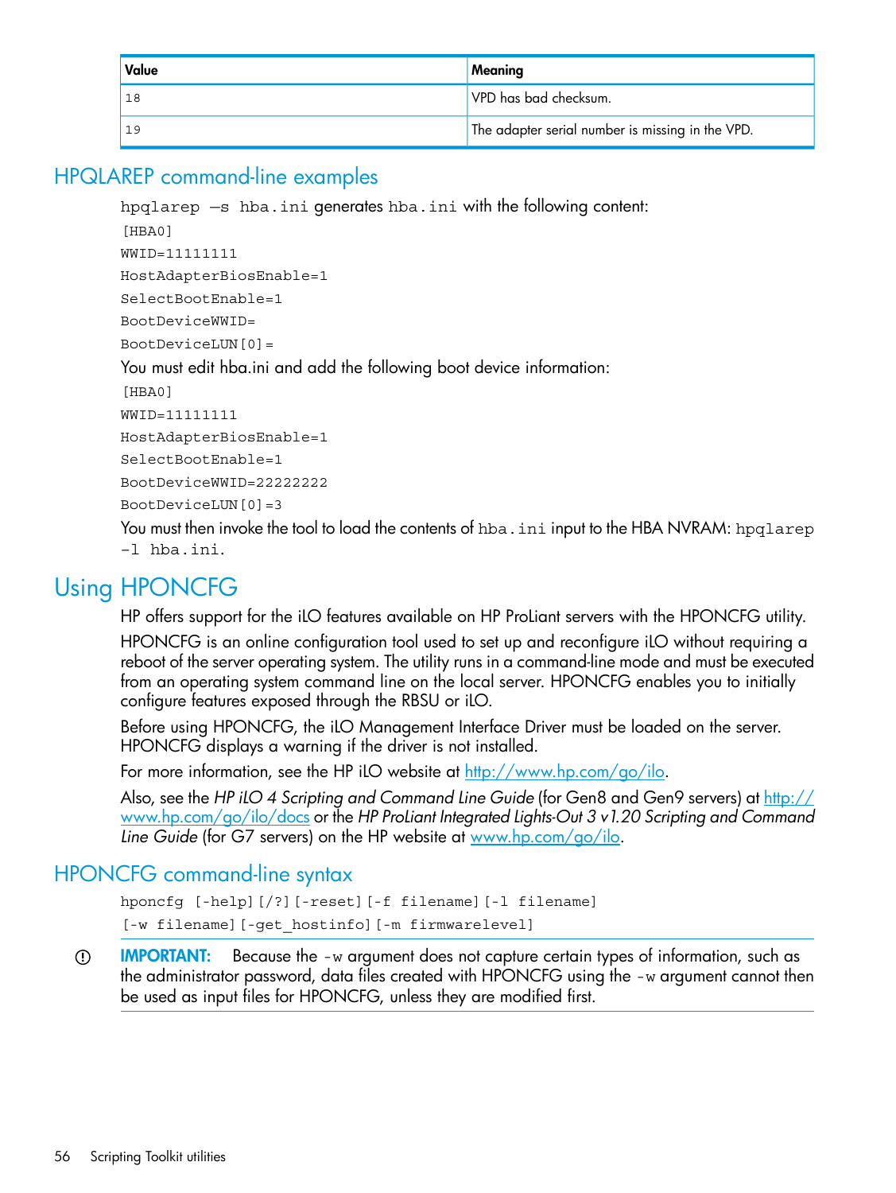| Value | Meaning |
|---|---|
| 18 | VPD has bad checksum. |
| 19 | The adapter serial number is missing in the VPD. |

## HPQLAREP command-line examples

`hpqlarep —s hba.ini` generates `hba.ini` with the following content:

```
[HBA0]
WWID=11111111
HostAdapterBiosEnable=1
SelectBootEnable=1
BootDeviceWWID=
BootDeviceLUN[0]=
```

You must edit hba.ini and add the following boot device information:

```
[HBA0]
WWID=11111111
HostAdapterBiosEnable=1
SelectBootEnable=1
BootDeviceWWID=22222222
BootDeviceLUN[0]=3
```

You must then invoke the tool to load the contents of `hba.ini` input to the HBA NVRAM: `hpqlarep -l hba.ini`.

# Using HPONCFG

HP offers support for the iLO features available on HP ProLiant servers with the HPONCFG utility.

HPONCFG is an online configuration tool used to set up and reconfigure iLO without requiring a reboot of the server operating system. The utility runs in a command-line mode and must be executed from an operating system command line on the local server. HPONCFG enables you to initially configure features exposed through the RBSU or iLO.

Before using HPONCFG, the iLO Management Interface Driver must be loaded on the server. HPONCFG displays a warning if the driver is not installed.

For more information, see the HP iLO website at http://www.hp.com/go/ilo.

Also, see the *HP iLO 4 Scripting and Command Line Guide* (for Gen8 and Gen9 servers) at http://www.hp.com/go/ilo/docs or the *HP ProLiant Integrated Lights-Out 3 v1.20 Scripting and Command Line Guide* (for G7 servers) on the HP website at www.hp.com/go/ilo.

## HPONCFG command-line syntax

```
hponcfg [-help][/?][-reset][-f filename][-l filename]
[-w filename][-get_hostinfo][-m firmwarelevel]
```

**IMPORTANT:** Because the `-w` argument does not capture certain types of information, such as the administrator password, data files created with HPONCFG using the `-w` argument cannot then be used as input files for HPONCFG, unless they are modified first.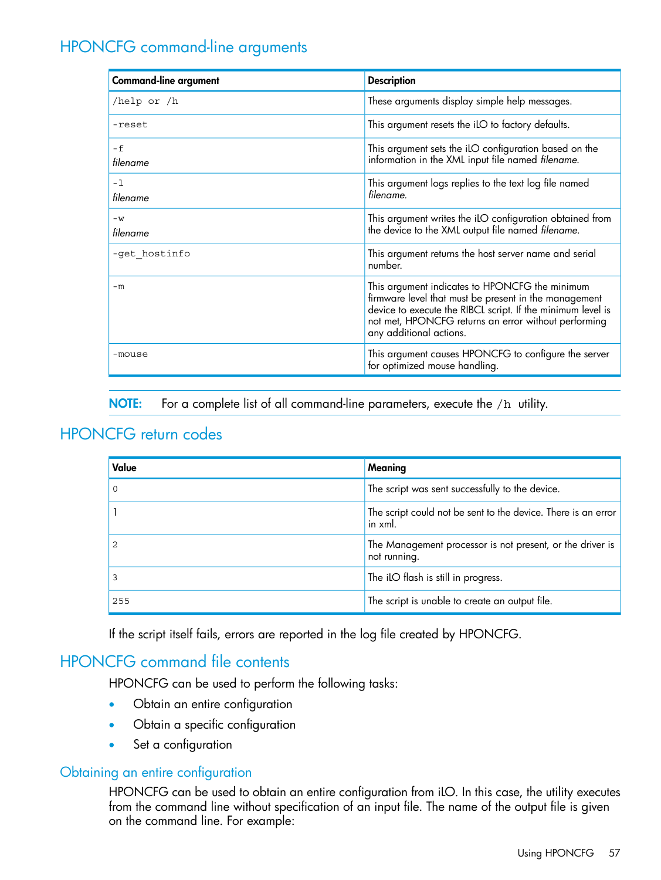## HPONCFG command-line arguments

| Command-line argument | Description |
| --- | --- |
| `/help or /h` | These arguments display simple help messages. |
| `-reset` | This argument resets the iLO to factory defaults. |
| `-f` *filename* | This argument sets the iLO configuration based on the information in the XML input file named *filename*. |
| `-l` *filename* | This argument logs replies to the text log file named *filename*. |
| `-w` *filename* | This argument writes the iLO configuration obtained from the device to the XML output file named *filename*. |
| `-get_hostinfo` | This argument returns the host server name and serial number. |
| `-m` | This argument indicates to HPONCFG the minimum firmware level that must be present in the management device to execute the RIBCL script. If the minimum level is not met, HPONCFG returns an error without performing any additional actions. |
| `-mouse` | This argument causes HPONCFG to configure the server for optimized mouse handling. |

**NOTE:** For a complete list of all command-line parameters, execute the `/h` utility.

## HPONCFG return codes

| Value | Meaning |
| --- | --- |
| 0 | The script was sent successfully to the device. |
| 1 | The script could not be sent to the device. There is an error in xml. |
| 2 | The Management processor is not present, or the driver is not running. |
| 3 | The iLO flash is still in progress. |
| 255 | The script is unable to create an output file. |

If the script itself fails, errors are reported in the log file created by HPONCFG.

## HPONCFG command file contents

HPONCFG can be used to perform the following tasks:

- Obtain an entire configuration
- Obtain a specific configuration
- Set a configuration

### Obtaining an entire configuration

HPONCFG can be used to obtain an entire configuration from iLO. In this case, the utility executes from the command line without specification of an input file. The name of the output file is given on the command line. For example: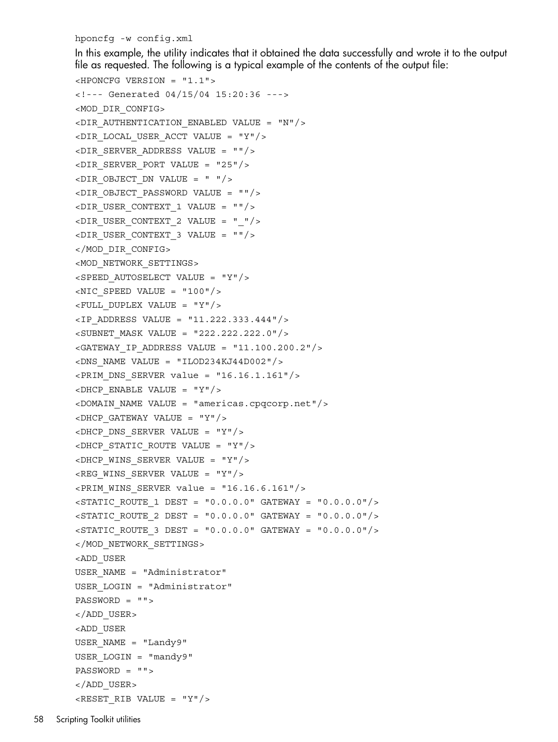```
hponcfg -w config.xml
```

In this example, the utility indicates that it obtained the data successfully and wrote it to the output file as requested. The following is a typical example of the contents of the output file:

```
<HPONCFG VERSION = "1.1">
<!--- Generated 04/15/04 15:20:36 --->
<MOD_DIR_CONFIG>
<DIR_AUTHENTICATION_ENABLED VALUE = "N"/>
<DIR_LOCAL_USER_ACCT VALUE = "Y"/>
<DIR_SERVER_ADDRESS VALUE = ""/>
<DIR_SERVER_PORT VALUE = "25"/>
<DIR_OBJECT_DN VALUE = " "/>
<DIR_OBJECT_PASSWORD VALUE = ""/>
<DIR_USER_CONTEXT_1 VALUE = ""/>
<DIR_USER_CONTEXT_2 VALUE = "_"/>
<DIR_USER_CONTEXT_3 VALUE = ""/>
</MOD_DIR_CONFIG>
<MOD_NETWORK_SETTINGS>
<SPEED_AUTOSELECT VALUE = "Y"/>
<NIC_SPEED VALUE = "100"/>
<FULL_DUPLEX VALUE = "Y"/>
<IP_ADDRESS VALUE = "11.222.333.444"/>
<SUBNET_MASK VALUE = "222.222.222.0"/>
<GATEWAY_IP_ADDRESS VALUE = "11.100.200.2"/>
<DNS_NAME VALUE = "ILOD234KJ44D002"/>
<PRIM_DNS_SERVER value = "16.16.1.161"/>
<DHCP_ENABLE VALUE = "Y"/>
<DOMAIN_NAME VALUE = "americas.cpqcorp.net"/>
<DHCP_GATEWAY VALUE = "Y"/>
<DHCP_DNS_SERVER VALUE = "Y"/>
<DHCP_STATIC_ROUTE VALUE = "Y"/>
<DHCP_WINS_SERVER VALUE = "Y"/>
<REG_WINS_SERVER VALUE = "Y"/>
<PRIM_WINS_SERVER value = "16.16.6.161"/>
<STATIC_ROUTE_1 DEST = "0.0.0.0" GATEWAY = "0.0.0.0"/>
<STATIC_ROUTE_2 DEST = "0.0.0.0" GATEWAY = "0.0.0.0"/>
<STATIC_ROUTE_3 DEST = "0.0.0.0" GATEWAY = "0.0.0.0"/>
</MOD_NETWORK_SETTINGS>
<ADD_USER
USER_NAME = "Administrator"
USER_LOGIN = "Administrator"
PASSWORD = "">
</ADD_USER>
<ADD_USER
USER_NAME = "Landy9"
USER_LOGIN = "mandy9"
PASSWORD = "">
</ADD_USER>
<RESET_RIB VALUE = "Y"/>
```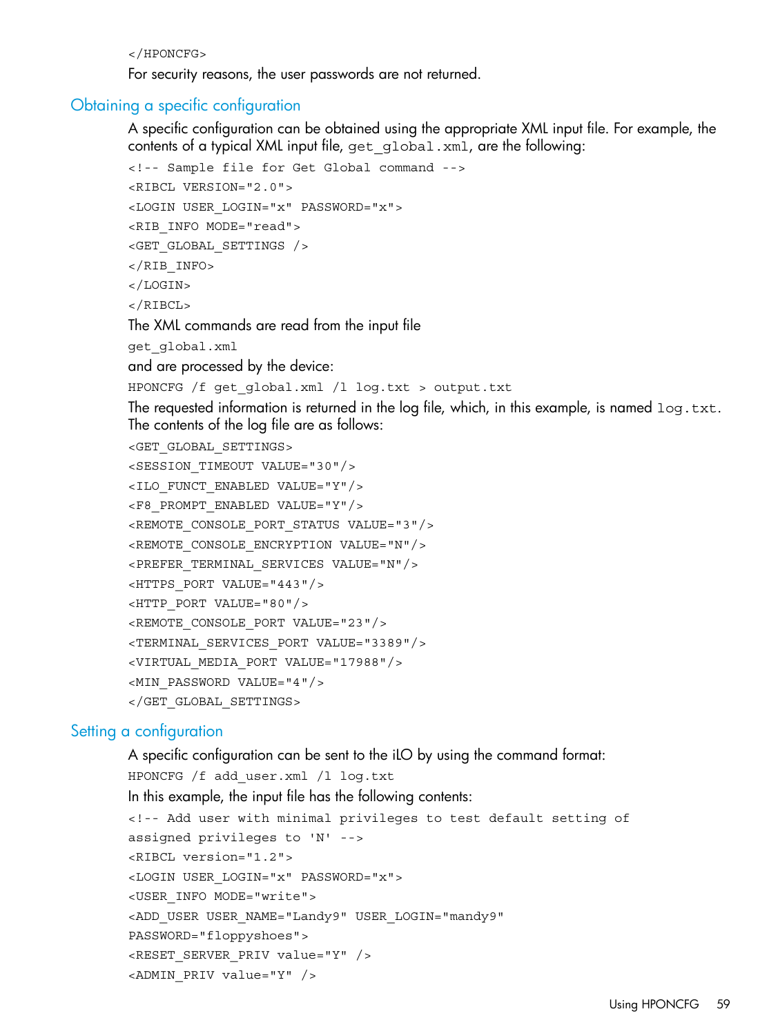```
</HPONCFG>
```

For security reasons, the user passwords are not returned.

## Obtaining a specific configuration

A specific configuration can be obtained using the appropriate XML input file. For example, the contents of a typical XML input file, `get_global.xml`, are the following:

```
<!-- Sample file for Get Global command -->
<RIBCL VERSION="2.0">
<LOGIN USER_LOGIN="x" PASSWORD="x">
<RIB_INFO MODE="read">
<GET_GLOBAL_SETTINGS />
</RIB_INFO>
</LOGIN>
</RIBCL>
```

The XML commands are read from the input file

`get_global.xml`

and are processed by the device:

```
HPONCFG /f get_global.xml /l log.txt > output.txt
```

The requested information is returned in the log file, which, in this example, is named `log.txt`. The contents of the log file are as follows:

```
<GET_GLOBAL_SETTINGS>
<SESSION_TIMEOUT VALUE="30"/>
<ILO_FUNCT_ENABLED VALUE="Y"/>
<F8_PROMPT_ENABLED VALUE="Y"/>
<REMOTE_CONSOLE_PORT_STATUS VALUE="3"/>
<REMOTE_CONSOLE_ENCRYPTION VALUE="N"/>
<PREFER_TERMINAL_SERVICES VALUE="N"/>
<HTTPS_PORT VALUE="443"/>
<HTTP_PORT VALUE="80"/>
<REMOTE_CONSOLE_PORT VALUE="23"/>
<TERMINAL_SERVICES_PORT VALUE="3389"/>
<VIRTUAL_MEDIA_PORT VALUE="17988"/>
<MIN_PASSWORD VALUE="4"/>
</GET_GLOBAL_SETTINGS>
```

## Setting a configuration

A specific configuration can be sent to the iLO by using the command format:

```
HPONCFG /f add_user.xml /l log.txt
```

In this example, the input file has the following contents:

```
<!-- Add user with minimal privileges to test default setting of
assigned privileges to 'N' -->
<RIBCL version="1.2">
<LOGIN USER_LOGIN="x" PASSWORD="x">
<USER_INFO MODE="write">
<ADD_USER USER_NAME="Landy9" USER_LOGIN="mandy9"
PASSWORD="floppyshoes">
<RESET_SERVER_PRIV value="Y" />
<ADMIN_PRIV value="Y" />
```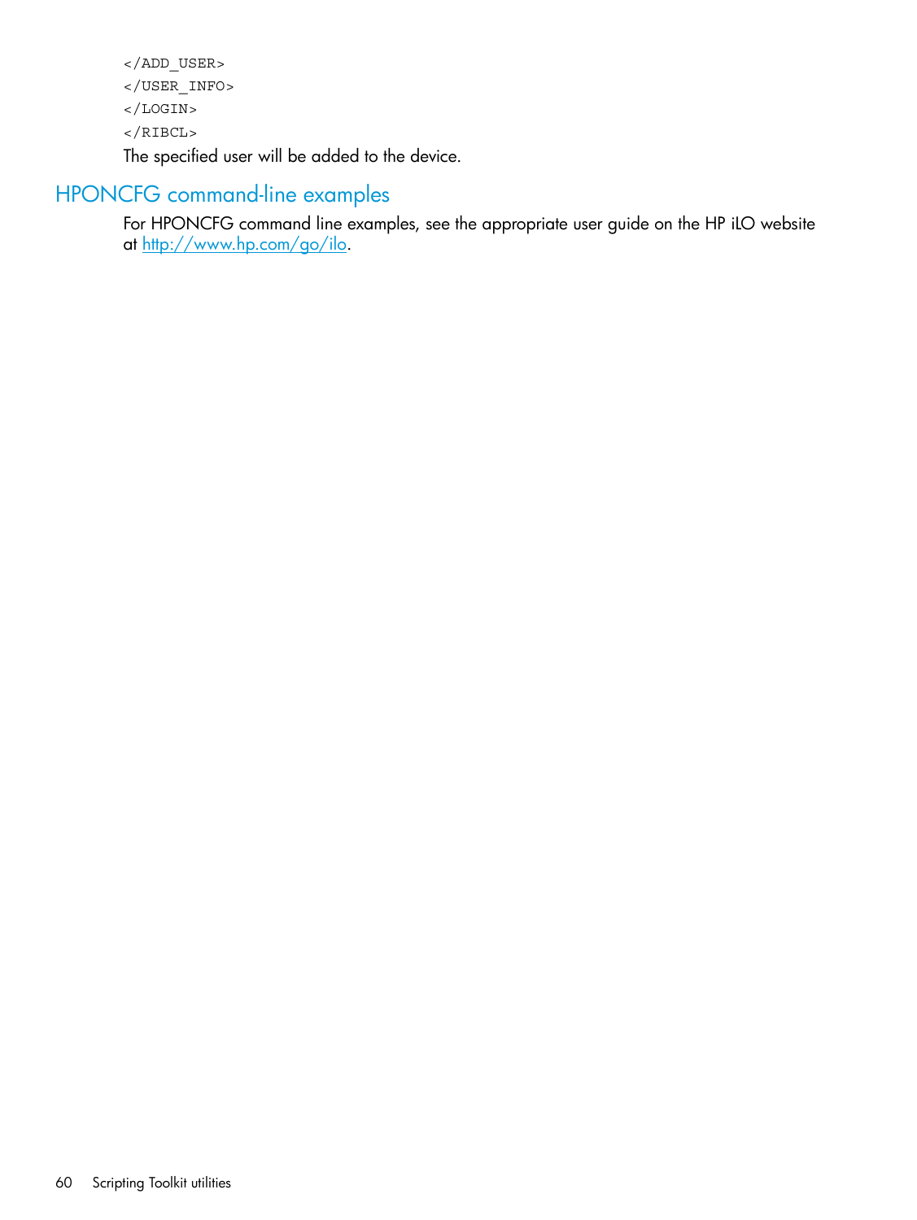```
</ADD_USER>
</USER_INFO>
</LOGIN>
</RIBCL>
```

The specified user will be added to the device.

## HPONCFG command-line examples

For HPONCFG command line examples, see the appropriate user guide on the HP iLO website at http://www.hp.com/go/ilo.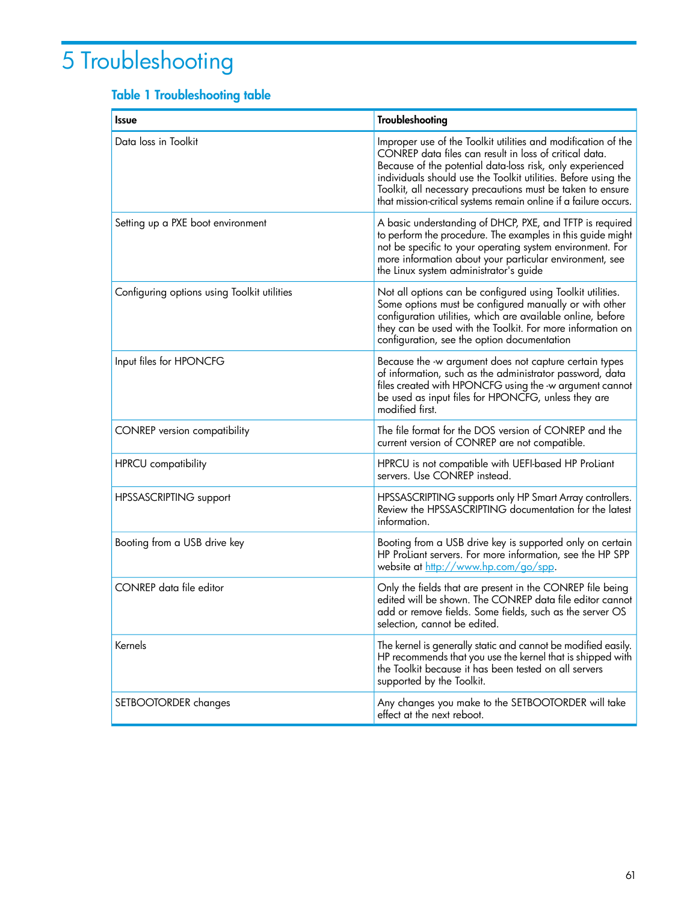# 5 Troubleshooting

### Table 1 Troubleshooting table

| Issue | Troubleshooting |
|---|---|
| Data loss in Toolkit | Improper use of the Toolkit utilities and modification of the CONREP data files can result in loss of critical data. Because of the potential data-loss risk, only experienced individuals should use the Toolkit utilities. Before using the Toolkit, all necessary precautions must be taken to ensure that mission-critical systems remain online if a failure occurs. |
| Setting up a PXE boot environment | A basic understanding of DHCP, PXE, and TFTP is required to perform the procedure. The examples in this guide might not be specific to your operating system environment. For more information about your particular environment, see the Linux system administrator's guide |
| Configuring options using Toolkit utilities | Not all options can be configured using Toolkit utilities. Some options must be configured manually or with other configuration utilities, which are available online, before they can be used with the Toolkit. For more information on configuration, see the option documentation |
| Input files for HPONCFG | Because the -w argument does not capture certain types of information, such as the administrator password, data files created with HPONCFG using the -w argument cannot be used as input files for HPONCFG, unless they are modified first. |
| CONREP version compatibility | The file format for the DOS version of CONREP and the current version of CONREP are not compatible. |
| HPRCU compatibility | HPRCU is not compatible with UEFI-based HP ProLiant servers. Use CONREP instead. |
| HPSSASCRIPTING support | HPSSASCRIPTING supports only HP Smart Array controllers. Review the HPSSASCRIPTING documentation for the latest information. |
| Booting from a USB drive key | Booting from a USB drive key is supported only on certain HP ProLiant servers. For more information, see the HP SPP website at http://www.hp.com/go/spp. |
| CONREP data file editor | Only the fields that are present in the CONREP file being edited will be shown. The CONREP data file editor cannot add or remove fields. Some fields, such as the server OS selection, cannot be edited. |
| Kernels | The kernel is generally static and cannot be modified easily. HP recommends that you use the kernel that is shipped with the Toolkit because it has been tested on all servers supported by the Toolkit. |
| SETBOOTORDER changes | Any changes you make to the SETBOOTORDER will take effect at the next reboot. |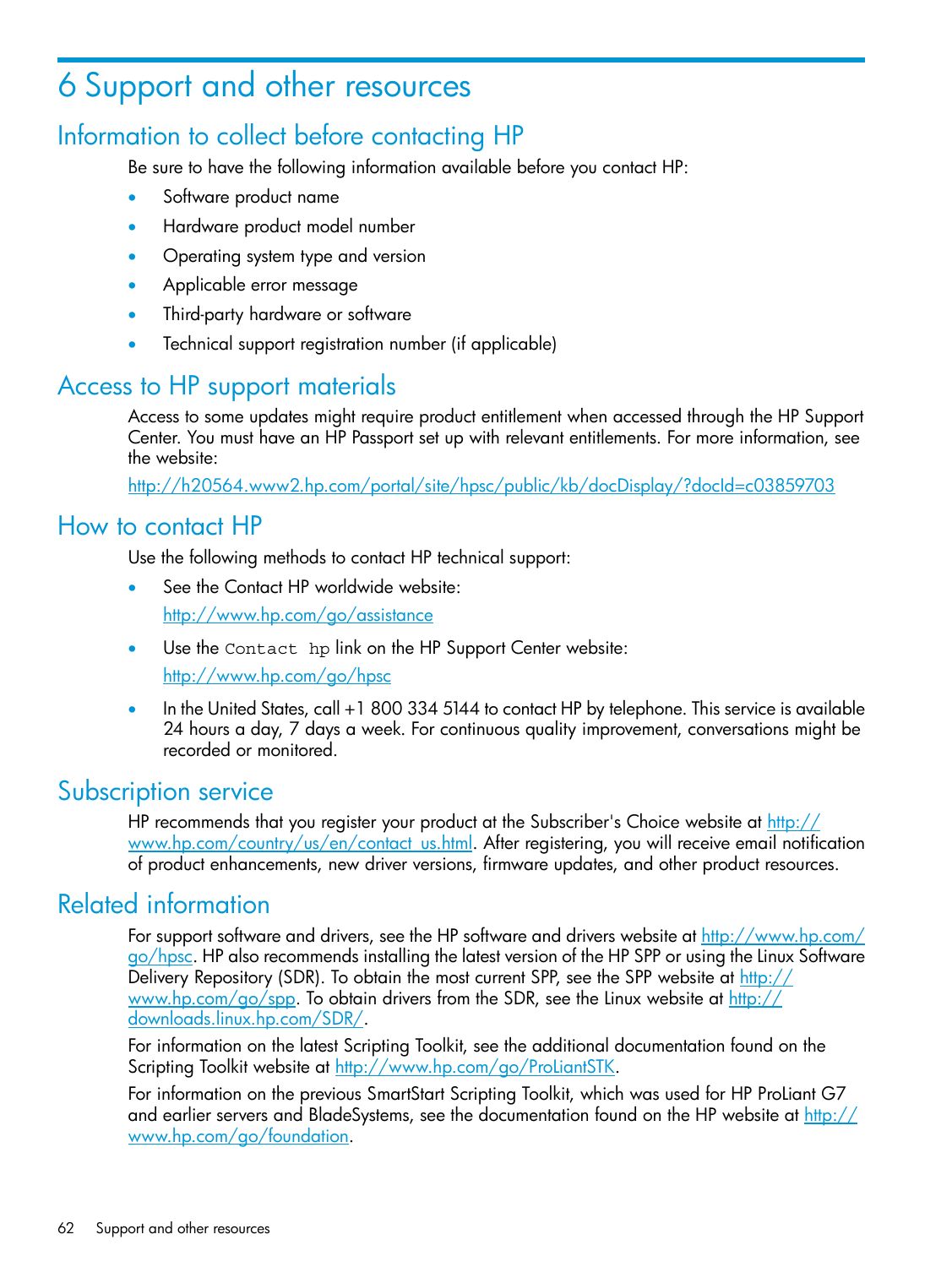# 6 Support and other resources

## Information to collect before contacting HP

Be sure to have the following information available before you contact HP:

- Software product name
- Hardware product model number
- Operating system type and version
- Applicable error message
- Third-party hardware or software
- Technical support registration number (if applicable)

## Access to HP support materials

Access to some updates might require product entitlement when accessed through the HP Support Center. You must have an HP Passport set up with relevant entitlements. For more information, see the website:

http://h20564.www2.hp.com/portal/site/hpsc/public/kb/docDisplay/?docId=c03859703

## How to contact HP

Use the following methods to contact HP technical support:

- See the Contact HP worldwide website:

  http://www.hp.com/go/assistance

- Use the `Contact hp` link on the HP Support Center website:

  http://www.hp.com/go/hpsc

- In the United States, call +1 800 334 5144 to contact HP by telephone. This service is available 24 hours a day, 7 days a week. For continuous quality improvement, conversations might be recorded or monitored.

## Subscription service

HP recommends that you register your product at the Subscriber's Choice website at http://www.hp.com/country/us/en/contact_us.html. After registering, you will receive email notification of product enhancements, new driver versions, firmware updates, and other product resources.

## Related information

For support software and drivers, see the HP software and drivers website at http://www.hp.com/go/hpsc. HP also recommends installing the latest version of the HP SPP or using the Linux Software Delivery Repository (SDR). To obtain the most current SPP, see the SPP website at http://www.hp.com/go/spp. To obtain drivers from the SDR, see the Linux website at http://downloads.linux.hp.com/SDR/.

For information on the latest Scripting Toolkit, see the additional documentation found on the Scripting Toolkit website at http://www.hp.com/go/ProLiantSTK.

For information on the previous SmartStart Scripting Toolkit, which was used for HP ProLiant G7 and earlier servers and BladeSystems, see the documentation found on the HP website at http://www.hp.com/go/foundation.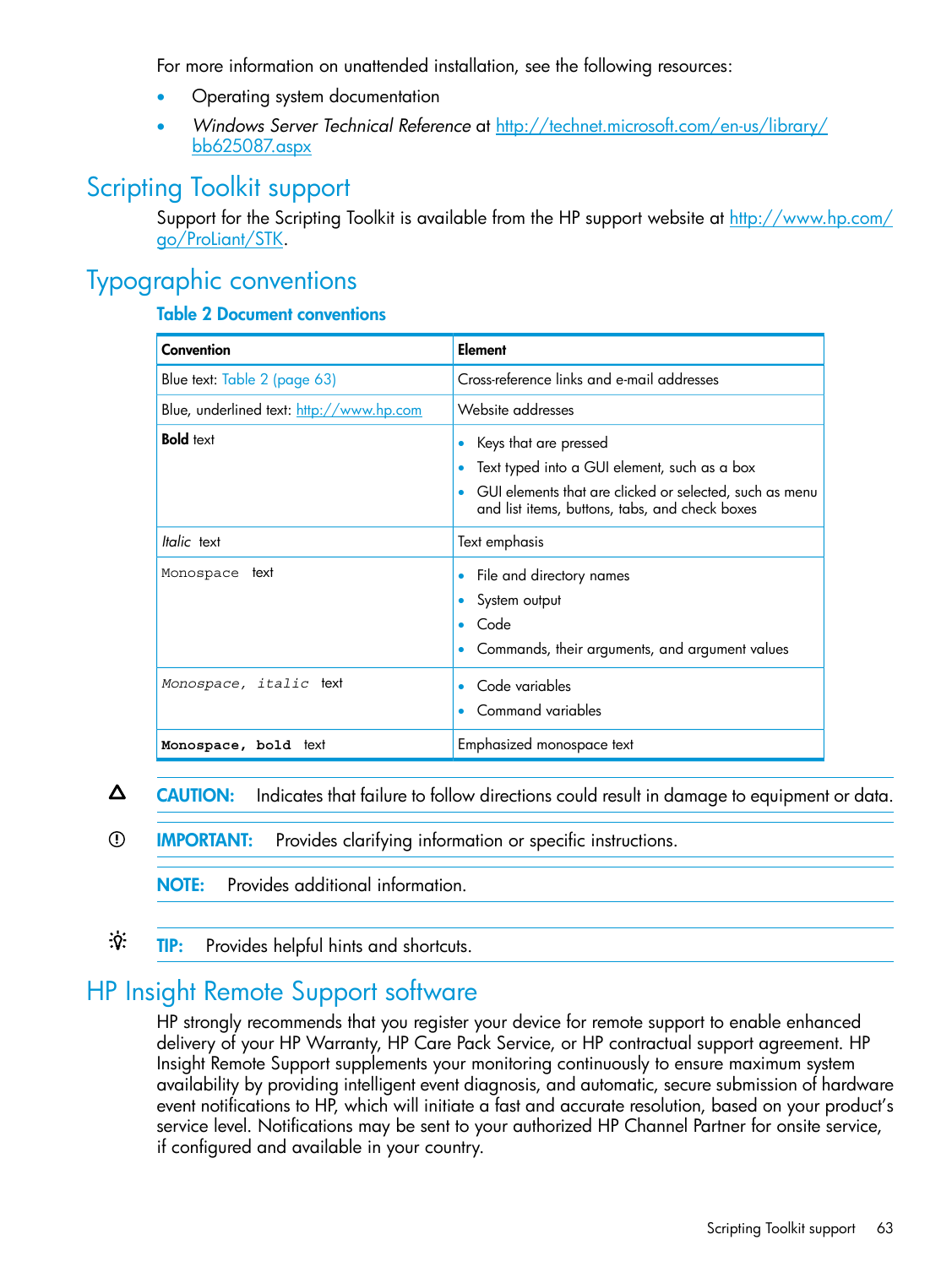For more information on unattended installation, see the following resources:

- Operating system documentation
- *Windows Server Technical Reference* at http://technet.microsoft.com/en-us/library/bb625087.aspx

## Scripting Toolkit support

Support for the Scripting Toolkit is available from the HP support website at http://www.hp.com/go/ProLiant/STK.

## Typographic conventions

**Table 2 Document conventions**

| Convention | Element |
|---|---|
| Blue text: Table 2 (page 63) | Cross-reference links and e-mail addresses |
| Blue, underlined text: http://www.hp.com | Website addresses |
| **Bold** text | • Keys that are pressed<br>• Text typed into a GUI element, such as a box<br>• GUI elements that are clicked or selected, such as menu and list items, buttons, tabs, and check boxes |
| *Italic* text | Text emphasis |
| `Monospace` text | • File and directory names<br>• System output<br>• Code<br>• Commands, their arguments, and argument values |
| *`Monospace, italic`* text | • Code variables<br>• Command variables |
| **`Monospace, bold`** text | Emphasized monospace text |

**CAUTION:** Indicates that failure to follow directions could result in damage to equipment or data.

**IMPORTANT:** Provides clarifying information or specific instructions.

**NOTE:** Provides additional information.

**TIP:** Provides helpful hints and shortcuts.

## HP Insight Remote Support software

HP strongly recommends that you register your device for remote support to enable enhanced delivery of your HP Warranty, HP Care Pack Service, or HP contractual support agreement. HP Insight Remote Support supplements your monitoring continuously to ensure maximum system availability by providing intelligent event diagnosis, and automatic, secure submission of hardware event notifications to HP, which will initiate a fast and accurate resolution, based on your product's service level. Notifications may be sent to your authorized HP Channel Partner for onsite service, if configured and available in your country.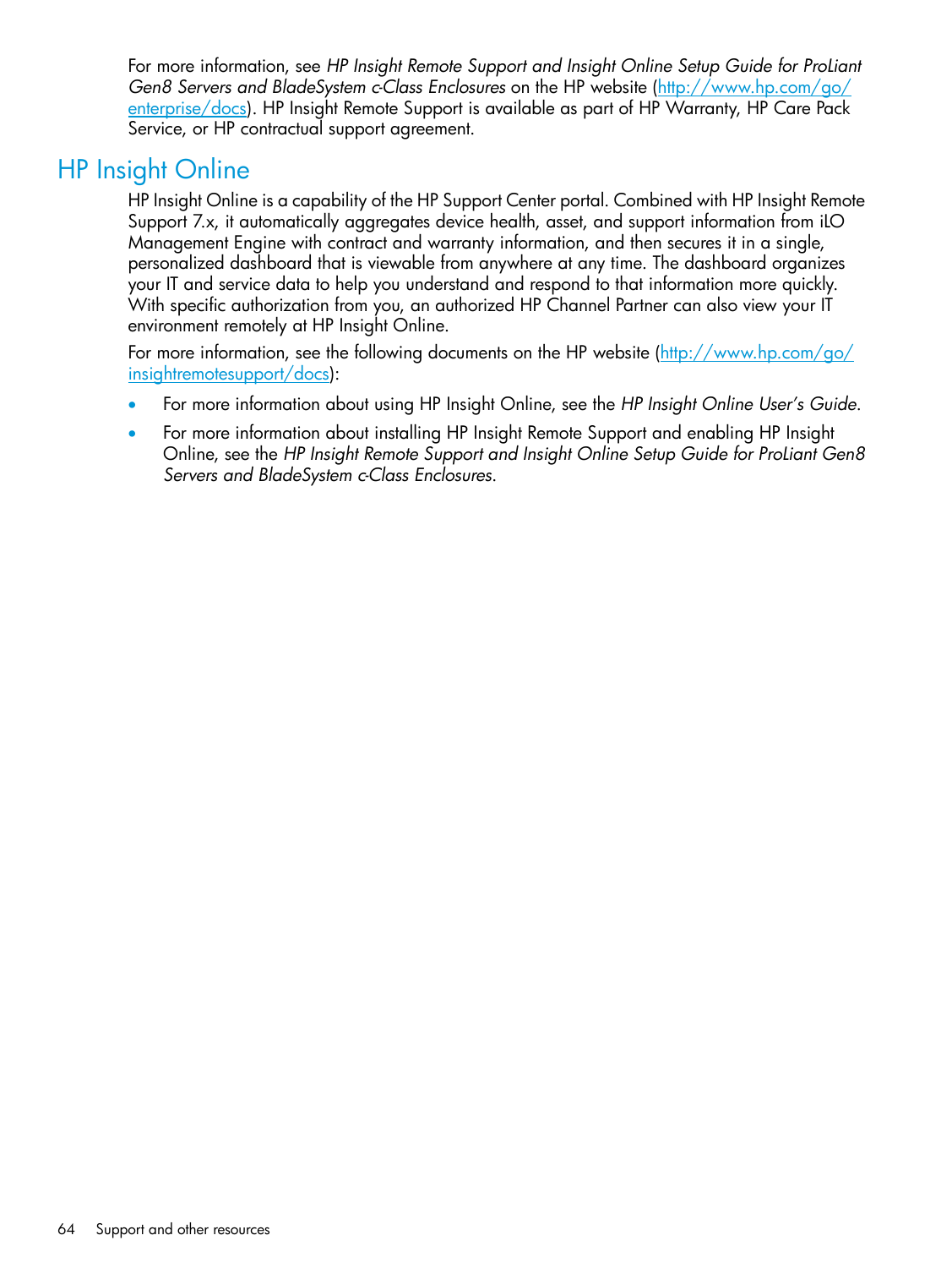For more information, see *HP Insight Remote Support and Insight Online Setup Guide for ProLiant Gen8 Servers and BladeSystem c-Class Enclosures* on the HP website (http://www.hp.com/go/enterprise/docs). HP Insight Remote Support is available as part of HP Warranty, HP Care Pack Service, or HP contractual support agreement.

## HP Insight Online

HP Insight Online is a capability of the HP Support Center portal. Combined with HP Insight Remote Support 7.x, it automatically aggregates device health, asset, and support information from iLO Management Engine with contract and warranty information, and then secures it in a single, personalized dashboard that is viewable from anywhere at any time. The dashboard organizes your IT and service data to help you understand and respond to that information more quickly. With specific authorization from you, an authorized HP Channel Partner can also view your IT environment remotely at HP Insight Online.

For more information, see the following documents on the HP website (http://www.hp.com/go/insightremotesupport/docs):

- For more information about using HP Insight Online, see the *HP Insight Online User's Guide*.
- For more information about installing HP Insight Remote Support and enabling HP Insight Online, see the *HP Insight Remote Support and Insight Online Setup Guide for ProLiant Gen8 Servers and BladeSystem c-Class Enclosures*.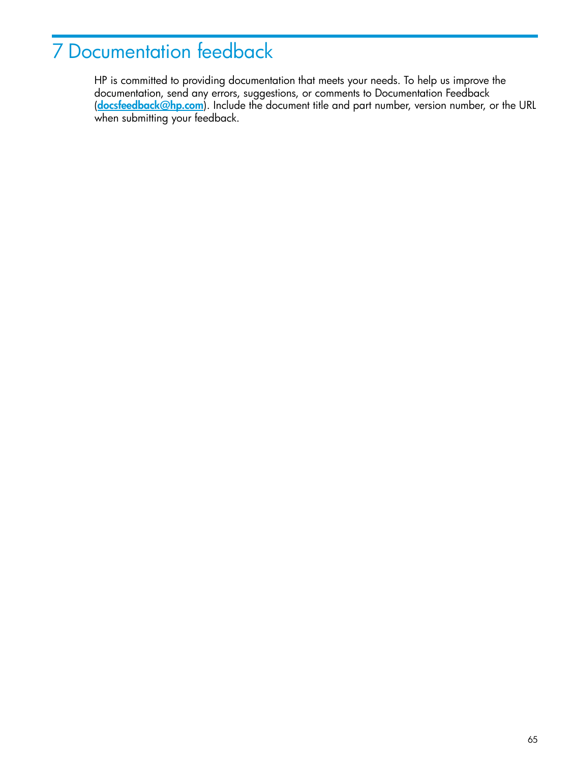# 7 Documentation feedback

HP is committed to providing documentation that meets your needs. To help us improve the documentation, send any errors, suggestions, or comments to Documentation Feedback (**docsfeedback@hp.com**). Include the document title and part number, version number, or the URL when submitting your feedback.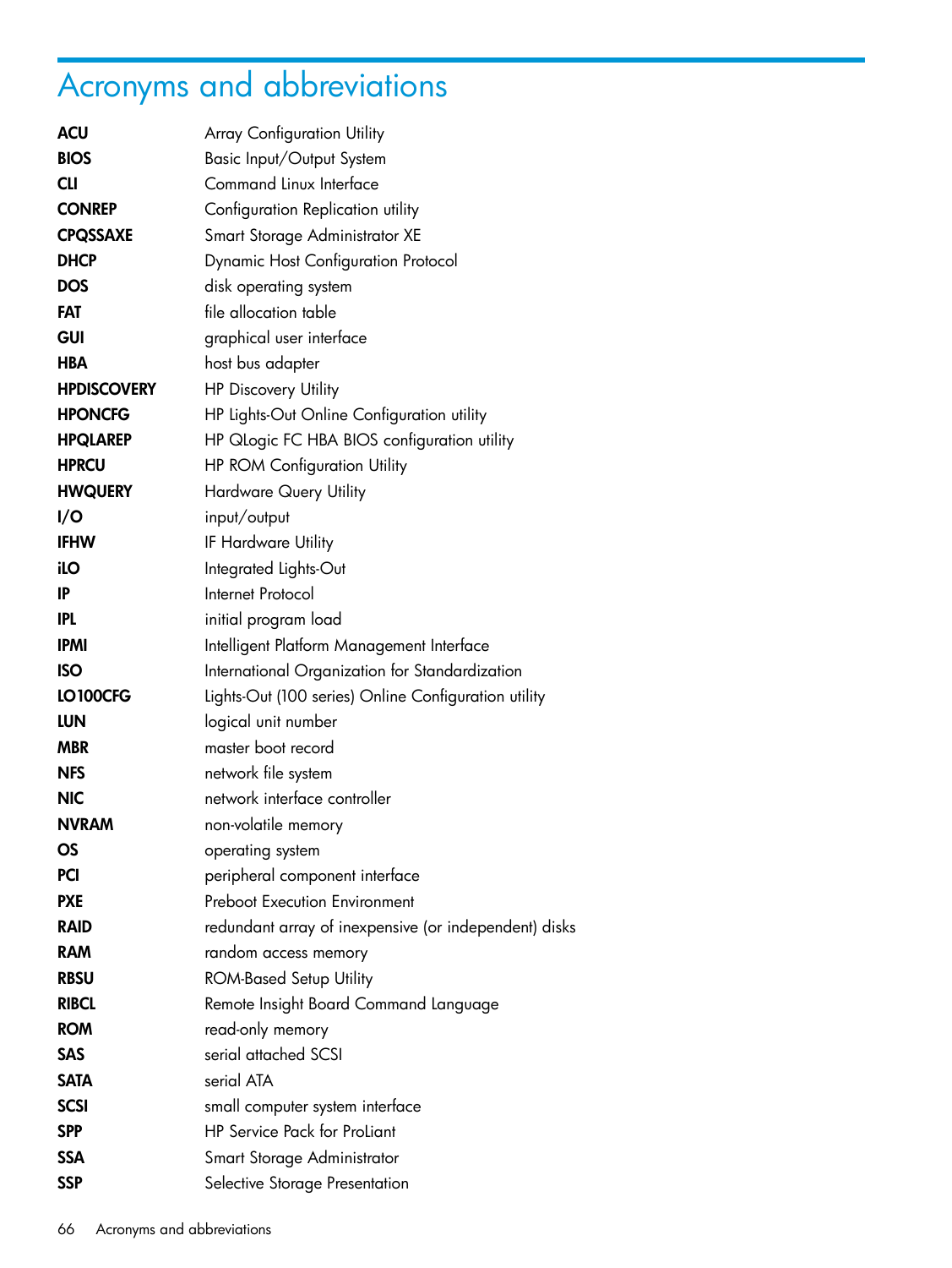# Acronyms and abbreviations

**ACU** Array Configuration Utility

**BIOS** Basic Input/Output System

**CLI** Command Linux Interface

**CONREP** Configuration Replication utility

**CPQSSAXE** Smart Storage Administrator XE

**DHCP** Dynamic Host Configuration Protocol

**DOS** disk operating system

**FAT** file allocation table

**GUI** graphical user interface

**HBA** host bus adapter

**HPDISCOVERY** HP Discovery Utility

**HPONCFG** HP Lights-Out Online Configuration utility

**HPQLAREP** HP QLogic FC HBA BIOS configuration utility

**HPRCU** HP ROM Configuration Utility

**HWQUERY** Hardware Query Utility

**I/O** input/output

**IFHW** IF Hardware Utility

**iLO** Integrated Lights-Out

**IP** Internet Protocol

**IPL** initial program load

**IPMI** Intelligent Platform Management Interface

**ISO** International Organization for Standardization

**LO100CFG** Lights-Out (100 series) Online Configuration utility

**LUN** logical unit number

**MBR** master boot record

**NFS** network file system

**NIC** network interface controller

**NVRAM** non-volatile memory

**OS** operating system

**PCI** peripheral component interface

**PXE** Preboot Execution Environment

**RAID** redundant array of inexpensive (or independent) disks

**RAM** random access memory

**RBSU** ROM-Based Setup Utility

**RIBCL** Remote Insight Board Command Language

**ROM** read-only memory

**SAS** serial attached SCSI

**SATA** serial ATA

**SCSI** small computer system interface

**SPP** HP Service Pack for ProLiant

**SSA** Smart Storage Administrator

**SSP** Selective Storage Presentation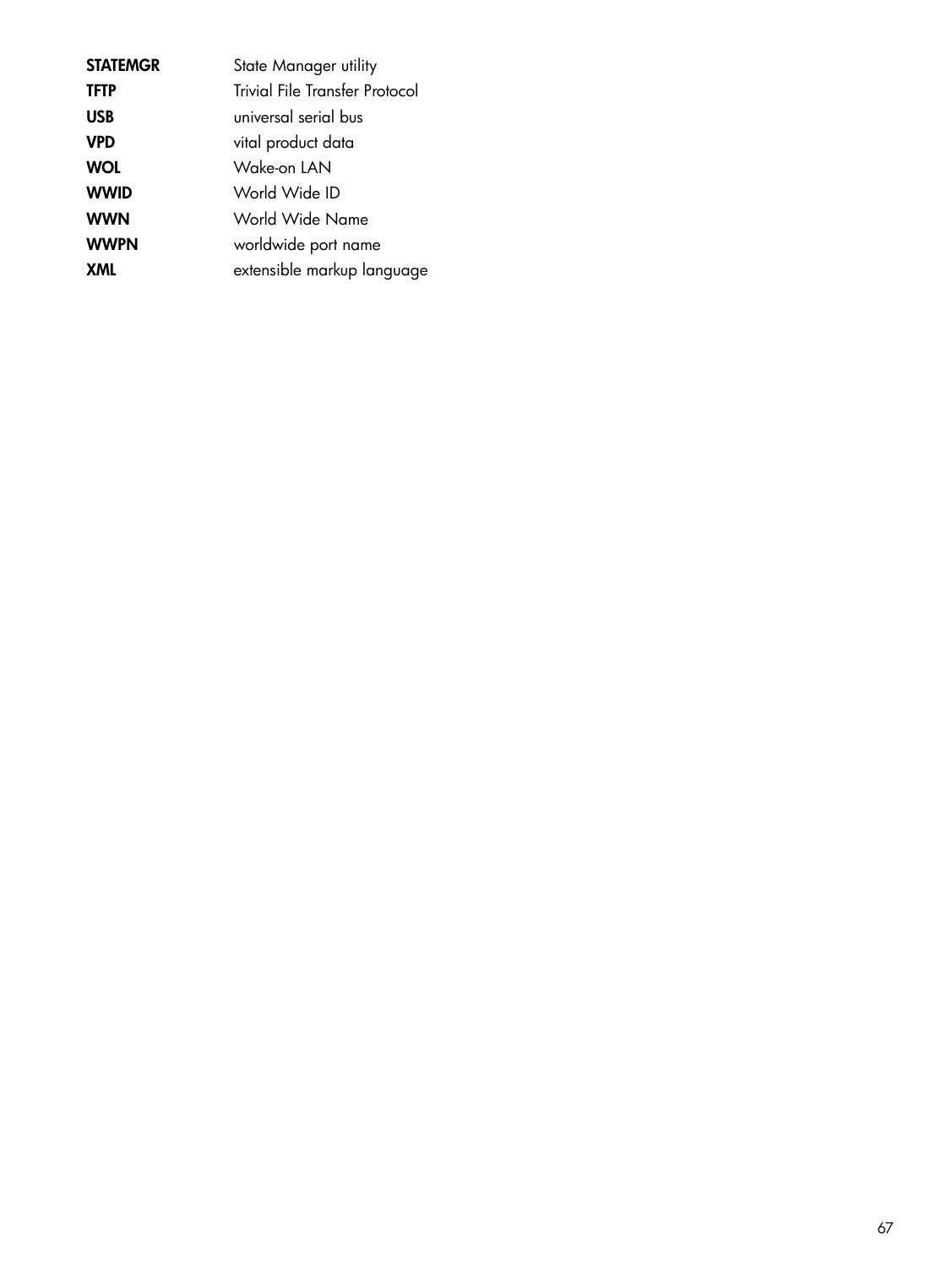| | |
|---|---|
| **STATEMGR** | State Manager utility |
| **TFTP** | Trivial File Transfer Protocol |
| **USB** | universal serial bus |
| **VPD** | vital product data |
| **WOL** | Wake-on LAN |
| **WWID** | World Wide ID |
| **WWN** | World Wide Name |
| **WWPN** | worldwide port name |
| **XML** | extensible markup language |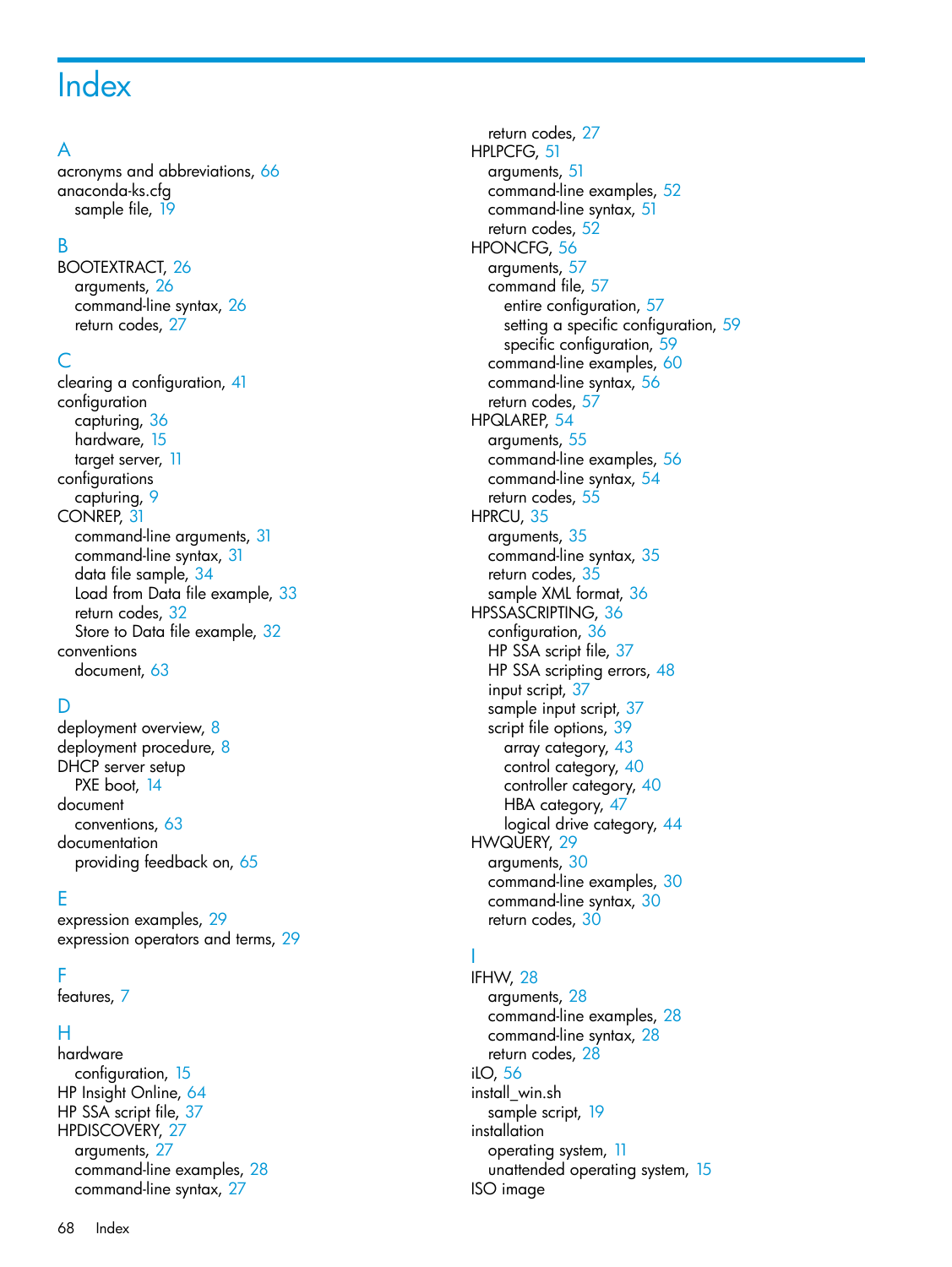# Index

## A

acronyms and abbreviations, 66
anaconda-ks.cfg
  sample file, 19

## B

BOOTEXTRACT, 26
  arguments, 26
  command-line syntax, 26
  return codes, 27

## C

clearing a configuration, 41
configuration
  capturing, 36
  hardware, 15
  target server, 11
configurations
  capturing, 9
CONREP, 31
  command-line arguments, 31
  command-line syntax, 31
  data file sample, 34
  Load from Data file example, 33
  return codes, 32
  Store to Data file example, 32
conventions
  document, 63

## D

deployment overview, 8
deployment procedure, 8
DHCP server setup
  PXE boot, 14
document
  conventions, 63
documentation
  providing feedback on, 65

## E

expression examples, 29
expression operators and terms, 29

## F

features, 7

## H

hardware
  configuration, 15
HP Insight Online, 64
HP SSA script file, 37
HPDISCOVERY, 27
  arguments, 27
  command-line examples, 28
  command-line syntax, 27
  return codes, 27
HPLPCFG, 51
  arguments, 51
  command-line examples, 52
  command-line syntax, 51
  return codes, 52
HPONCFG, 56
  arguments, 57
  command file, 57
    entire configuration, 57
    setting a specific configuration, 59
    specific configuration, 59
  command-line examples, 60
  command-line syntax, 56
  return codes, 57
HPQLAREP, 54
  arguments, 55
  command-line examples, 56
  command-line syntax, 54
  return codes, 55
HPRCU, 35
  arguments, 35
  command-line syntax, 35
  return codes, 35
  sample XML format, 36
HPSSASCRIPTING, 36
  configuration, 36
  HP SSA script file, 37
  HP SSA scripting errors, 48
  input script, 37
  sample input script, 37
  script file options, 39
    array category, 43
    control category, 40
    controller category, 40
    HBA category, 47
    logical drive category, 44
HWQUERY, 29
  arguments, 30
  command-line examples, 30
  command-line syntax, 30
  return codes, 30

## I

IFHW, 28
  arguments, 28
  command-line examples, 28
  command-line syntax, 28
  return codes, 28
iLO, 56
install_win.sh
  sample script, 19
installation
  operating system, 11
  unattended operating system, 15
ISO image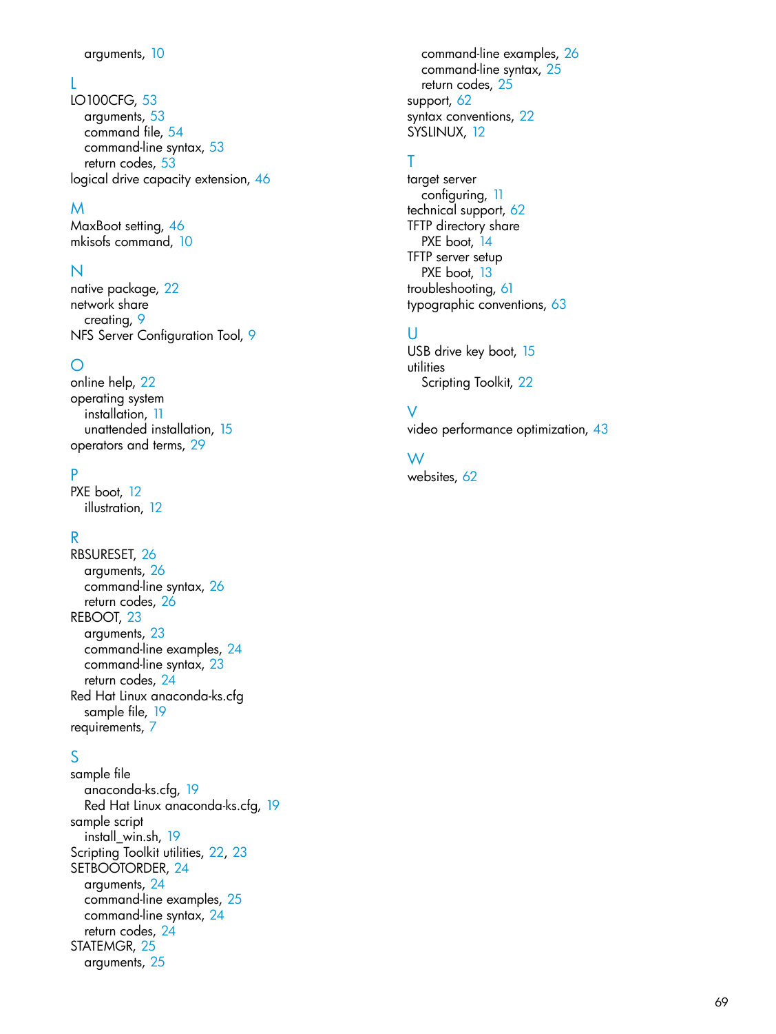arguments, 10

L

LO100CFG, 53
  arguments, 53
  command file, 54
  command-line syntax, 53
  return codes, 53
logical drive capacity extension, 46

M

MaxBoot setting, 46
mkisofs command, 10

N

native package, 22
network share
  creating, 9
NFS Server Configuration Tool, 9

O

online help, 22
operating system
  installation, 11
  unattended installation, 15
operators and terms, 29

P

PXE boot, 12
  illustration, 12

R

RBSURESET, 26
  arguments, 26
  command-line syntax, 26
  return codes, 26
REBOOT, 23
  arguments, 23
  command-line examples, 24
  command-line syntax, 23
  return codes, 24
Red Hat Linux anaconda-ks.cfg
  sample file, 19
requirements, 7

S

sample file
  anaconda-ks.cfg, 19
  Red Hat Linux anaconda-ks.cfg, 19
sample script
  install_win.sh, 19
Scripting Toolkit utilities, 22, 23
SETBOOTORDER, 24
  arguments, 24
  command-line examples, 25
  command-line syntax, 24
  return codes, 24
STATEMGR, 25
  arguments, 25
  command-line examples, 26
  command-line syntax, 25
  return codes, 25
support, 62
syntax conventions, 22
SYSLINUX, 12

T

target server
  configuring, 11
technical support, 62
TFTP directory share
  PXE boot, 14
TFTP server setup
  PXE boot, 13
troubleshooting, 61
typographic conventions, 63

U

USB drive key boot, 15
utilities
  Scripting Toolkit, 22

V

video performance optimization, 43

W

websites, 62